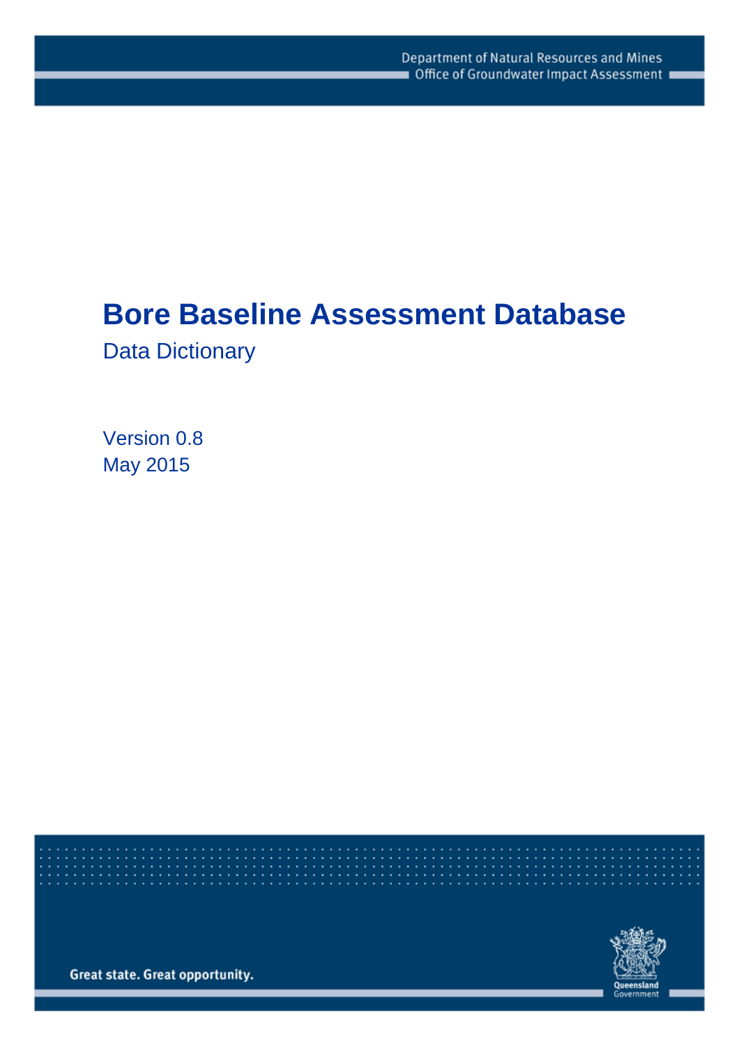Department of Natural Resources and Mines
Office of Groundwater Impact Assessment

# Bore Baseline Assessment Database

## Data Dictionary

Version 0.8
May 2015

Great state. Great opportunity.

Queensland Government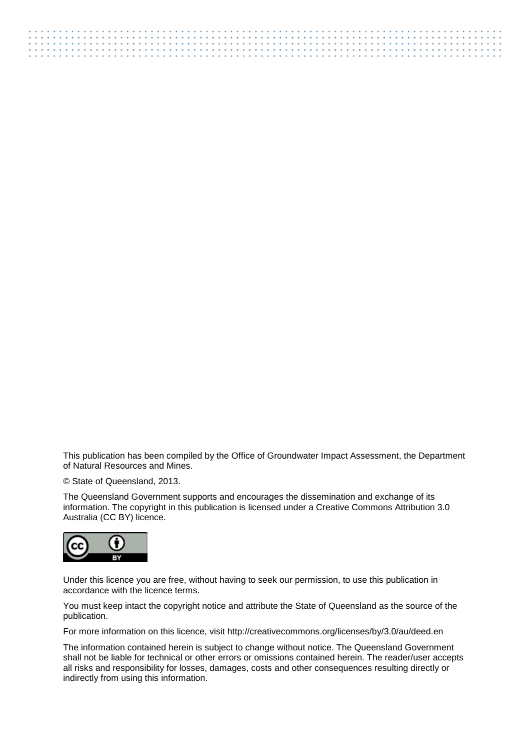This publication has been compiled by the Office of Groundwater Impact Assessment, the Department of Natural Resources and Mines.

© State of Queensland, 2013.

The Queensland Government supports and encourages the dissemination and exchange of its information. The copyright in this publication is licensed under a Creative Commons Attribution 3.0 Australia (CC BY) licence.

Under this licence you are free, without having to seek our permission, to use this publication in accordance with the licence terms.

You must keep intact the copyright notice and attribute the State of Queensland as the source of the publication.

For more information on this licence, visit http://creativecommons.org/licenses/by/3.0/au/deed.en

The information contained herein is subject to change without notice. The Queensland Government shall not be liable for technical or other errors or omissions contained herein. The reader/user accepts all risks and responsibility for losses, damages, costs and other consequences resulting directly or indirectly from using this information.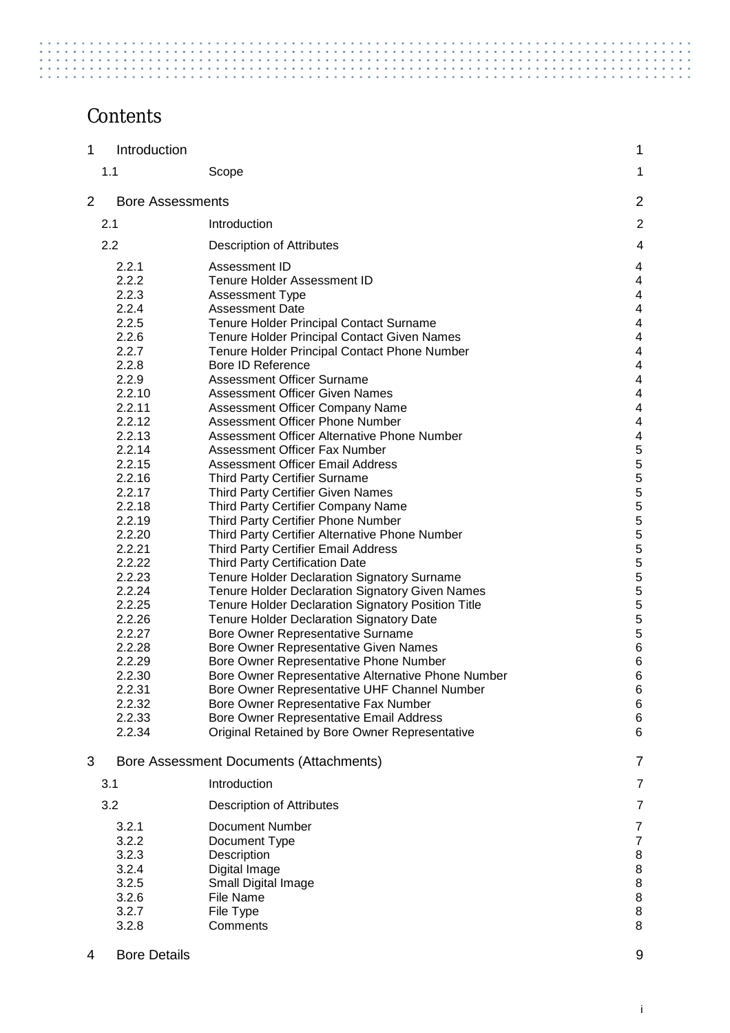# Contents

| | | |
|---|---|---|
| 1 | Introduction | 1 |
| 1.1 | Scope | 1 |
| 2 | Bore Assessments | 2 |
| 2.1 | Introduction | 2 |
| 2.2 | Description of Attributes | 4 |
| 2.2.1 | Assessment ID | 4 |
| 2.2.2 | Tenure Holder Assessment ID | 4 |
| 2.2.3 | Assessment Type | 4 |
| 2.2.4 | Assessment Date | 4 |
| 2.2.5 | Tenure Holder Principal Contact Surname | 4 |
| 2.2.6 | Tenure Holder Principal Contact Given Names | 4 |
| 2.2.7 | Tenure Holder Principal Contact Phone Number | 4 |
| 2.2.8 | Bore ID Reference | 4 |
| 2.2.9 | Assessment Officer Surname | 4 |
| 2.2.10 | Assessment Officer Given Names | 4 |
| 2.2.11 | Assessment Officer Company Name | 4 |
| 2.2.12 | Assessment Officer Phone Number | 4 |
| 2.2.13 | Assessment Officer Alternative Phone Number | 4 |
| 2.2.14 | Assessment Officer Fax Number | 5 |
| 2.2.15 | Assessment Officer Email Address | 5 |
| 2.2.16 | Third Party Certifier Surname | 5 |
| 2.2.17 | Third Party Certifier Given Names | 5 |
| 2.2.18 | Third Party Certifier Company Name | 5 |
| 2.2.19 | Third Party Certifier Phone Number | 5 |
| 2.2.20 | Third Party Certifier Alternative Phone Number | 5 |
| 2.2.21 | Third Party Certifier Email Address | 5 |
| 2.2.22 | Third Party Certification Date | 5 |
| 2.2.23 | Tenure Holder Declaration Signatory Surname | 5 |
| 2.2.24 | Tenure Holder Declaration Signatory Given Names | 5 |
| 2.2.25 | Tenure Holder Declaration Signatory Position Title | 5 |
| 2.2.26 | Tenure Holder Declaration Signatory Date | 5 |
| 2.2.27 | Bore Owner Representative Surname | 5 |
| 2.2.28 | Bore Owner Representative Given Names | 6 |
| 2.2.29 | Bore Owner Representative Phone Number | 6 |
| 2.2.30 | Bore Owner Representative Alternative Phone Number | 6 |
| 2.2.31 | Bore Owner Representative UHF Channel Number | 6 |
| 2.2.32 | Bore Owner Representative Fax Number | 6 |
| 2.2.33 | Bore Owner Representative Email Address | 6 |
| 2.2.34 | Original Retained by Bore Owner Representative | 6 |
| 3 | Bore Assessment Documents (Attachments) | 7 |
| 3.1 | Introduction | 7 |
| 3.2 | Description of Attributes | 7 |
| 3.2.1 | Document Number | 7 |
| 3.2.2 | Document Type | 7 |
| 3.2.3 | Description | 8 |
| 3.2.4 | Digital Image | 8 |
| 3.2.5 | Small Digital Image | 8 |
| 3.2.6 | File Name | 8 |
| 3.2.7 | File Type | 8 |
| 3.2.8 | Comments | 8 |
| 4 | Bore Details | 9 |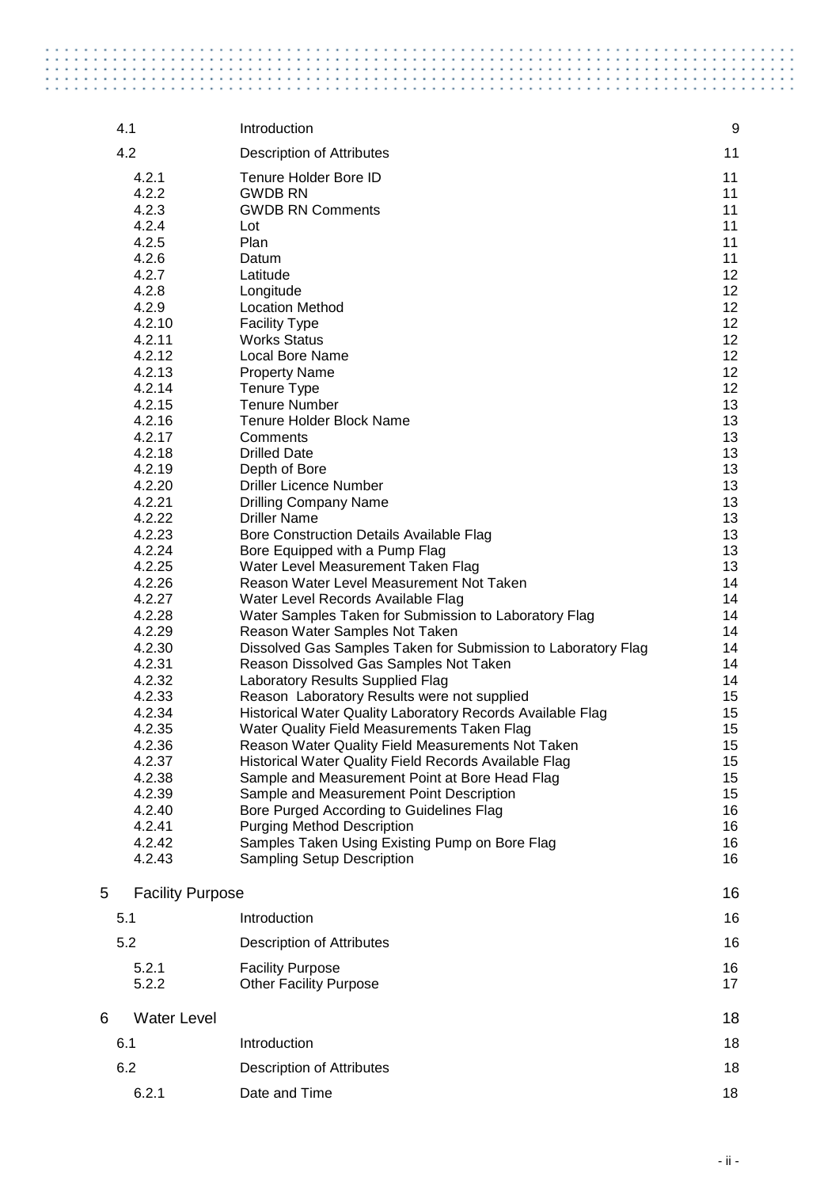| | | |
|---|---|---|
| 4.1 | Introduction | 9 |
| 4.2 | Description of Attributes | 11 |
| 4.2.1 | Tenure Holder Bore ID | 11 |
| 4.2.2 | GWDB RN | 11 |
| 4.2.3 | GWDB RN Comments | 11 |
| 4.2.4 | Lot | 11 |
| 4.2.5 | Plan | 11 |
| 4.2.6 | Datum | 11 |
| 4.2.7 | Latitude | 12 |
| 4.2.8 | Longitude | 12 |
| 4.2.9 | Location Method | 12 |
| 4.2.10 | Facility Type | 12 |
| 4.2.11 | Works Status | 12 |
| 4.2.12 | Local Bore Name | 12 |
| 4.2.13 | Property Name | 12 |
| 4.2.14 | Tenure Type | 12 |
| 4.2.15 | Tenure Number | 13 |
| 4.2.16 | Tenure Holder Block Name | 13 |
| 4.2.17 | Comments | 13 |
| 4.2.18 | Drilled Date | 13 |
| 4.2.19 | Depth of Bore | 13 |
| 4.2.20 | Driller Licence Number | 13 |
| 4.2.21 | Drilling Company Name | 13 |
| 4.2.22 | Driller Name | 13 |
| 4.2.23 | Bore Construction Details Available Flag | 13 |
| 4.2.24 | Bore Equipped with a Pump Flag | 13 |
| 4.2.25 | Water Level Measurement Taken Flag | 13 |
| 4.2.26 | Reason Water Level Measurement Not Taken | 14 |
| 4.2.27 | Water Level Records Available Flag | 14 |
| 4.2.28 | Water Samples Taken for Submission to Laboratory Flag | 14 |
| 4.2.29 | Reason Water Samples Not Taken | 14 |
| 4.2.30 | Dissolved Gas Samples Taken for Submission to Laboratory Flag | 14 |
| 4.2.31 | Reason Dissolved Gas Samples Not Taken | 14 |
| 4.2.32 | Laboratory Results Supplied Flag | 14 |
| 4.2.33 | Reason Laboratory Results were not supplied | 15 |
| 4.2.34 | Historical Water Quality Laboratory Records Available Flag | 15 |
| 4.2.35 | Water Quality Field Measurements Taken Flag | 15 |
| 4.2.36 | Reason Water Quality Field Measurements Not Taken | 15 |
| 4.2.37 | Historical Water Quality Field Records Available Flag | 15 |
| 4.2.38 | Sample and Measurement Point at Bore Head Flag | 15 |
| 4.2.39 | Sample and Measurement Point Description | 15 |
| 4.2.40 | Bore Purged According to Guidelines Flag | 16 |
| 4.2.41 | Purging Method Description | 16 |
| 4.2.42 | Samples Taken Using Existing Pump on Bore Flag | 16 |
| 4.2.43 | Sampling Setup Description | 16 |
| **5** | **Facility Purpose** | **16** |
| 5.1 | Introduction | 16 |
| 5.2 | Description of Attributes | 16 |
| 5.2.1 | Facility Purpose | 16 |
| 5.2.2 | Other Facility Purpose | 17 |
| **6** | **Water Level** | **18** |
| 6.1 | Introduction | 18 |
| 6.2 | Description of Attributes | 18 |
| 6.2.1 | Date and Time | 18 |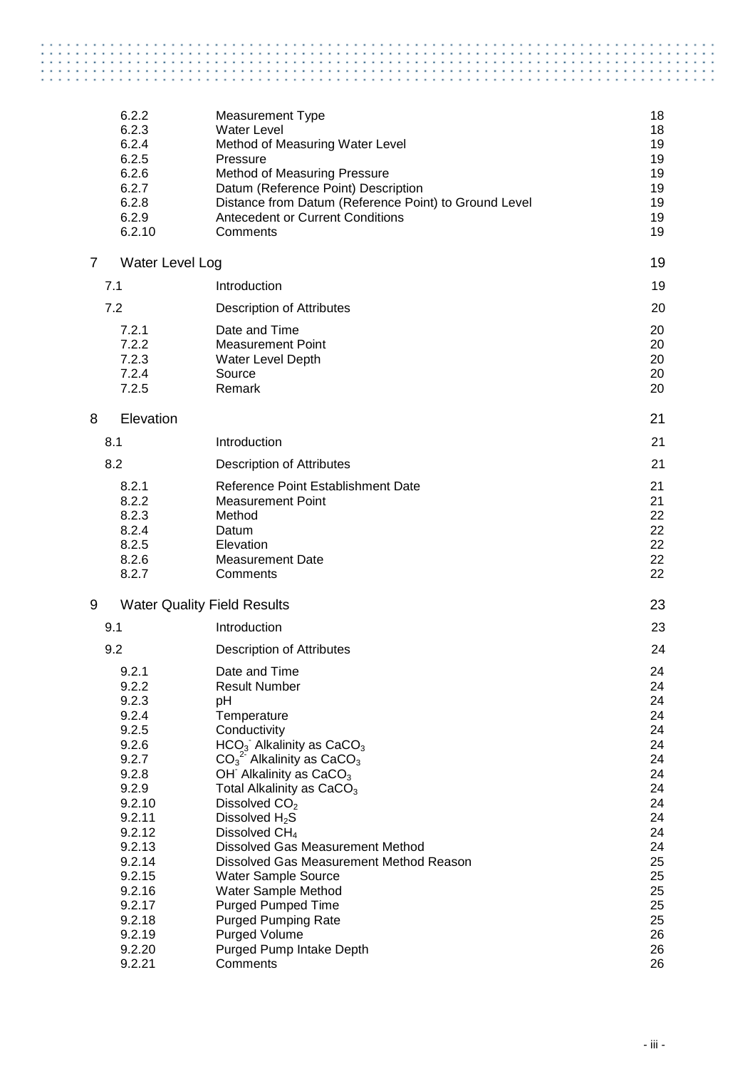| | | |
|---|---|---|
| 6.2.2 | Measurement Type | 18 |
| 6.2.3 | Water Level | 18 |
| 6.2.4 | Method of Measuring Water Level | 19 |
| 6.2.5 | Pressure | 19 |
| 6.2.6 | Method of Measuring Pressure | 19 |
| 6.2.7 | Datum (Reference Point) Description | 19 |
| 6.2.8 | Distance from Datum (Reference Point) to Ground Level | 19 |
| 6.2.9 | Antecedent or Current Conditions | 19 |
| 6.2.10 | Comments | 19 |
| **7** | **Water Level Log** | **19** |
| 7.1 | Introduction | 19 |
| 7.2 | Description of Attributes | 20 |
| 7.2.1 | Date and Time | 20 |
| 7.2.2 | Measurement Point | 20 |
| 7.2.3 | Water Level Depth | 20 |
| 7.2.4 | Source | 20 |
| 7.2.5 | Remark | 20 |
| **8** | **Elevation** | **21** |
| 8.1 | Introduction | 21 |
| 8.2 | Description of Attributes | 21 |
| 8.2.1 | Reference Point Establishment Date | 21 |
| 8.2.2 | Measurement Point | 21 |
| 8.2.3 | Method | 22 |
| 8.2.4 | Datum | 22 |
| 8.2.5 | Elevation | 22 |
| 8.2.6 | Measurement Date | 22 |
| 8.2.7 | Comments | 22 |
| **9** | **Water Quality Field Results** | **23** |
| 9.1 | Introduction | 23 |
| 9.2 | Description of Attributes | 24 |
| 9.2.1 | Date and Time | 24 |
| 9.2.2 | Result Number | 24 |
| 9.2.3 | pH | 24 |
| 9.2.4 | Temperature | 24 |
| 9.2.5 | Conductivity | 24 |
| 9.2.6 | $HCO_3^-$ Alkalinity as $CaCO_3$ | 24 |
| 9.2.7 | $CO_3^{2-}$ Alkalinity as $CaCO_3$ | 24 |
| 9.2.8 | $OH^-$ Alkalinity as $CaCO_3$ | 24 |
| 9.2.9 | Total Alkalinity as $CaCO_3$ | 24 |
| 9.2.10 | Dissolved $CO_2$ | 24 |
| 9.2.11 | Dissolved $H_2S$ | 24 |
| 9.2.12 | Dissolved $CH_4$ | 24 |
| 9.2.13 | Dissolved Gas Measurement Method | 24 |
| 9.2.14 | Dissolved Gas Measurement Method Reason | 25 |
| 9.2.15 | Water Sample Source | 25 |
| 9.2.16 | Water Sample Method | 25 |
| 9.2.17 | Purged Pumped Time | 25 |
| 9.2.18 | Purged Pumping Rate | 25 |
| 9.2.19 | Purged Volume | 26 |
| 9.2.20 | Purged Pump Intake Depth | 26 |
| 9.2.21 | Comments | 26 |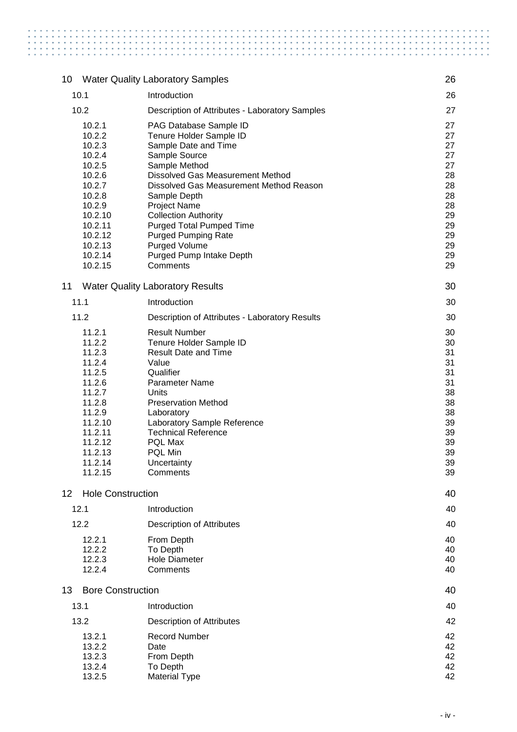| | | |
|---|---|---|
| **10 Water Quality Laboratory Samples** | | 26 |
| 10.1 | Introduction | 26 |
| 10.2 | Description of Attributes - Laboratory Samples | 27 |
| 10.2.1 | PAG Database Sample ID | 27 |
| 10.2.2 | Tenure Holder Sample ID | 27 |
| 10.2.3 | Sample Date and Time | 27 |
| 10.2.4 | Sample Source | 27 |
| 10.2.5 | Sample Method | 27 |
| 10.2.6 | Dissolved Gas Measurement Method | 28 |
| 10.2.7 | Dissolved Gas Measurement Method Reason | 28 |
| 10.2.8 | Sample Depth | 28 |
| 10.2.9 | Project Name | 28 |
| 10.2.10 | Collection Authority | 29 |
| 10.2.11 | Purged Total Pumped Time | 29 |
| 10.2.12 | Purged Pumping Rate | 29 |
| 10.2.13 | Purged Volume | 29 |
| 10.2.14 | Purged Pump Intake Depth | 29 |
| 10.2.15 | Comments | 29 |
| **11 Water Quality Laboratory Results** | | 30 |
| 11.1 | Introduction | 30 |
| 11.2 | Description of Attributes - Laboratory Results | 30 |
| 11.2.1 | Result Number | 30 |
| 11.2.2 | Tenure Holder Sample ID | 30 |
| 11.2.3 | Result Date and Time | 31 |
| 11.2.4 | Value | 31 |
| 11.2.5 | Qualifier | 31 |
| 11.2.6 | Parameter Name | 31 |
| 11.2.7 | Units | 38 |
| 11.2.8 | Preservation Method | 38 |
| 11.2.9 | Laboratory | 38 |
| 11.2.10 | Laboratory Sample Reference | 39 |
| 11.2.11 | Technical Reference | 39 |
| 11.2.12 | PQL Max | 39 |
| 11.2.13 | PQL Min | 39 |
| 11.2.14 | Uncertainty | 39 |
| 11.2.15 | Comments | 39 |
| **12 Hole Construction** | | 40 |
| 12.1 | Introduction | 40 |
| 12.2 | Description of Attributes | 40 |
| 12.2.1 | From Depth | 40 |
| 12.2.2 | To Depth | 40 |
| 12.2.3 | Hole Diameter | 40 |
| 12.2.4 | Comments | 40 |
| **13 Bore Construction** | | 40 |
| 13.1 | Introduction | 40 |
| 13.2 | Description of Attributes | 42 |
| 13.2.1 | Record Number | 42 |
| 13.2.2 | Date | 42 |
| 13.2.3 | From Depth | 42 |
| 13.2.4 | To Depth | 42 |
| 13.2.5 | Material Type | 42 |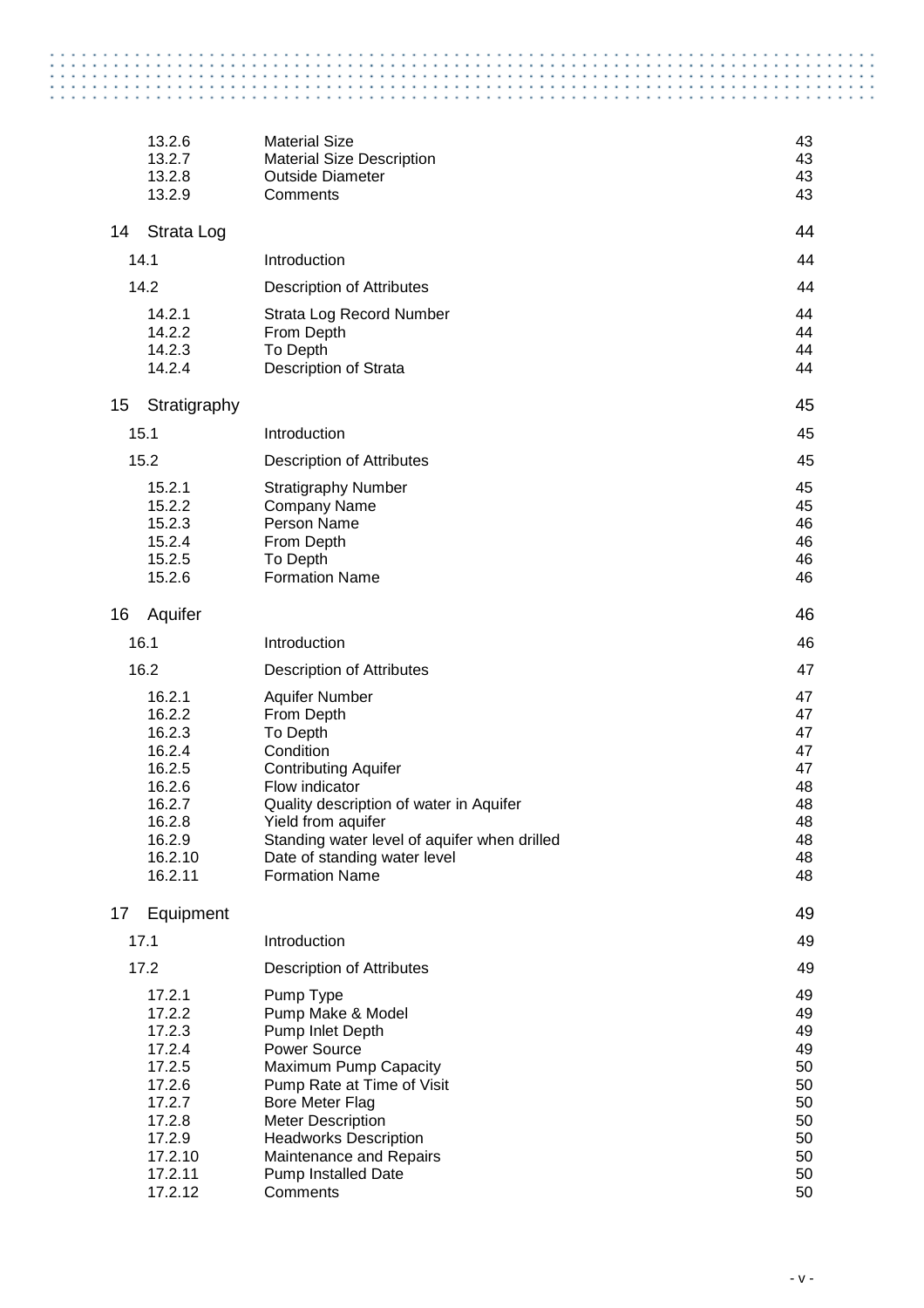| | | |
|---|---|---|
| 13.2.6 | Material Size | 43 |
| 13.2.7 | Material Size Description | 43 |
| 13.2.8 | Outside Diameter | 43 |
| 13.2.9 | Comments | 43 |
| **14 Strata Log** | | **44** |
| 14.1 | Introduction | 44 |
| 14.2 | Description of Attributes | 44 |
| 14.2.1 | Strata Log Record Number | 44 |
| 14.2.2 | From Depth | 44 |
| 14.2.3 | To Depth | 44 |
| 14.2.4 | Description of Strata | 44 |
| **15 Stratigraphy** | | **45** |
| 15.1 | Introduction | 45 |
| 15.2 | Description of Attributes | 45 |
| 15.2.1 | Stratigraphy Number | 45 |
| 15.2.2 | Company Name | 45 |
| 15.2.3 | Person Name | 46 |
| 15.2.4 | From Depth | 46 |
| 15.2.5 | To Depth | 46 |
| 15.2.6 | Formation Name | 46 |
| **16 Aquifer** | | **46** |
| 16.1 | Introduction | 46 |
| 16.2 | Description of Attributes | 47 |
| 16.2.1 | Aquifer Number | 47 |
| 16.2.2 | From Depth | 47 |
| 16.2.3 | To Depth | 47 |
| 16.2.4 | Condition | 47 |
| 16.2.5 | Contributing Aquifer | 47 |
| 16.2.6 | Flow indicator | 48 |
| 16.2.7 | Quality description of water in Aquifer | 48 |
| 16.2.8 | Yield from aquifer | 48 |
| 16.2.9 | Standing water level of aquifer when drilled | 48 |
| 16.2.10 | Date of standing water level | 48 |
| 16.2.11 | Formation Name | 48 |
| **17 Equipment** | | **49** |
| 17.1 | Introduction | 49 |
| 17.2 | Description of Attributes | 49 |
| 17.2.1 | Pump Type | 49 |
| 17.2.2 | Pump Make & Model | 49 |
| 17.2.3 | Pump Inlet Depth | 49 |
| 17.2.4 | Power Source | 49 |
| 17.2.5 | Maximum Pump Capacity | 50 |
| 17.2.6 | Pump Rate at Time of Visit | 50 |
| 17.2.7 | Bore Meter Flag | 50 |
| 17.2.8 | Meter Description | 50 |
| 17.2.9 | Headworks Description | 50 |
| 17.2.10 | Maintenance and Repairs | 50 |
| 17.2.11 | Pump Installed Date | 50 |
| 17.2.12 | Comments | 50 |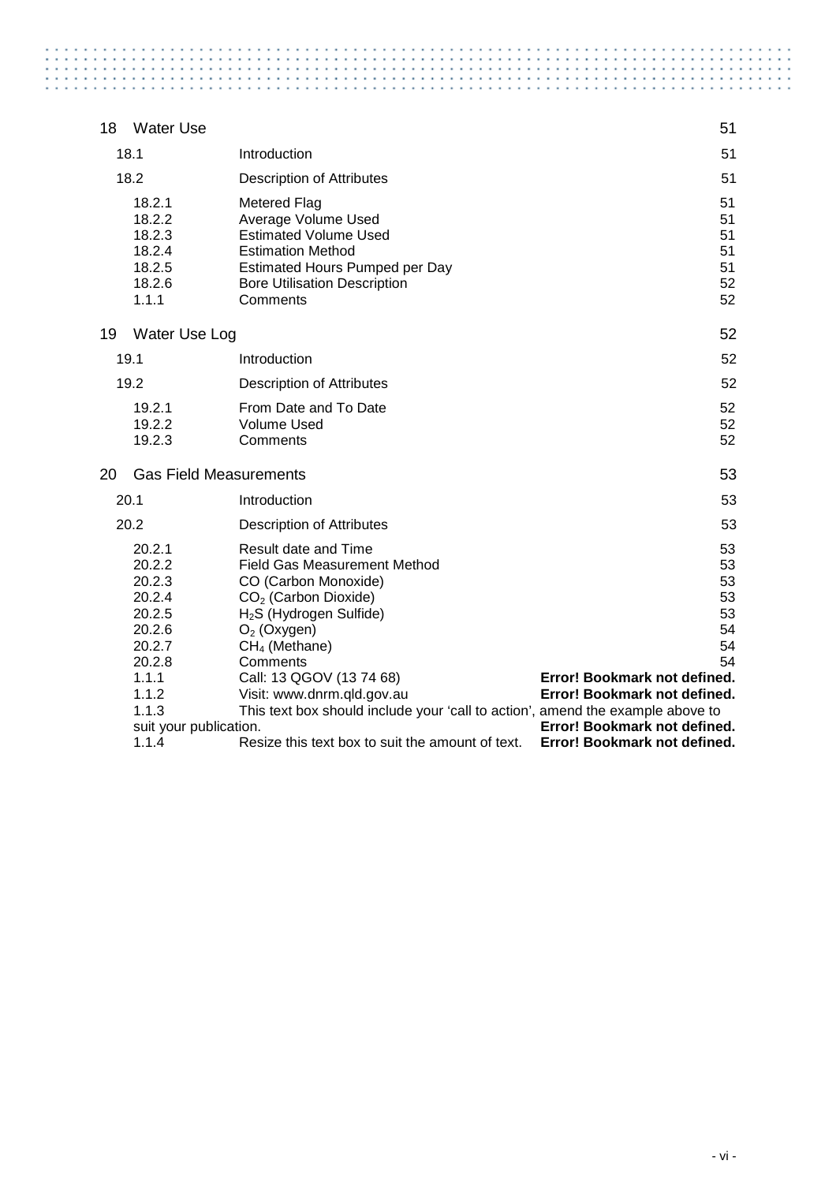| | | |
|---|---|---|
| 18 Water Use | | 51 |
| 18.1 | Introduction | 51 |
| 18.2 | Description of Attributes | 51 |
| 18.2.1 | Metered Flag | 51 |
| 18.2.2 | Average Volume Used | 51 |
| 18.2.3 | Estimated Volume Used | 51 |
| 18.2.4 | Estimation Method | 51 |
| 18.2.5 | Estimated Hours Pumped per Day | 51 |
| 18.2.6 | Bore Utilisation Description | 52 |
| 1.1.1 | Comments | 52 |
| 19 Water Use Log | | 52 |
| 19.1 | Introduction | 52 |
| 19.2 | Description of Attributes | 52 |
| 19.2.1 | From Date and To Date | 52 |
| 19.2.2 | Volume Used | 52 |
| 19.2.3 | Comments | 52 |
| 20 Gas Field Measurements | | 53 |
| 20.1 | Introduction | 53 |
| 20.2 | Description of Attributes | 53 |
| 20.2.1 | Result date and Time | 53 |
| 20.2.2 | Field Gas Measurement Method | 53 |
| 20.2.3 | CO (Carbon Monoxide) | 53 |
| 20.2.4 | $CO_2$ (Carbon Dioxide) | 53 |
| 20.2.5 | $H_2S$ (Hydrogen Sulfide) | 53 |
| 20.2.6 | $O_2$ (Oxygen) | 54 |
| 20.2.7 | $CH_4$ (Methane) | 54 |
| 20.2.8 | Comments | 54 |
| 1.1.1 | Call: 13 QGOV (13 74 68) | **Error! Bookmark not defined.** |
| 1.1.2 | Visit: www.dnrm.qld.gov.au | **Error! Bookmark not defined.** |
| 1.1.3 | This text box should include your 'call to action', amend the example above to suit your publication. | **Error! Bookmark not defined.** |
| 1.1.4 | Resize this text box to suit the amount of text. | **Error! Bookmark not defined.** |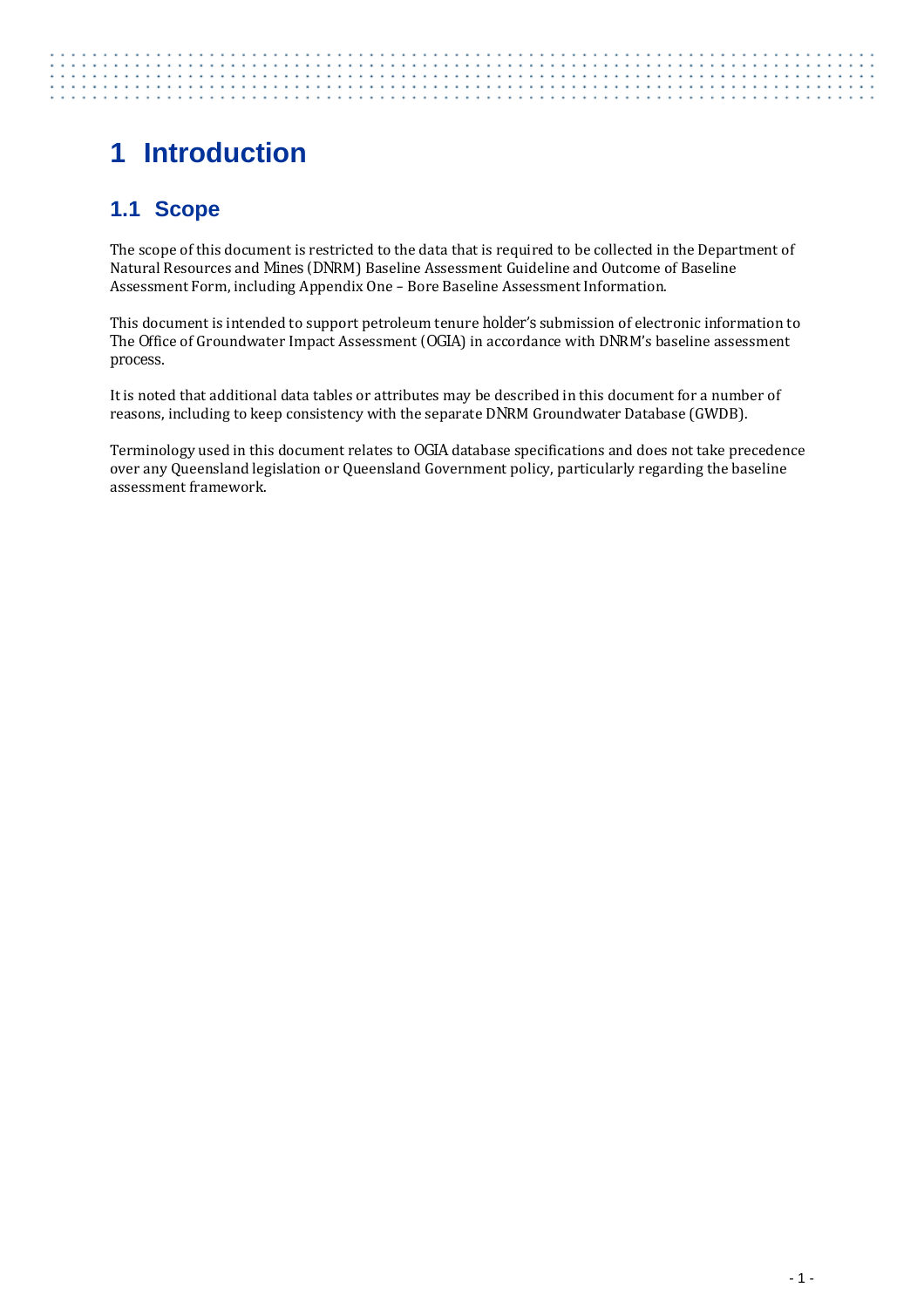# 1 Introduction

## 1.1 Scope

The scope of this document is restricted to the data that is required to be collected in the Department of Natural Resources and Mines (DNRM) Baseline Assessment Guideline and Outcome of Baseline Assessment Form, including Appendix One – Bore Baseline Assessment Information.

This document is intended to support petroleum tenure holder's submission of electronic information to The Office of Groundwater Impact Assessment (OGIA) in accordance with DNRM's baseline assessment process.

It is noted that additional data tables or attributes may be described in this document for a number of reasons, including to keep consistency with the separate DNRM Groundwater Database (GWDB).

Terminology used in this document relates to OGIA database specifications and does not take precedence over any Queensland legislation or Queensland Government policy, particularly regarding the baseline assessment framework.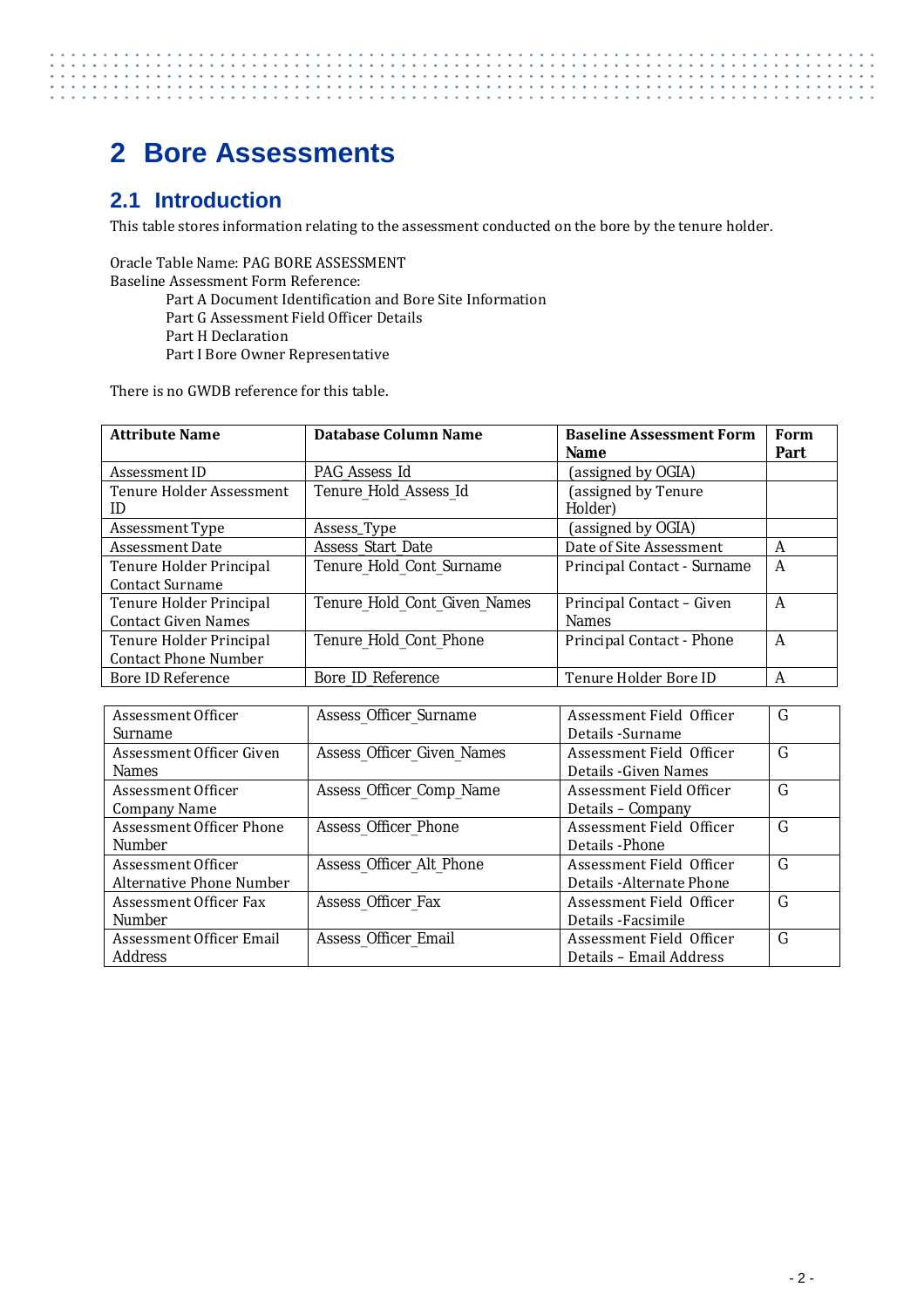# 2 Bore Assessments

## 2.1 Introduction

This table stores information relating to the assessment conducted on the bore by the tenure holder.

Oracle Table Name: PAG BORE ASSESSMENT
Baseline Assessment Form Reference:

Part A Document Identification and Bore Site Information
Part G Assessment Field Officer Details
Part H Declaration
Part I Bore Owner Representative

There is no GWDB reference for this table.

| Attribute Name | Database Column Name | Baseline Assessment Form Name | Form Part |
|---|---|---|---|
| Assessment ID | PAG Assess Id | (assigned by OGIA) | |
| Tenure Holder Assessment ID | Tenure_Hold_Assess_Id | (assigned by Tenure Holder) | |
| Assessment Type | Assess_Type | (assigned by OGIA) | |
| Assessment Date | Assess_Start_Date | Date of Site Assessment | A |
| Tenure Holder Principal Contact Surname | Tenure_Hold_Cont_Surname | Principal Contact - Surname | A |
| Tenure Holder Principal Contact Given Names | Tenure_Hold_Cont_Given_Names | Principal Contact – Given Names | A |
| Tenure Holder Principal Contact Phone Number | Tenure_Hold_Cont_Phone | Principal Contact - Phone | A |
| Bore ID Reference | Bore_ID_Reference | Tenure Holder Bore ID | A |
| Assessment Officer Surname | Assess_Officer_Surname | Assessment Field Officer Details -Surname | G |
| Assessment Officer Given Names | Assess_Officer_Given_Names | Assessment Field Officer Details -Given Names | G |
| Assessment Officer Company Name | Assess_Officer_Comp_Name | Assessment Field Officer Details – Company | G |
| Assessment Officer Phone Number | Assess_Officer_Phone | Assessment Field Officer Details -Phone | G |
| Assessment Officer Alternative Phone Number | Assess_Officer_Alt_Phone | Assessment Field Officer Details -Alternate Phone | G |
| Assessment Officer Fax Number | Assess_Officer_Fax | Assessment Field Officer Details -Facsimile | G |
| Assessment Officer Email Address | Assess_Officer_Email | Assessment Field Officer Details – Email Address | G |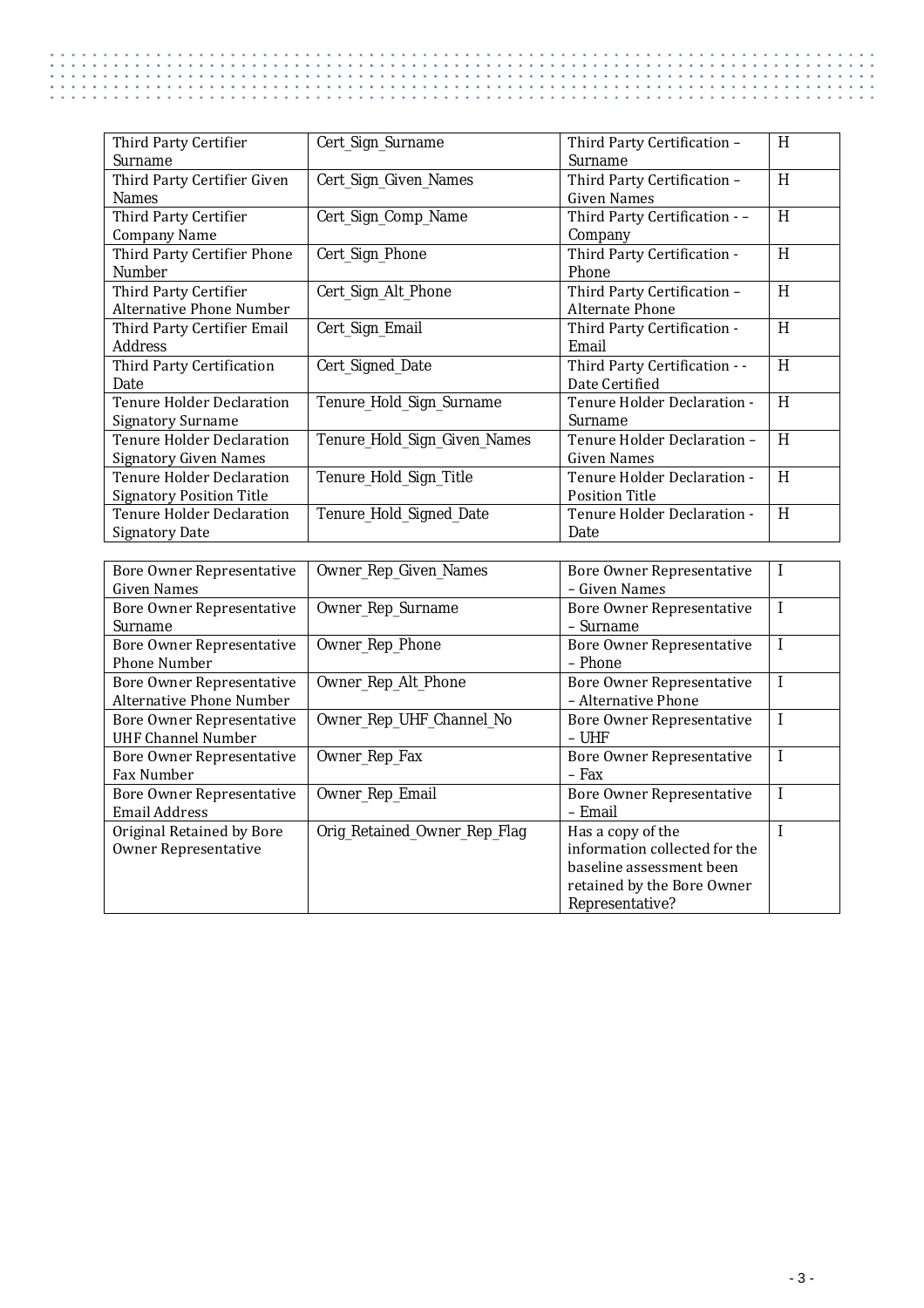| Third Party Certifier Surname | Cert_Sign_Surname | Third Party Certification – Surname | H |
|---|---|---|---|
| Third Party Certifier Given Names | Cert_Sign_Given_Names | Third Party Certification – Given Names | H |
| Third Party Certifier Company Name | Cert_Sign_Comp_Name | Third Party Certification - – Company | H |
| Third Party Certifier Phone Number | Cert_Sign_Phone | Third Party Certification - Phone | H |
| Third Party Certifier Alternative Phone Number | Cert_Sign_Alt_Phone | Third Party Certification – Alternate Phone | H |
| Third Party Certifier Email Address | Cert_Sign_Email | Third Party Certification - Email | H |
| Third Party Certification Date | Cert_Signed_Date | Third Party Certification - - Date Certified | H |
| Tenure Holder Declaration Signatory Surname | Tenure_Hold_Sign_Surname | Tenure Holder Declaration - Surname | H |
| Tenure Holder Declaration Signatory Given Names | Tenure_Hold_Sign_Given_Names | Tenure Holder Declaration – Given Names | H |
| Tenure Holder Declaration Signatory Position Title | Tenure_Hold_Sign_Title | Tenure Holder Declaration - Position Title | H |
| Tenure Holder Declaration Signatory Date | Tenure_Hold_Signed_Date | Tenure Holder Declaration - Date | H |

| Bore Owner Representative Given Names | Owner_Rep_Given_Names | Bore Owner Representative – Given Names | I |
|---|---|---|---|
| Bore Owner Representative Surname | Owner_Rep_Surname | Bore Owner Representative – Surname | I |
| Bore Owner Representative Phone Number | Owner_Rep_Phone | Bore Owner Representative – Phone | I |
| Bore Owner Representative Alternative Phone Number | Owner_Rep_Alt_Phone | Bore Owner Representative – Alternative Phone | I |
| Bore Owner Representative UHF Channel Number | Owner_Rep_UHF_Channel_No | Bore Owner Representative – UHF | I |
| Bore Owner Representative Fax Number | Owner_Rep_Fax | Bore Owner Representative – Fax | I |
| Bore Owner Representative Email Address | Owner_Rep_Email | Bore Owner Representative – Email | I |
| Original Retained by Bore Owner Representative | Orig_Retained_Owner_Rep_Flag | Has a copy of the information collected for the baseline assessment been retained by the Bore Owner Representative? | I |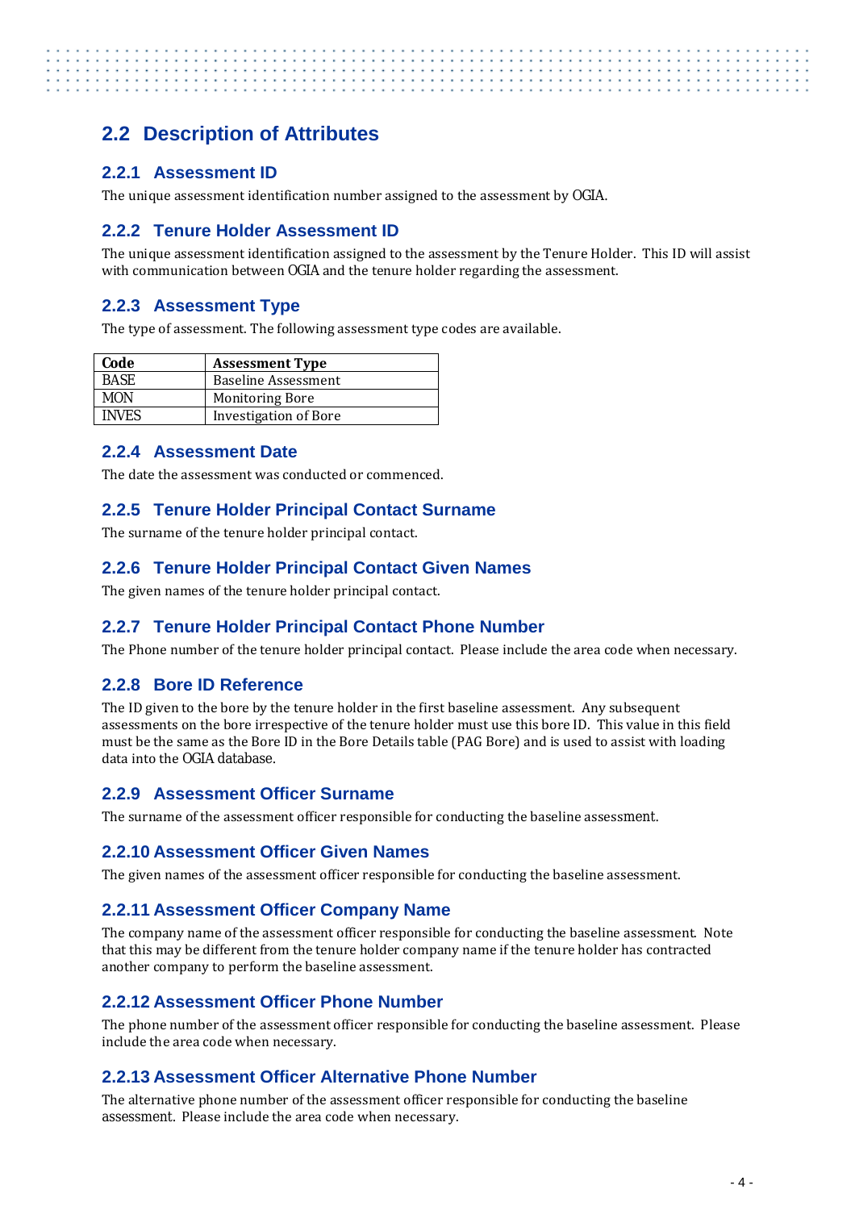## 2.2 Description of Attributes

### 2.2.1 Assessment ID

The unique assessment identification number assigned to the assessment by OGIA.

### 2.2.2 Tenure Holder Assessment ID

The unique assessment identification assigned to the assessment by the Tenure Holder. This ID will assist with communication between OGIA and the tenure holder regarding the assessment.

### 2.2.3 Assessment Type

The type of assessment. The following assessment type codes are available.

| Code | Assessment Type |
| --- | --- |
| BASE | Baseline Assessment |
| MON | Monitoring Bore |
| INVES | Investigation of Bore |

### 2.2.4 Assessment Date

The date the assessment was conducted or commenced.

### 2.2.5 Tenure Holder Principal Contact Surname

The surname of the tenure holder principal contact.

### 2.2.6 Tenure Holder Principal Contact Given Names

The given names of the tenure holder principal contact.

### 2.2.7 Tenure Holder Principal Contact Phone Number

The Phone number of the tenure holder principal contact. Please include the area code when necessary.

### 2.2.8 Bore ID Reference

The ID given to the bore by the tenure holder in the first baseline assessment. Any subsequent assessments on the bore irrespective of the tenure holder must use this bore ID. This value in this field must be the same as the Bore ID in the Bore Details table (PAG Bore) and is used to assist with loading data into the OGIA database.

### 2.2.9 Assessment Officer Surname

The surname of the assessment officer responsible for conducting the baseline assessment.

### 2.2.10 Assessment Officer Given Names

The given names of the assessment officer responsible for conducting the baseline assessment.

### 2.2.11 Assessment Officer Company Name

The company name of the assessment officer responsible for conducting the baseline assessment. Note that this may be different from the tenure holder company name if the tenure holder has contracted another company to perform the baseline assessment.

### 2.2.12 Assessment Officer Phone Number

The phone number of the assessment officer responsible for conducting the baseline assessment. Please include the area code when necessary.

### 2.2.13 Assessment Officer Alternative Phone Number

The alternative phone number of the assessment officer responsible for conducting the baseline assessment. Please include the area code when necessary.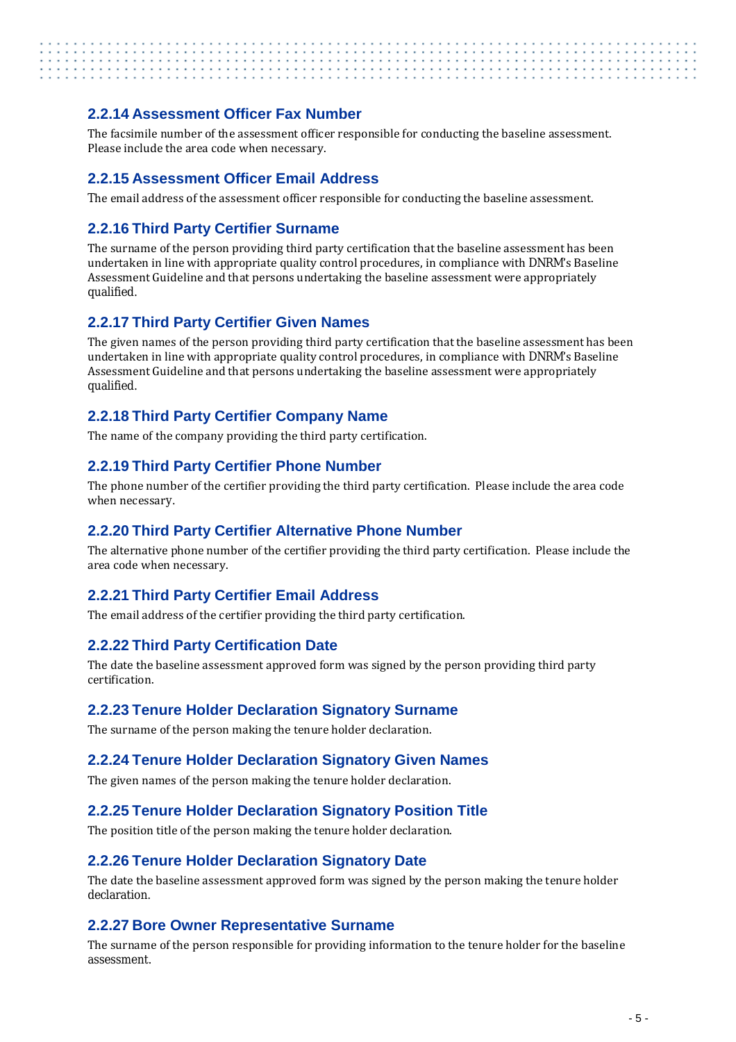### 2.2.14 Assessment Officer Fax Number

The facsimile number of the assessment officer responsible for conducting the baseline assessment. Please include the area code when necessary.

### 2.2.15 Assessment Officer Email Address

The email address of the assessment officer responsible for conducting the baseline assessment.

### 2.2.16 Third Party Certifier Surname

The surname of the person providing third party certification that the baseline assessment has been undertaken in line with appropriate quality control procedures, in compliance with DNRM's Baseline Assessment Guideline and that persons undertaking the baseline assessment were appropriately qualified.

### 2.2.17 Third Party Certifier Given Names

The given names of the person providing third party certification that the baseline assessment has been undertaken in line with appropriate quality control procedures, in compliance with DNRM's Baseline Assessment Guideline and that persons undertaking the baseline assessment were appropriately qualified.

### 2.2.18 Third Party Certifier Company Name

The name of the company providing the third party certification.

### 2.2.19 Third Party Certifier Phone Number

The phone number of the certifier providing the third party certification. Please include the area code when necessary.

### 2.2.20 Third Party Certifier Alternative Phone Number

The alternative phone number of the certifier providing the third party certification. Please include the area code when necessary.

### 2.2.21 Third Party Certifier Email Address

The email address of the certifier providing the third party certification.

### 2.2.22 Third Party Certification Date

The date the baseline assessment approved form was signed by the person providing third party certification.

### 2.2.23 Tenure Holder Declaration Signatory Surname

The surname of the person making the tenure holder declaration.

### 2.2.24 Tenure Holder Declaration Signatory Given Names

The given names of the person making the tenure holder declaration.

### 2.2.25 Tenure Holder Declaration Signatory Position Title

The position title of the person making the tenure holder declaration.

### 2.2.26 Tenure Holder Declaration Signatory Date

The date the baseline assessment approved form was signed by the person making the tenure holder declaration.

### 2.2.27 Bore Owner Representative Surname

The surname of the person responsible for providing information to the tenure holder for the baseline assessment.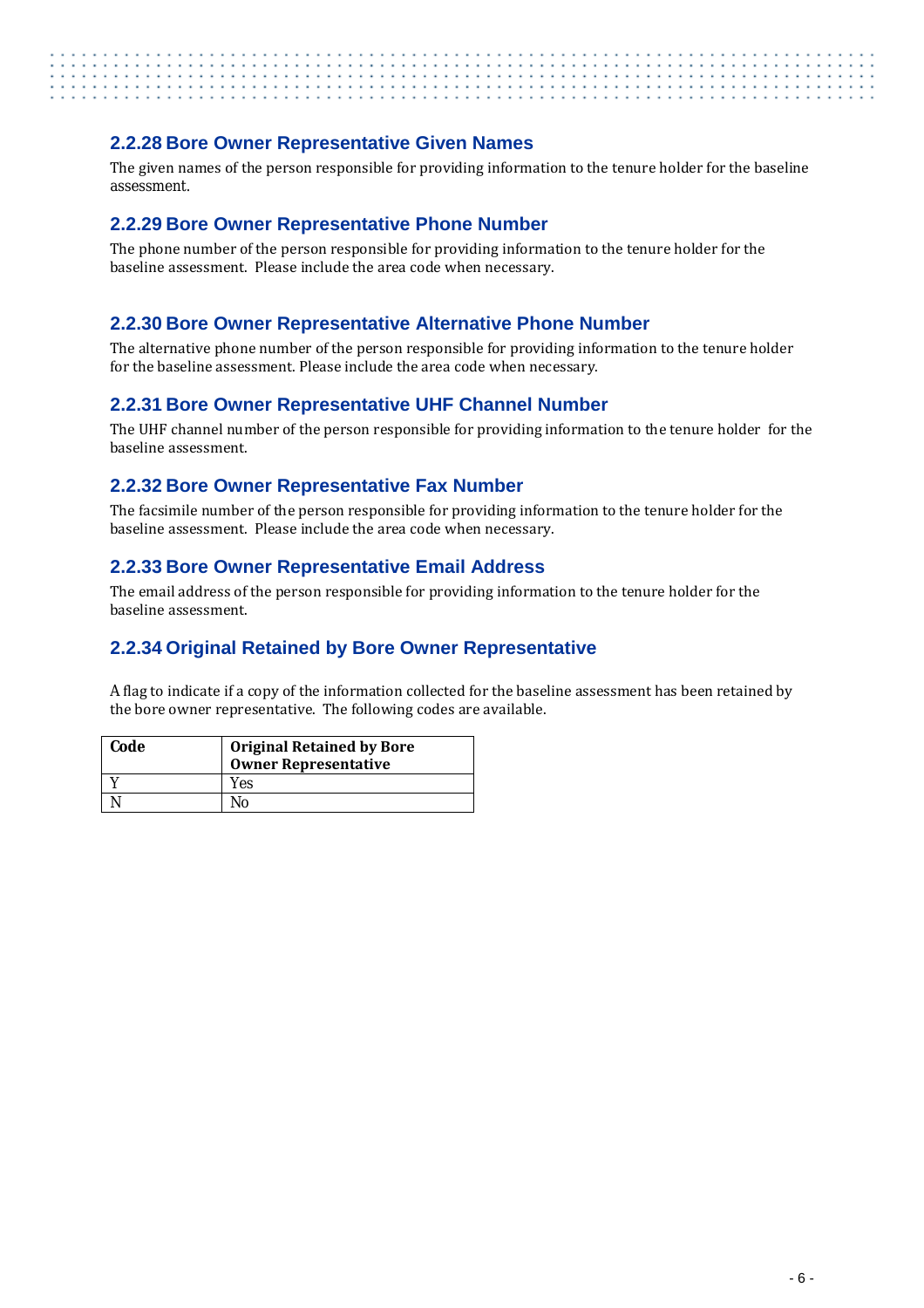### 2.2.28 Bore Owner Representative Given Names

The given names of the person responsible for providing information to the tenure holder for the baseline assessment.

### 2.2.29 Bore Owner Representative Phone Number

The phone number of the person responsible for providing information to the tenure holder for the baseline assessment. Please include the area code when necessary.

### 2.2.30 Bore Owner Representative Alternative Phone Number

The alternative phone number of the person responsible for providing information to the tenure holder for the baseline assessment. Please include the area code when necessary.

### 2.2.31 Bore Owner Representative UHF Channel Number

The UHF channel number of the person responsible for providing information to the tenure holder for the baseline assessment.

### 2.2.32 Bore Owner Representative Fax Number

The facsimile number of the person responsible for providing information to the tenure holder for the baseline assessment. Please include the area code when necessary.

### 2.2.33 Bore Owner Representative Email Address

The email address of the person responsible for providing information to the tenure holder for the baseline assessment.

### 2.2.34 Original Retained by Bore Owner Representative

A flag to indicate if a copy of the information collected for the baseline assessment has been retained by the bore owner representative. The following codes are available.

| Code | Original Retained by Bore Owner Representative |
|---|---|
| Y | Yes |
| N | No |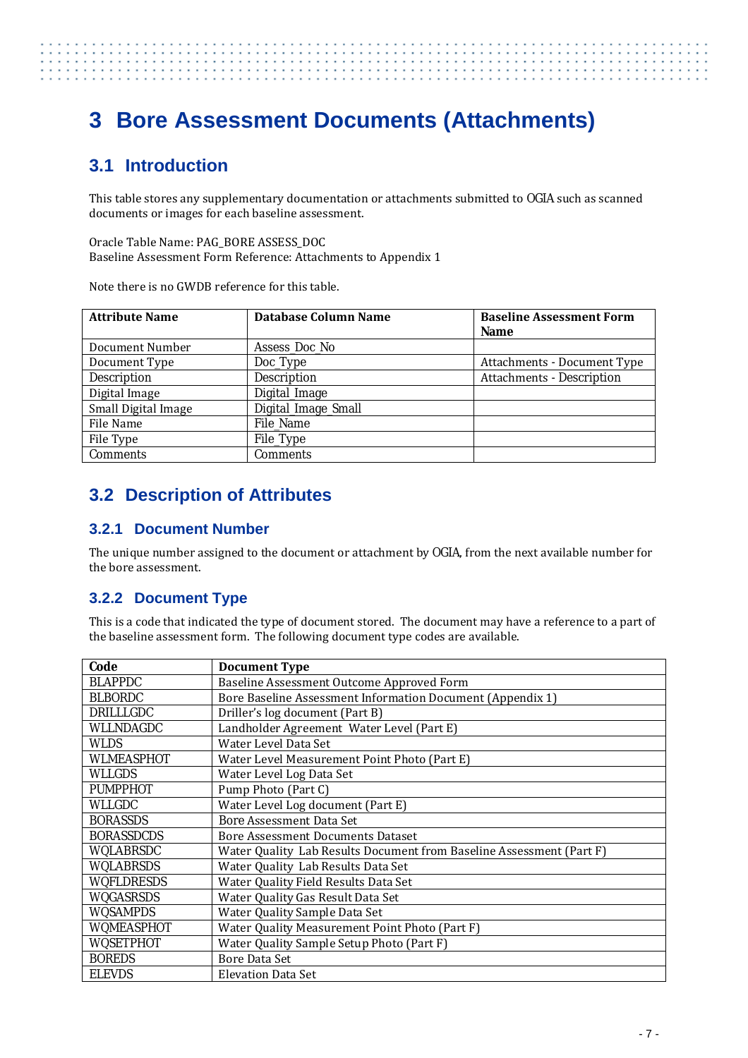# 3 Bore Assessment Documents (Attachments)

## 3.1 Introduction

This table stores any supplementary documentation or attachments submitted to OGIA such as scanned documents or images for each baseline assessment.

Oracle Table Name: PAG_BORE ASSESS_DOC
Baseline Assessment Form Reference: Attachments to Appendix 1

Note there is no GWDB reference for this table.

| Attribute Name | Database Column Name | Baseline Assessment Form Name |
|---|---|---|
| Document Number | Assess_Doc_No | |
| Document Type | Doc_Type | Attachments - Document Type |
| Description | Description | Attachments - Description |
| Digital Image | Digital_Image | |
| Small Digital Image | Digital_Image_Small | |
| File Name | File_Name | |
| File Type | File_Type | |
| Comments | Comments | |

## 3.2 Description of Attributes

### 3.2.1 Document Number

The unique number assigned to the document or attachment by OGIA, from the next available number for the bore assessment.

### 3.2.2 Document Type

This is a code that indicated the type of document stored. The document may have a reference to a part of the baseline assessment form. The following document type codes are available.

| Code | Document Type |
|---|---|
| BLAPPDC | Baseline Assessment Outcome Approved Form |
| BLBORDC | Bore Baseline Assessment Information Document (Appendix 1) |
| DRILLLGDC | Driller's log document (Part B) |
| WLLNDAGDC | Landholder Agreement Water Level (Part E) |
| WLDS | Water Level Data Set |
| WLMEASPHOT | Water Level Measurement Point Photo (Part E) |
| WLLGDS | Water Level Log Data Set |
| PUMPPHOT | Pump Photo (Part C) |
| WLLGDC | Water Level Log document (Part E) |
| BORASSDS | Bore Assessment Data Set |
| BORASSDCDS | Bore Assessment Documents Dataset |
| WQLABRSDC | Water Quality Lab Results Document from Baseline Assessment (Part F) |
| WQLABRSDS | Water Quality Lab Results Data Set |
| WQFLDRESDS | Water Quality Field Results Data Set |
| WQGASRSDS | Water Quality Gas Result Data Set |
| WQSAMPDS | Water Quality Sample Data Set |
| WQMEASPHOT | Water Quality Measurement Point Photo (Part F) |
| WQSETPHOT | Water Quality Sample Setup Photo (Part F) |
| BOREDS | Bore Data Set |
| ELEVDS | Elevation Data Set |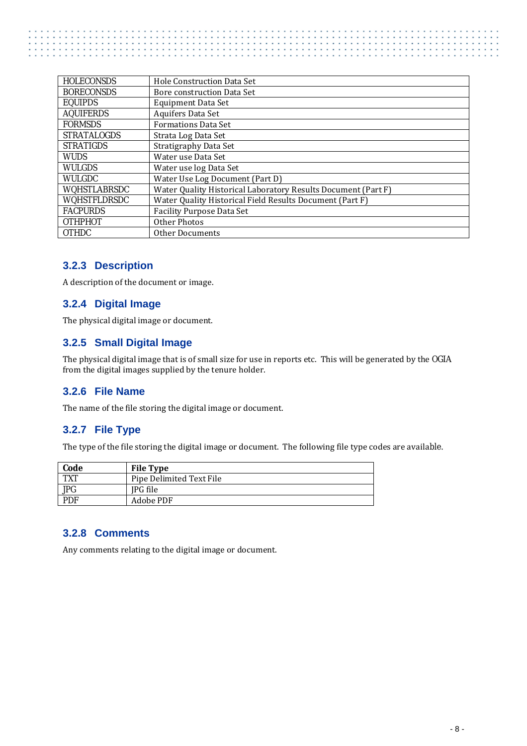| | |
|---|---|
| HOLECONSDS | Hole Construction Data Set |
| BORECONSDS | Bore construction Data Set |
| EQUIPDS | Equipment Data Set |
| AQUIFERDS | Aquifers Data Set |
| FORMSDS | Formations Data Set |
| STRATALOGDS | Strata Log Data Set |
| STRATIGDS | Stratigraphy Data Set |
| WUDS | Water use Data Set |
| WULGDS | Water use log Data Set |
| WULGDC | Water Use Log Document (Part D) |
| WQHSTLABRSDC | Water Quality Historical Laboratory Results Document (Part F) |
| WQHSTFLDRSDC | Water Quality Historical Field Results Document (Part F) |
| FACPURDS | Facility Purpose Data Set |
| OTHPHOT | Other Photos |
| OTHDC | Other Documents |

### 3.2.3 Description

A description of the document or image.

### 3.2.4 Digital Image

The physical digital image or document.

### 3.2.5 Small Digital Image

The physical digital image that is of small size for use in reports etc. This will be generated by the OGIA from the digital images supplied by the tenure holder.

### 3.2.6 File Name

The name of the file storing the digital image or document.

### 3.2.7 File Type

The type of the file storing the digital image or document. The following file type codes are available.

| **Code** | **File Type** |
|---|---|
| TXT | Pipe Delimited Text File |
| JPG | JPG file |
| PDF | Adobe PDF |

### 3.2.8 Comments

Any comments relating to the digital image or document.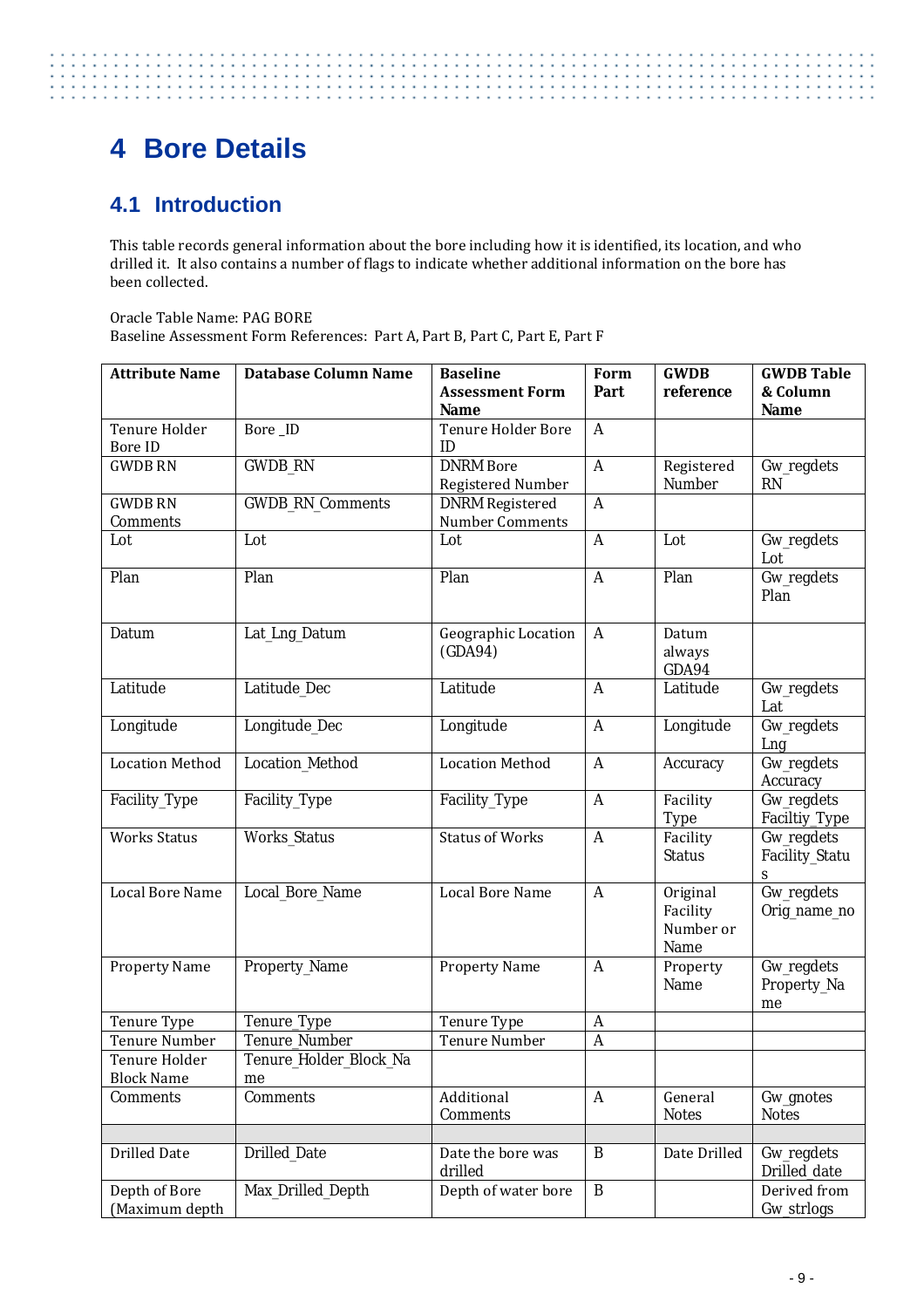# 4 Bore Details

## 4.1 Introduction

This table records general information about the bore including how it is identified, its location, and who drilled it. It also contains a number of flags to indicate whether additional information on the bore has been collected.

Oracle Table Name: PAG BORE
Baseline Assessment Form References: Part A, Part B, Part C, Part E, Part F

| Attribute Name | Database Column Name | Baseline Assessment Form Name | Form Part | GWDB reference | GWDB Table & Column Name |
|---|---|---|---|---|---|
| Tenure Holder Bore ID | Bore _ID | Tenure Holder Bore ID | A | | |
| GWDB RN | GWDB_RN | DNRM Bore Registered Number | A | Registered Number | Gw_regdets RN |
| GWDB RN Comments | GWDB_RN_Comments | DNRM Registered Number Comments | A | | |
| Lot | Lot | Lot | A | Lot | Gw_regdets Lot |
| Plan | Plan | Plan | A | Plan | Gw_regdets Plan |
| Datum | Lat_Lng_Datum | Geographic Location (GDA94) | A | Datum always GDA94 | |
| Latitude | Latitude_Dec | Latitude | A | Latitude | Gw_regdets Lat |
| Longitude | Longitude_Dec | Longitude | A | Longitude | Gw_regdets Lng |
| Location Method | Location_Method | Location Method | A | Accuracy | Gw_regdets Accuracy |
| Facility_Type | Facility_Type | Facility_Type | A | Facility Type | Gw_regdets Faciltiy_Type |
| Works Status | Works_Status | Status of Works | A | Facility Status | Gw_regdets Facility_Status |
| Local Bore Name | Local_Bore_Name | Local Bore Name | A | Original Facility Number or Name | Gw_regdets Orig_name_no |
| Property Name | Property_Name | Property Name | A | Property Name | Gw_regdets Property_Name |
| Tenure Type | Tenure_Type | Tenure Type | A | | |
| Tenure Number | Tenure_Number | Tenure Number | A | | |
| Tenure Holder Block Name | Tenure_Holder_Block_Name | | | | |
| Comments | Comments | Additional Comments | A | General Notes | Gw_gnotes Notes |
| | | | | | |
| Drilled Date | Drilled_Date | Date the bore was drilled | B | Date Drilled | Gw_regdets Drilled_date |
| Depth of Bore (Maximum depth | Max_Drilled_Depth | Depth of water bore | B | | Derived from Gw_strlogs |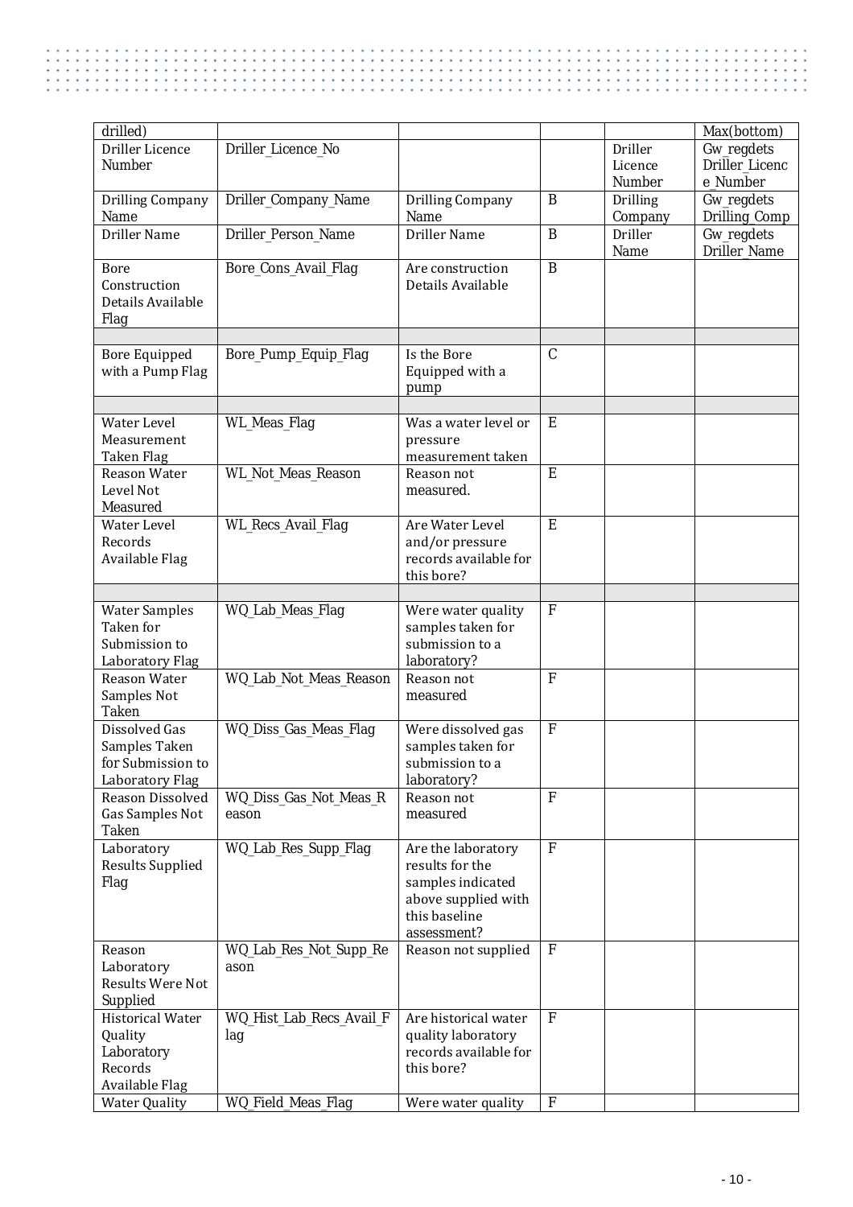| | | | | | |
|---|---|---|---|---|---|
| drilled) | | | | | Max(bottom) |
| Driller Licence Number | Driller_Licence_No | | | Driller Licence Number | Gw_regdets Driller_Licence_Number |
| Drilling Company Name | Driller_Company_Name | Drilling Company Name | B | Drilling Company | Gw_regdets Drilling_Comp |
| Driller Name | Driller_Person_Name | Driller Name | B | Driller Name | Gw_regdets Driller_Name |
| Bore Construction Details Available Flag | Bore_Cons_Avail_Flag | Are construction Details Available | B | | |
| | | | | | |
| Bore Equipped with a Pump Flag | Bore_Pump_Equip_Flag | Is the Bore Equipped with a pump | C | | |
| | | | | | |
| Water Level Measurement Taken Flag | WL_Meas_Flag | Was a water level or pressure measurement taken | E | | |
| Reason Water Level Not Measured | WL_Not_Meas_Reason | Reason not measured. | E | | |
| Water Level Records Available Flag | WL_Recs_Avail_Flag | Are Water Level and/or pressure records available for this bore? | E | | |
| | | | | | |
| Water Samples Taken for Submission to Laboratory Flag | WQ_Lab_Meas_Flag | Were water quality samples taken for submission to a laboratory? | F | | |
| Reason Water Samples Not Taken | WQ_Lab_Not_Meas_Reason | Reason not measured | F | | |
| Dissolved Gas Samples Taken for Submission to Laboratory Flag | WQ_Diss_Gas_Meas_Flag | Were dissolved gas samples taken for submission to a laboratory? | F | | |
| Reason Dissolved Gas Samples Not Taken | WQ_Diss_Gas_Not_Meas_Reason | Reason not measured | F | | |
| Laboratory Results Supplied Flag | WQ_Lab_Res_Supp_Flag | Are the laboratory results for the samples indicated above supplied with this baseline assessment? | F | | |
| Reason Laboratory Results Were Not Supplied | WQ_Lab_Res_Not_Supp_Reason | Reason not supplied | F | | |
| Historical Water Quality Laboratory Records Available Flag | WQ_Hist_Lab_Recs_Avail_Flag | Are historical water quality laboratory records available for this bore? | F | | |
| Water Quality | WQ_Field_Meas_Flag | Were water quality | F | | |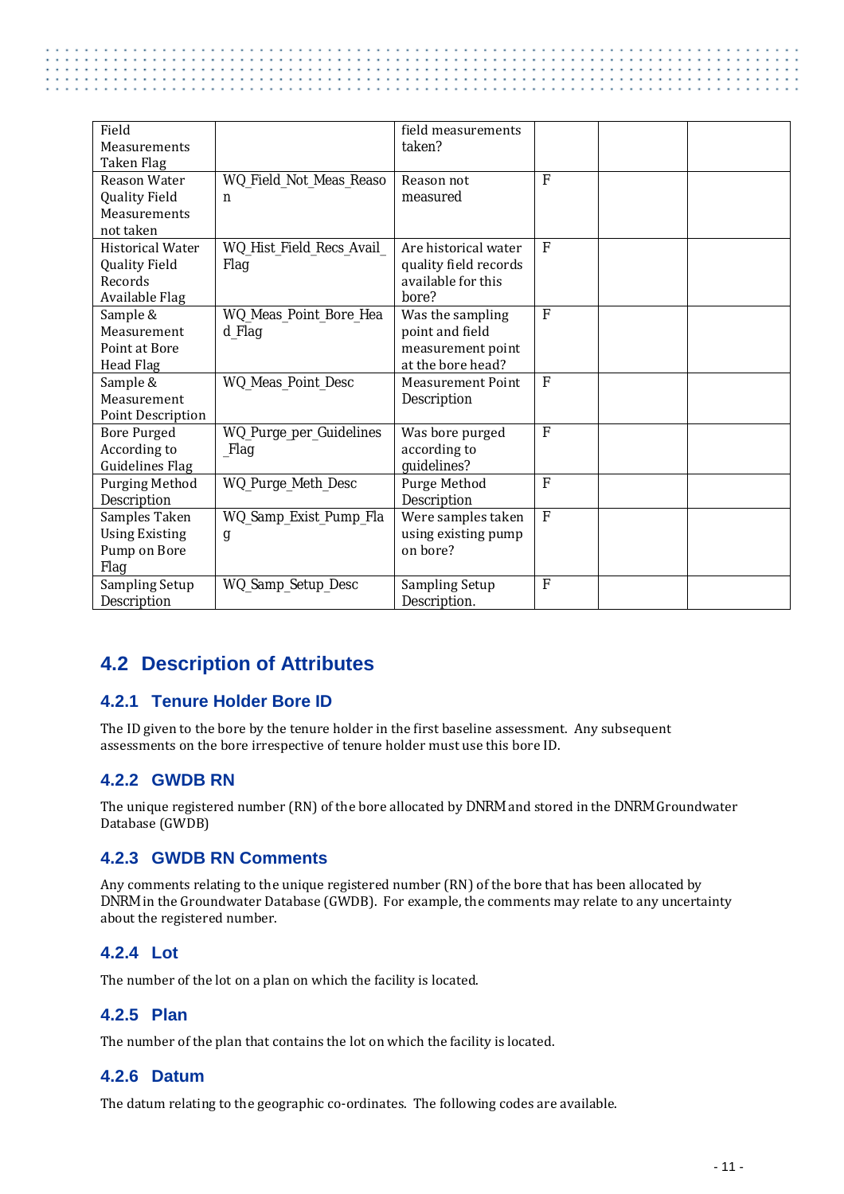| | | | | | |
|---|---|---|---|---|---|
| Field Measurements Taken Flag | | field measurements taken? | | | |
| Reason Water Quality Field Measurements not taken | WQ_Field_Not_Meas_Reason | Reason not measured | F | | |
| Historical Water Quality Field Records Available Flag | WQ_Hist_Field_Recs_Avail_Flag | Are historical water quality field records available for this bore? | F | | |
| Sample & Measurement Point at Bore Head Flag | WQ_Meas_Point_Bore_Head_Flag | Was the sampling point and field measurement point at the bore head? | F | | |
| Sample & Measurement Point Description | WQ_Meas_Point_Desc | Measurement Point Description | F | | |
| Bore Purged According to Guidelines Flag | WQ_Purge_per_Guidelines_Flag | Was bore purged according to guidelines? | F | | |
| Purging Method Description | WQ_Purge_Meth_Desc | Purge Method Description | F | | |
| Samples Taken Using Existing Pump on Bore Flag | WQ_Samp_Exist_Pump_Flag | Were samples taken using existing pump on bore? | F | | |
| Sampling Setup Description | WQ_Samp_Setup_Desc | Sampling Setup Description. | F | | |

## 4.2 Description of Attributes

### 4.2.1 Tenure Holder Bore ID

The ID given to the bore by the tenure holder in the first baseline assessment. Any subsequent assessments on the bore irrespective of tenure holder must use this bore ID.

### 4.2.2 GWDB RN

The unique registered number (RN) of the bore allocated by DNRM and stored in the DNRM Groundwater Database (GWDB)

### 4.2.3 GWDB RN Comments

Any comments relating to the unique registered number (RN) of the bore that has been allocated by DNRM in the Groundwater Database (GWDB). For example, the comments may relate to any uncertainty about the registered number.

### 4.2.4 Lot

The number of the lot on a plan on which the facility is located.

### 4.2.5 Plan

The number of the plan that contains the lot on which the facility is located.

### 4.2.6 Datum

The datum relating to the geographic co-ordinates. The following codes are available.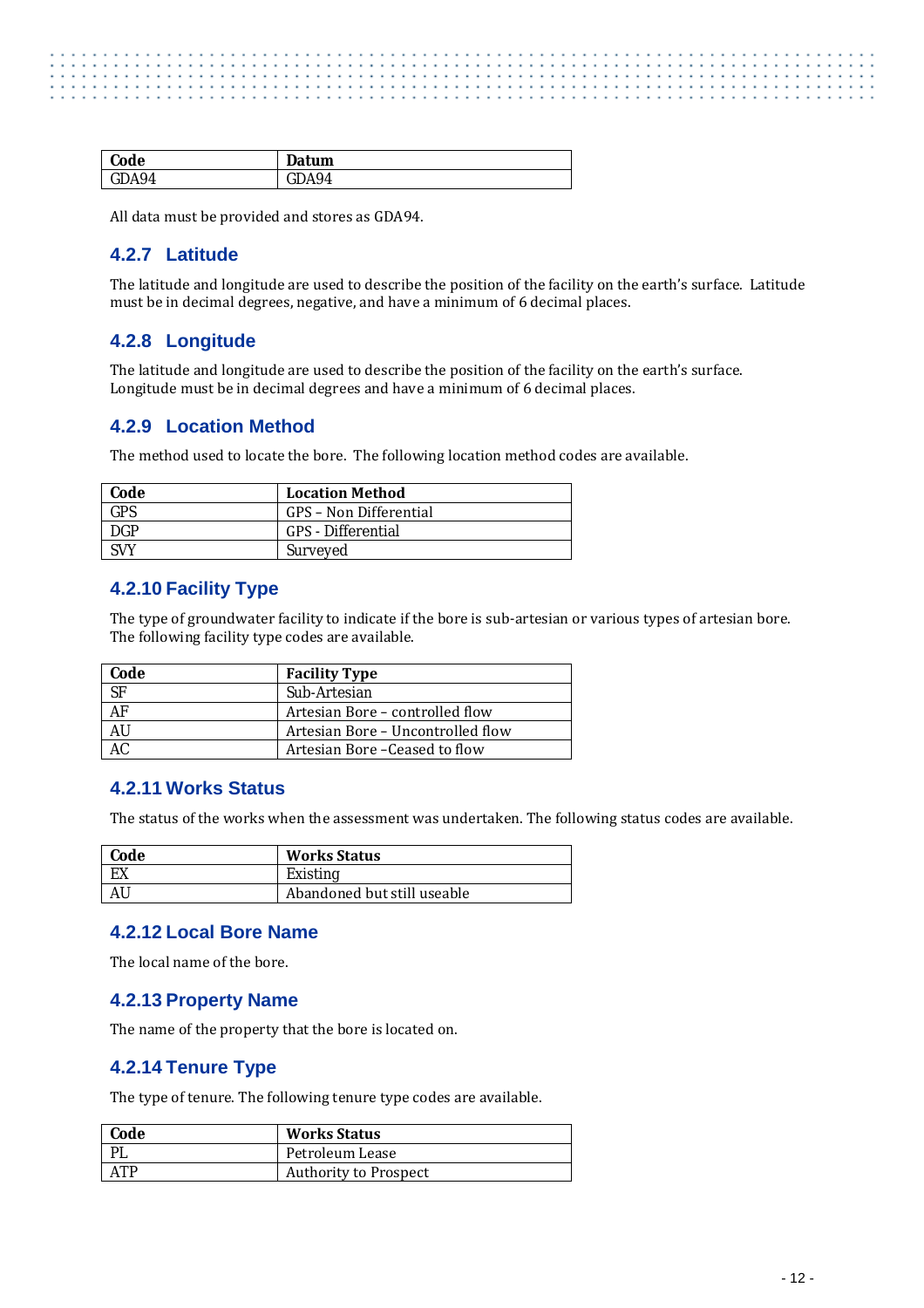| Code | Datum |
| --- | --- |
| GDA94 | GDA94 |

All data must be provided and stores as GDA94.

### 4.2.7 Latitude

The latitude and longitude are used to describe the position of the facility on the earth's surface. Latitude must be in decimal degrees, negative, and have a minimum of 6 decimal places.

### 4.2.8 Longitude

The latitude and longitude are used to describe the position of the facility on the earth's surface. Longitude must be in decimal degrees and have a minimum of 6 decimal places.

### 4.2.9 Location Method

The method used to locate the bore. The following location method codes are available.

| Code | Location Method |
| --- | --- |
| GPS | GPS – Non Differential |
| DGP | GPS - Differential |
| SVY | Surveyed |

### 4.2.10 Facility Type

The type of groundwater facility to indicate if the bore is sub-artesian or various types of artesian bore. The following facility type codes are available.

| Code | Facility Type |
| --- | --- |
| SF | Sub-Artesian |
| AF | Artesian Bore – controlled flow |
| AU | Artesian Bore – Uncontrolled flow |
| AC | Artesian Bore –Ceased to flow |

### 4.2.11 Works Status

The status of the works when the assessment was undertaken. The following status codes are available.

| Code | Works Status |
| --- | --- |
| EX | Existing |
| AU | Abandoned but still useable |

### 4.2.12 Local Bore Name

The local name of the bore.

### 4.2.13 Property Name

The name of the property that the bore is located on.

### 4.2.14 Tenure Type

The type of tenure. The following tenure type codes are available.

| Code | Works Status |
| --- | --- |
| PL | Petroleum Lease |
| ATP | Authority to Prospect |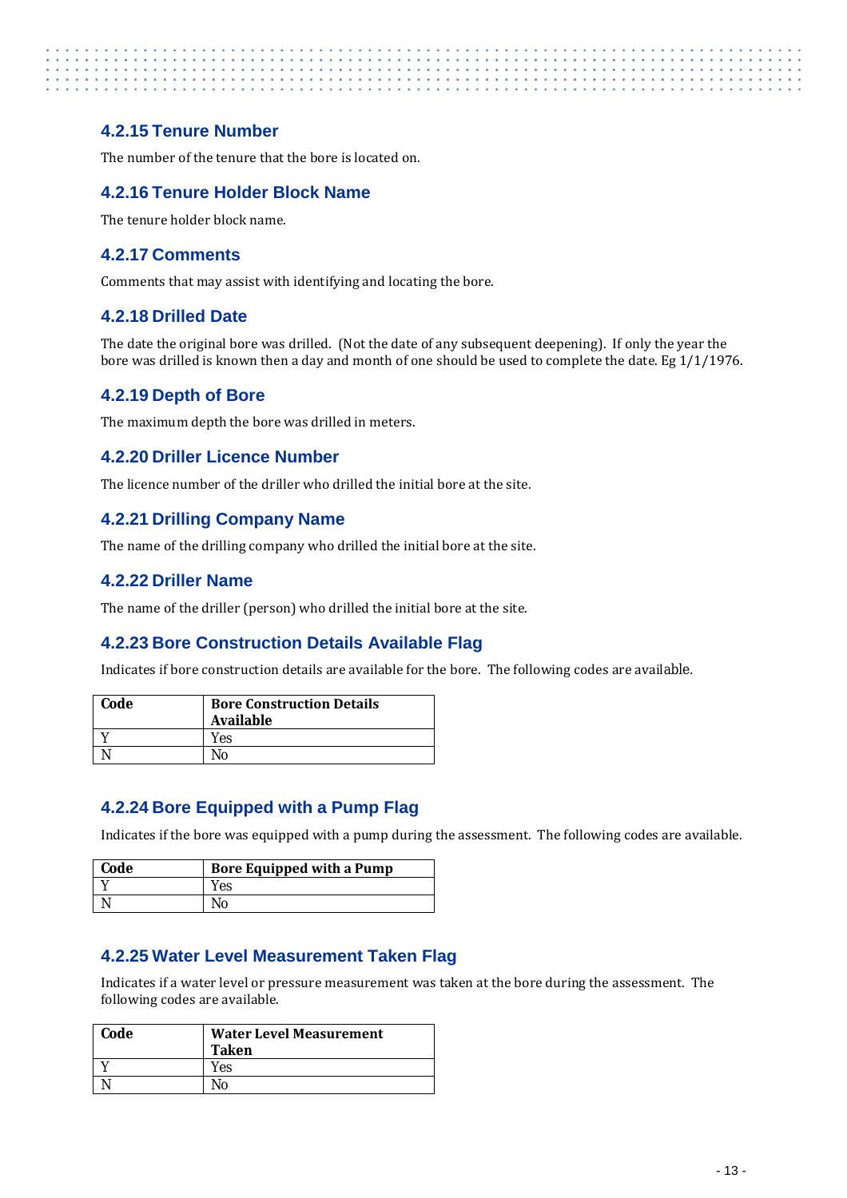### 4.2.15 Tenure Number

The number of the tenure that the bore is located on.

### 4.2.16 Tenure Holder Block Name

The tenure holder block name.

### 4.2.17 Comments

Comments that may assist with identifying and locating the bore.

### 4.2.18 Drilled Date

The date the original bore was drilled. (Not the date of any subsequent deepening). If only the year the bore was drilled is known then a day and month of one should be used to complete the date. Eg 1/1/1976.

### 4.2.19 Depth of Bore

The maximum depth the bore was drilled in meters.

### 4.2.20 Driller Licence Number

The licence number of the driller who drilled the initial bore at the site.

### 4.2.21 Drilling Company Name

The name of the drilling company who drilled the initial bore at the site.

### 4.2.22 Driller Name

The name of the driller (person) who drilled the initial bore at the site.

### 4.2.23 Bore Construction Details Available Flag

Indicates if bore construction details are available for the bore. The following codes are available.

| Code | Bore Construction Details Available |
|---|---|
| Y | Yes |
| N | No |

### 4.2.24 Bore Equipped with a Pump Flag

Indicates if the bore was equipped with a pump during the assessment. The following codes are available.

| Code | Bore Equipped with a Pump |
|---|---|
| Y | Yes |
| N | No |

### 4.2.25 Water Level Measurement Taken Flag

Indicates if a water level or pressure measurement was taken at the bore during the assessment. The following codes are available.

| Code | Water Level Measurement Taken |
|---|---|
| Y | Yes |
| N | No |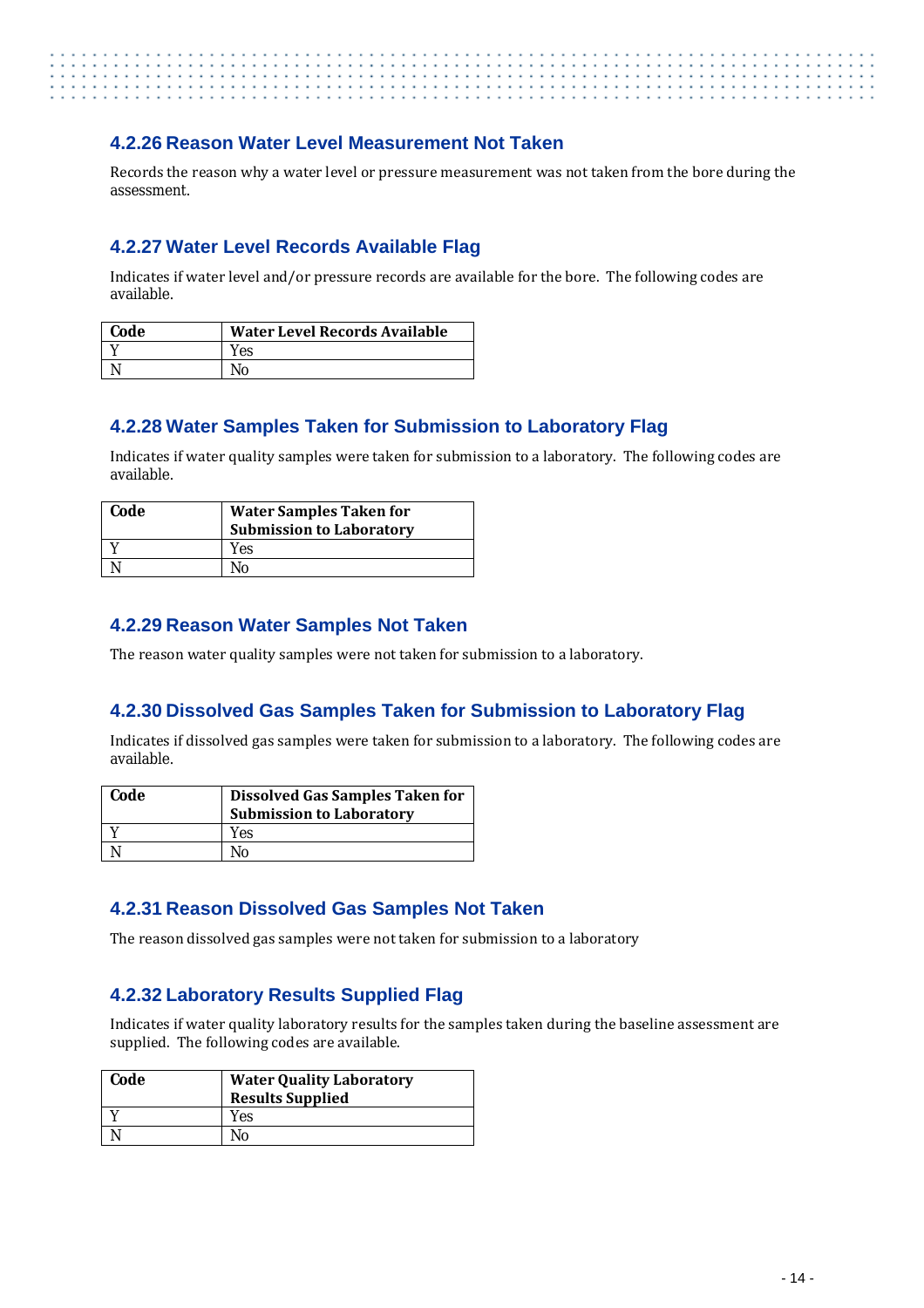### 4.2.26 Reason Water Level Measurement Not Taken

Records the reason why a water level or pressure measurement was not taken from the bore during the assessment.

### 4.2.27 Water Level Records Available Flag

Indicates if water level and/or pressure records are available for the bore. The following codes are available.

| Code | Water Level Records Available |
|---|---|
| Y | Yes |
| N | No |

### 4.2.28 Water Samples Taken for Submission to Laboratory Flag

Indicates if water quality samples were taken for submission to a laboratory. The following codes are available.

| Code | Water Samples Taken for Submission to Laboratory |
|---|---|
| Y | Yes |
| N | No |

### 4.2.29 Reason Water Samples Not Taken

The reason water quality samples were not taken for submission to a laboratory.

### 4.2.30 Dissolved Gas Samples Taken for Submission to Laboratory Flag

Indicates if dissolved gas samples were taken for submission to a laboratory. The following codes are available.

| Code | Dissolved Gas Samples Taken for Submission to Laboratory |
|---|---|
| Y | Yes |
| N | No |

### 4.2.31 Reason Dissolved Gas Samples Not Taken

The reason dissolved gas samples were not taken for submission to a laboratory

### 4.2.32 Laboratory Results Supplied Flag

Indicates if water quality laboratory results for the samples taken during the baseline assessment are supplied. The following codes are available.

| Code | Water Quality Laboratory Results Supplied |
|---|---|
| Y | Yes |
| N | No |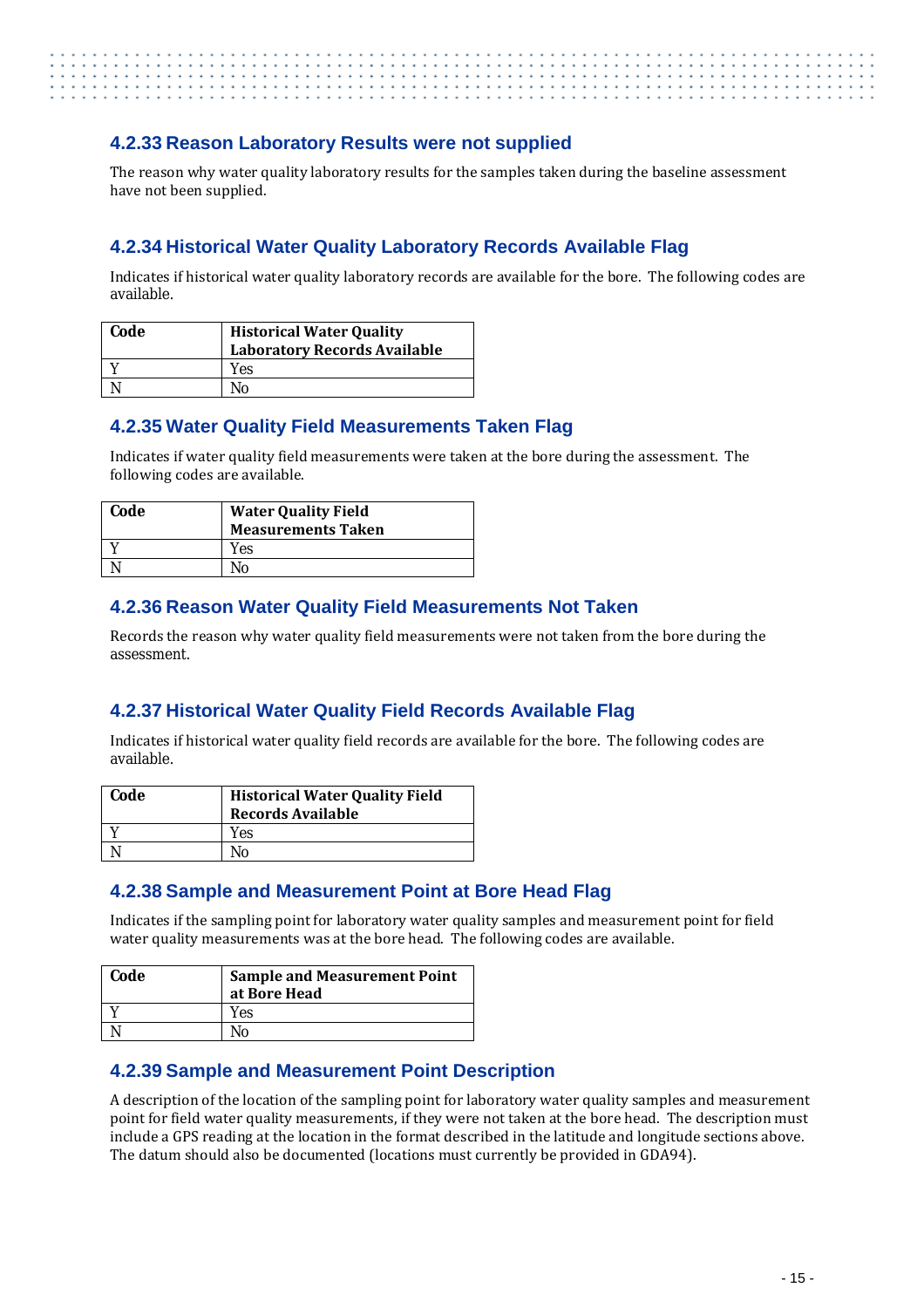### 4.2.33 Reason Laboratory Results were not supplied

The reason why water quality laboratory results for the samples taken during the baseline assessment have not been supplied.

### 4.2.34 Historical Water Quality Laboratory Records Available Flag

Indicates if historical water quality laboratory records are available for the bore. The following codes are available.

| Code | Historical Water Quality Laboratory Records Available |
|---|---|
| Y | Yes |
| N | No |

### 4.2.35 Water Quality Field Measurements Taken Flag

Indicates if water quality field measurements were taken at the bore during the assessment. The following codes are available.

| Code | Water Quality Field Measurements Taken |
|---|---|
| Y | Yes |
| N | No |

### 4.2.36 Reason Water Quality Field Measurements Not Taken

Records the reason why water quality field measurements were not taken from the bore during the assessment.

### 4.2.37 Historical Water Quality Field Records Available Flag

Indicates if historical water quality field records are available for the bore. The following codes are available.

| Code | Historical Water Quality Field Records Available |
|---|---|
| Y | Yes |
| N | No |

### 4.2.38 Sample and Measurement Point at Bore Head Flag

Indicates if the sampling point for laboratory water quality samples and measurement point for field water quality measurements was at the bore head. The following codes are available.

| Code | Sample and Measurement Point at Bore Head |
|---|---|
| Y | Yes |
| N | No |

### 4.2.39 Sample and Measurement Point Description

A description of the location of the sampling point for laboratory water quality samples and measurement point for field water quality measurements, if they were not taken at the bore head. The description must include a GPS reading at the location in the format described in the latitude and longitude sections above. The datum should also be documented (locations must currently be provided in GDA94).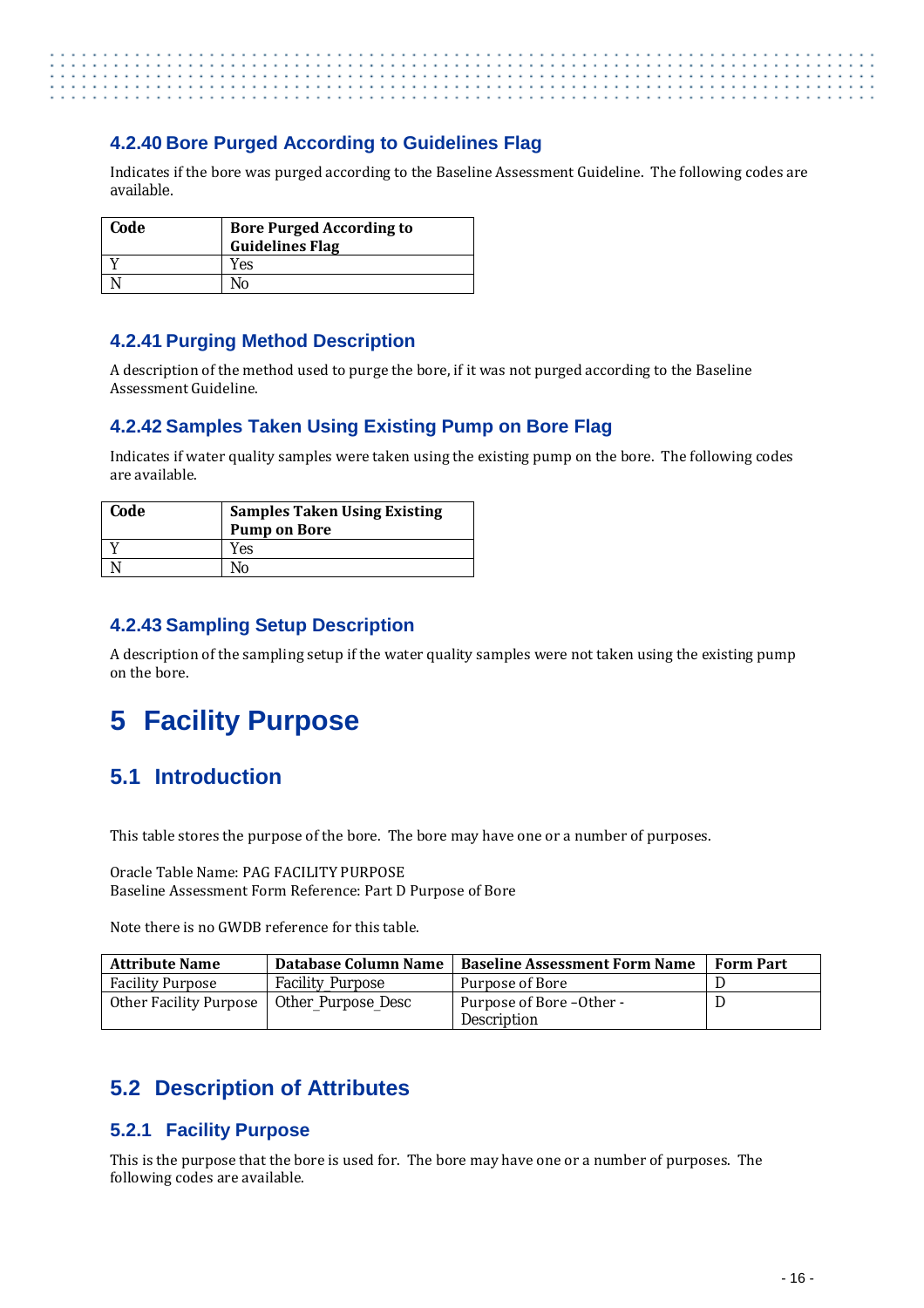### 4.2.40 Bore Purged According to Guidelines Flag

Indicates if the bore was purged according to the Baseline Assessment Guideline. The following codes are available.

| Code | Bore Purged According to Guidelines Flag |
|---|---|
| Y | Yes |
| N | No |

### 4.2.41 Purging Method Description

A description of the method used to purge the bore, if it was not purged according to the Baseline Assessment Guideline.

### 4.2.42 Samples Taken Using Existing Pump on Bore Flag

Indicates if water quality samples were taken using the existing pump on the bore. The following codes are available.

| Code | Samples Taken Using Existing Pump on Bore |
|---|---|
| Y | Yes |
| N | No |

### 4.2.43 Sampling Setup Description

A description of the sampling setup if the water quality samples were not taken using the existing pump on the bore.

# 5 Facility Purpose

## 5.1 Introduction

This table stores the purpose of the bore. The bore may have one or a number of purposes.

Oracle Table Name: PAG FACILITY PURPOSE
Baseline Assessment Form Reference: Part D Purpose of Bore

Note there is no GWDB reference for this table.

| Attribute Name | Database Column Name | Baseline Assessment Form Name | Form Part |
|---|---|---|---|
| Facility Purpose | Facility_Purpose | Purpose of Bore | D |
| Other Facility Purpose | Other_Purpose_Desc | Purpose of Bore –Other - Description | D |

## 5.2 Description of Attributes

### 5.2.1 Facility Purpose

This is the purpose that the bore is used for. The bore may have one or a number of purposes. The following codes are available.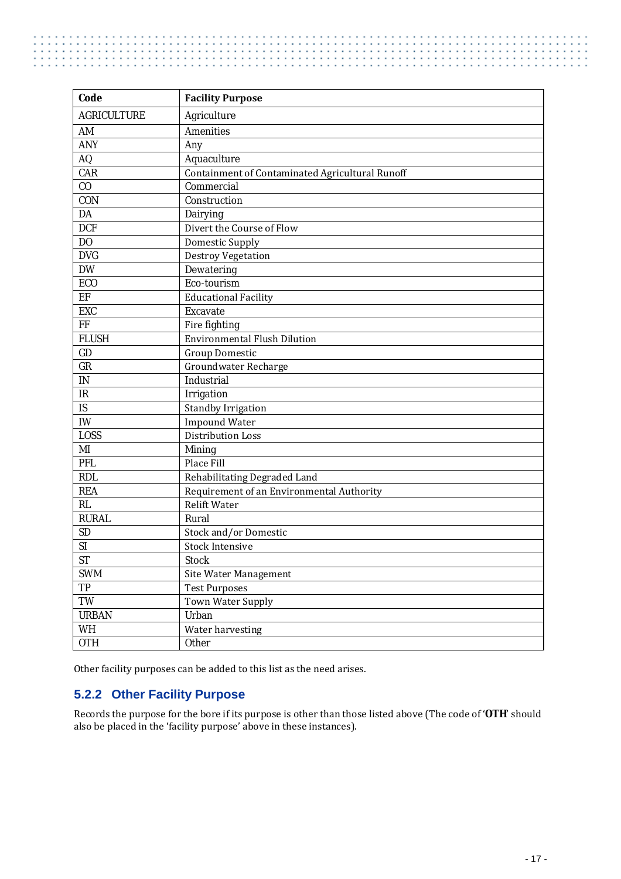| Code | Facility Purpose |
| --- | --- |
| AGRICULTURE | Agriculture |
| AM | Amenities |
| ANY | Any |
| AQ | Aquaculture |
| CAR | Containment of Contaminated Agricultural Runoff |
| CO | Commercial |
| CON | Construction |
| DA | Dairying |
| DCF | Divert the Course of Flow |
| DO | Domestic Supply |
| DVG | Destroy Vegetation |
| DW | Dewatering |
| ECO | Eco-tourism |
| EF | Educational Facility |
| EXC | Excavate |
| FF | Fire fighting |
| FLUSH | Environmental Flush Dilution |
| GD | Group Domestic |
| GR | Groundwater Recharge |
| IN | Industrial |
| IR | Irrigation |
| IS | Standby Irrigation |
| IW | Impound Water |
| LOSS | Distribution Loss |
| MI | Mining |
| PFL | Place Fill |
| RDL | Rehabilitating Degraded Land |
| REA | Requirement of an Environmental Authority |
| RL | Relift Water |
| RURAL | Rural |
| SD | Stock and/or Domestic |
| SI | Stock Intensive |
| ST | Stock |
| SWM | Site Water Management |
| TP | Test Purposes |
| TW | Town Water Supply |
| URBAN | Urban |
| WH | Water harvesting |
| OTH | Other |

Other facility purposes can be added to this list as the need arises.

### 5.2.2 Other Facility Purpose

Records the purpose for the bore if its purpose is other than those listed above (The code of '**OTH**' should also be placed in the 'facility purpose' above in these instances).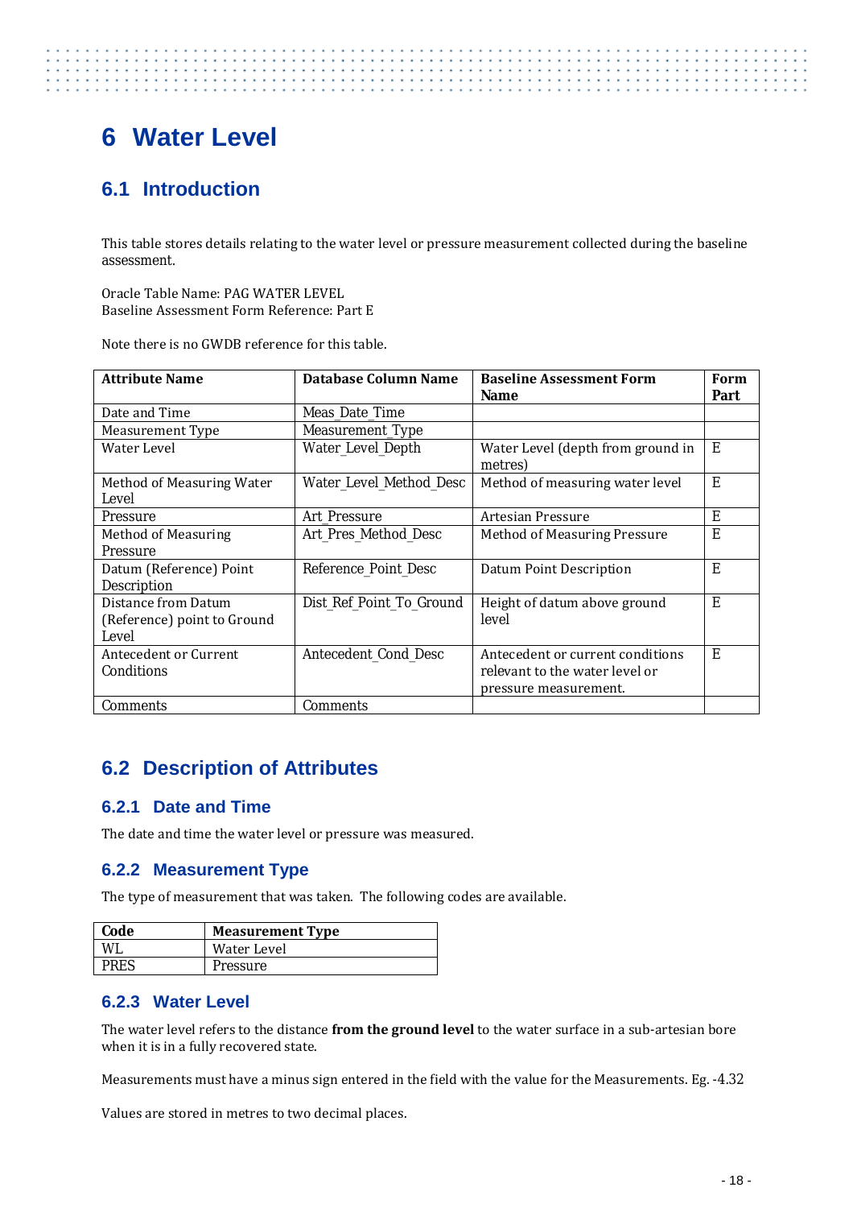// Note: column names use underscores as literal text.
# 6 Water Level

## 6.1 Introduction

This table stores details relating to the water level or pressure measurement collected during the baseline assessment.

Oracle Table Name: PAG WATER LEVEL
Baseline Assessment Form Reference: Part E

Note there is no GWDB reference for this table.

| Attribute Name | Database Column Name | Baseline Assessment Form Name | Form Part |
|---|---|---|---|
| Date and Time | Meas_Date_Time | | |
| Measurement Type | Measurement_Type | | |
| Water Level | Water_Level_Depth | Water Level (depth from ground in metres) | E |
| Method of Measuring Water Level | Water_Level_Method_Desc | Method of measuring water level | E |
| Pressure | Art_Pressure | Artesian Pressure | E |
| Method of Measuring Pressure | Art_Pres_Method_Desc | Method of Measuring Pressure | E |
| Datum (Reference) Point Description | Reference_Point_Desc | Datum Point Description | E |
| Distance from Datum (Reference) point to Ground Level | Dist_Ref_Point_To_Ground | Height of datum above ground level | E |
| Antecedent or Current Conditions | Antecedent_Cond_Desc | Antecedent or current conditions relevant to the water level or pressure measurement. | E |
| Comments | Comments | | |

## 6.2 Description of Attributes

### 6.2.1 Date and Time

The date and time the water level or pressure was measured.

### 6.2.2 Measurement Type

The type of measurement that was taken. The following codes are available.

| Code | Measurement Type |
|---|---|
| WL | Water Level |
| PRES | Pressure |

### 6.2.3 Water Level

The water level refers to the distance **from the ground level** to the water surface in a sub-artesian bore when it is in a fully recovered state.

Measurements must have a minus sign entered in the field with the value for the Measurements. Eg. -4.32

Values are stored in metres to two decimal places.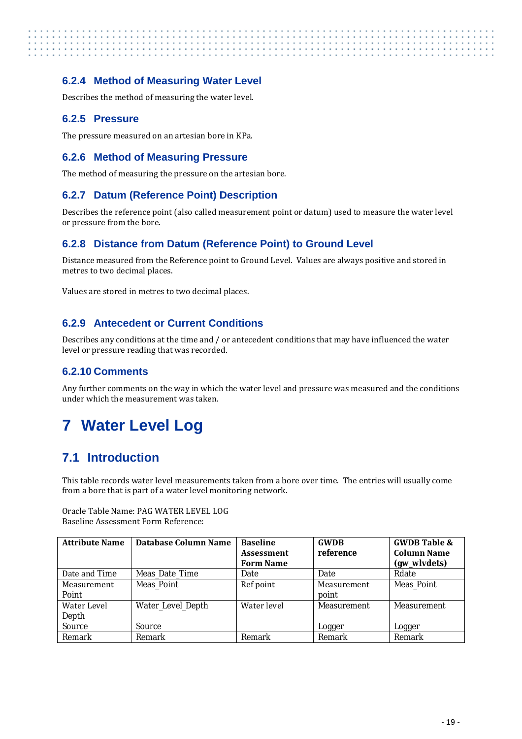### 6.2.4 Method of Measuring Water Level

Describes the method of measuring the water level.

### 6.2.5 Pressure

The pressure measured on an artesian bore in KPa.

### 6.2.6 Method of Measuring Pressure

The method of measuring the pressure on the artesian bore.

### 6.2.7 Datum (Reference Point) Description

Describes the reference point (also called measurement point or datum) used to measure the water level or pressure from the bore.

### 6.2.8 Distance from Datum (Reference Point) to Ground Level

Distance measured from the Reference point to Ground Level. Values are always positive and stored in metres to two decimal places.

Values are stored in metres to two decimal places.

### 6.2.9 Antecedent or Current Conditions

Describes any conditions at the time and / or antecedent conditions that may have influenced the water level or pressure reading that was recorded.

### 6.2.10 Comments

Any further comments on the way in which the water level and pressure was measured and the conditions under which the measurement was taken.

# 7 Water Level Log

## 7.1 Introduction

This table records water level measurements taken from a bore over time. The entries will usually come from a bore that is part of a water level monitoring network.

Oracle Table Name: PAG WATER LEVEL LOG
Baseline Assessment Form Reference:

| Attribute Name | Database Column Name | Baseline Assessment Form Name | GWDB reference | GWDB Table & Column Name (gw_wlvdets) |
|---|---|---|---|---|
| Date and Time | Meas_Date_Time | Date | Date | Rdate |
| Measurement Point | Meas_Point | Ref point | Measurement point | Meas_Point |
| Water Level Depth | Water_Level_Depth | Water level | Measurement | Measurement |
| Source | Source | | Logger | Logger |
| Remark | Remark | Remark | Remark | Remark |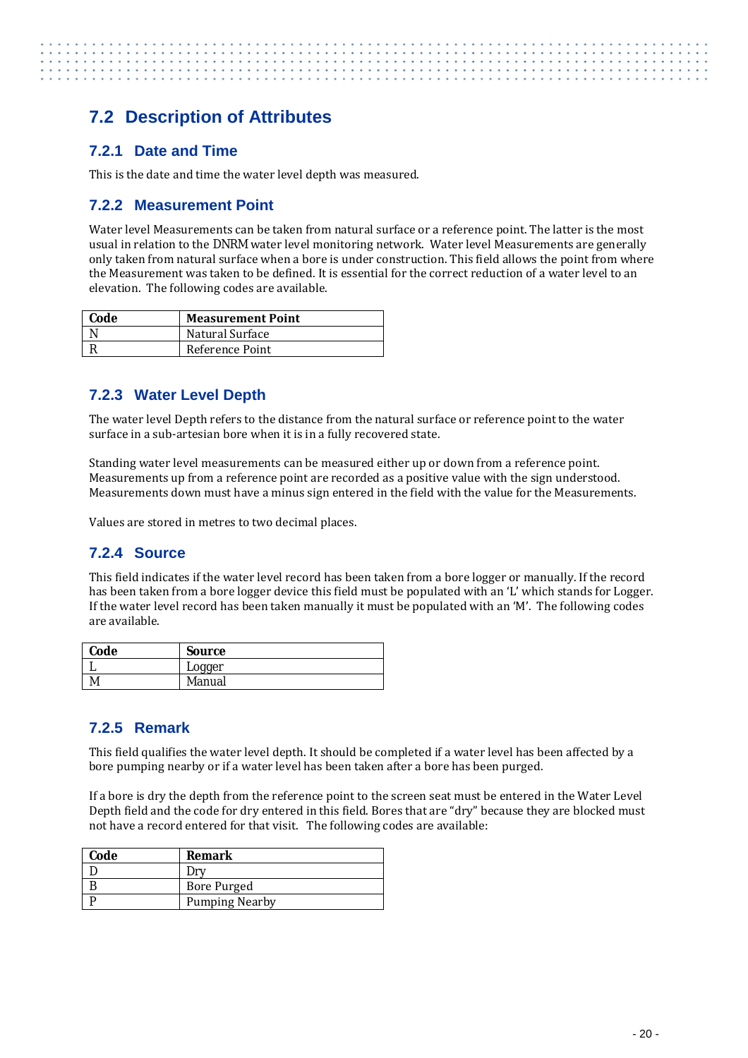## 7.2 Description of Attributes

### 7.2.1 Date and Time

This is the date and time the water level depth was measured.

### 7.2.2 Measurement Point

Water level Measurements can be taken from natural surface or a reference point. The latter is the most usual in relation to the DNRM water level monitoring network. Water level Measurements are generally only taken from natural surface when a bore is under construction. This field allows the point from where the Measurement was taken to be defined. It is essential for the correct reduction of a water level to an elevation. The following codes are available.

| Code | Measurement Point |
|---|---|
| N | Natural Surface |
| R | Reference Point |

### 7.2.3 Water Level Depth

The water level Depth refers to the distance from the natural surface or reference point to the water surface in a sub-artesian bore when it is in a fully recovered state.

Standing water level measurements can be measured either up or down from a reference point. Measurements up from a reference point are recorded as a positive value with the sign understood. Measurements down must have a minus sign entered in the field with the value for the Measurements.

Values are stored in metres to two decimal places.

### 7.2.4 Source

This field indicates if the water level record has been taken from a bore logger or manually. If the record has been taken from a bore logger device this field must be populated with an 'L' which stands for Logger. If the water level record has been taken manually it must be populated with an 'M'. The following codes are available.

| Code | Source |
|---|---|
| L | Logger |
| M | Manual |

### 7.2.5 Remark

This field qualifies the water level depth. It should be completed if a water level has been affected by a bore pumping nearby or if a water level has been taken after a bore has been purged.

If a bore is dry the depth from the reference point to the screen seat must be entered in the Water Level Depth field and the code for dry entered in this field. Bores that are "dry" because they are blocked must not have a record entered for that visit. The following codes are available:

| Code | Remark |
|---|---|
| D | Dry |
| B | Bore Purged |
| P | Pumping Nearby |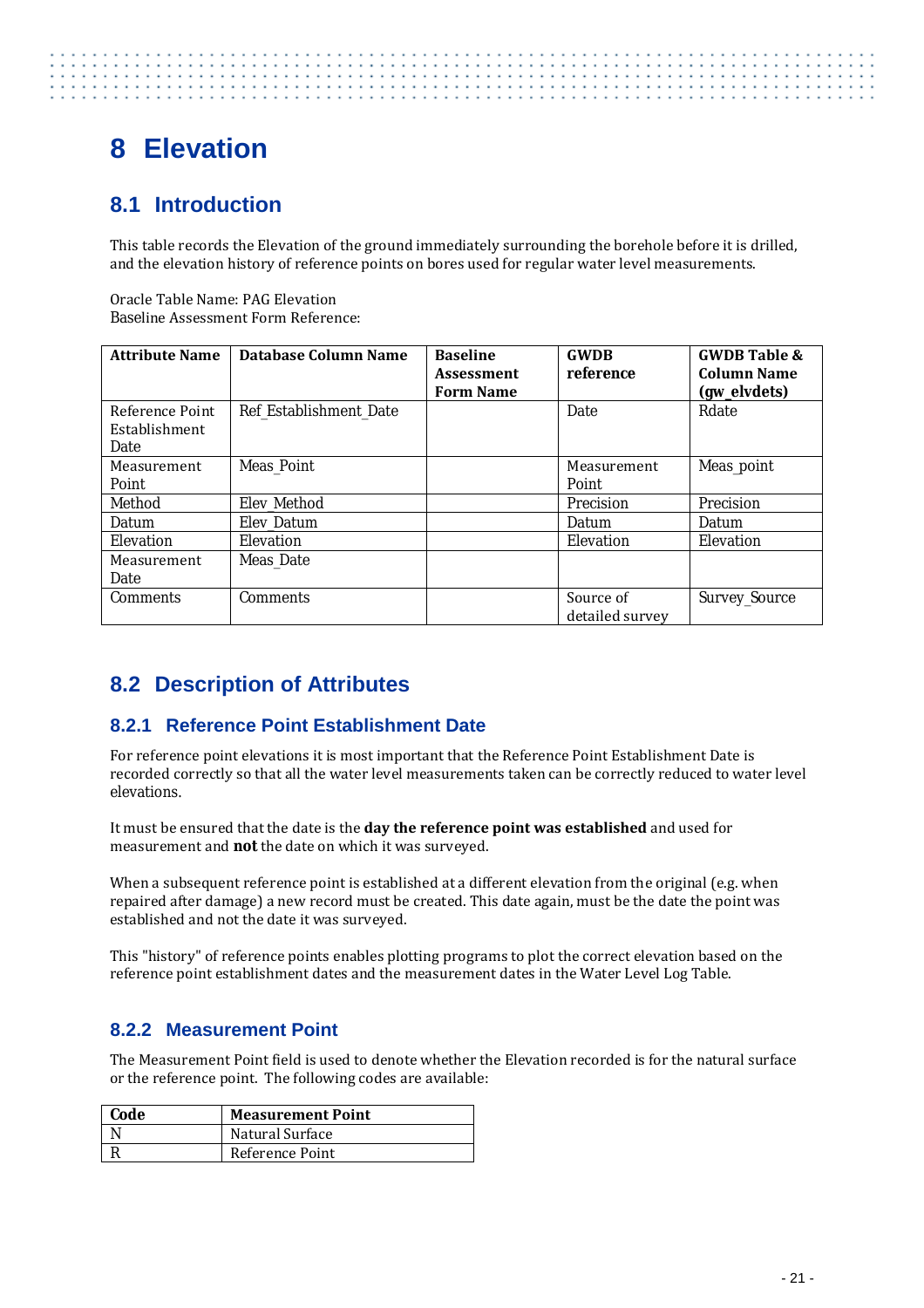# 8 Elevation

## 8.1 Introduction

This table records the Elevation of the ground immediately surrounding the borehole before it is drilled, and the elevation history of reference points on bores used for regular water level measurements.

Oracle Table Name: PAG Elevation
Baseline Assessment Form Reference:

| Attribute Name | Database Column Name | Baseline Assessment Form Name | GWDB reference | GWDB Table & Column Name (gw_elvdets) |
|---|---|---|---|---|
| Reference Point Establishment Date | Ref_Establishment_Date | | Date | Rdate |
| Measurement Point | Meas_Point | | Measurement Point | Meas_point |
| Method | Elev_Method | | Precision | Precision |
| Datum | Elev_Datum | | Datum | Datum |
| Elevation | Elevation | | Elevation | Elevation |
| Measurement Date | Meas_Date | | | |
| Comments | Comments | | Source of detailed survey | Survey_Source |

## 8.2 Description of Attributes

### 8.2.1 Reference Point Establishment Date

For reference point elevations it is most important that the Reference Point Establishment Date is recorded correctly so that all the water level measurements taken can be correctly reduced to water level elevations.

It must be ensured that the date is the **day the reference point was established** and used for measurement and **not** the date on which it was surveyed.

When a subsequent reference point is established at a different elevation from the original (e.g. when repaired after damage) a new record must be created. This date again, must be the date the point was established and not the date it was surveyed.

This "history" of reference points enables plotting programs to plot the correct elevation based on the reference point establishment dates and the measurement dates in the Water Level Log Table.

### 8.2.2 Measurement Point

The Measurement Point field is used to denote whether the Elevation recorded is for the natural surface or the reference point. The following codes are available:

| Code | Measurement Point |
|---|---|
| N | Natural Surface |
| R | Reference Point |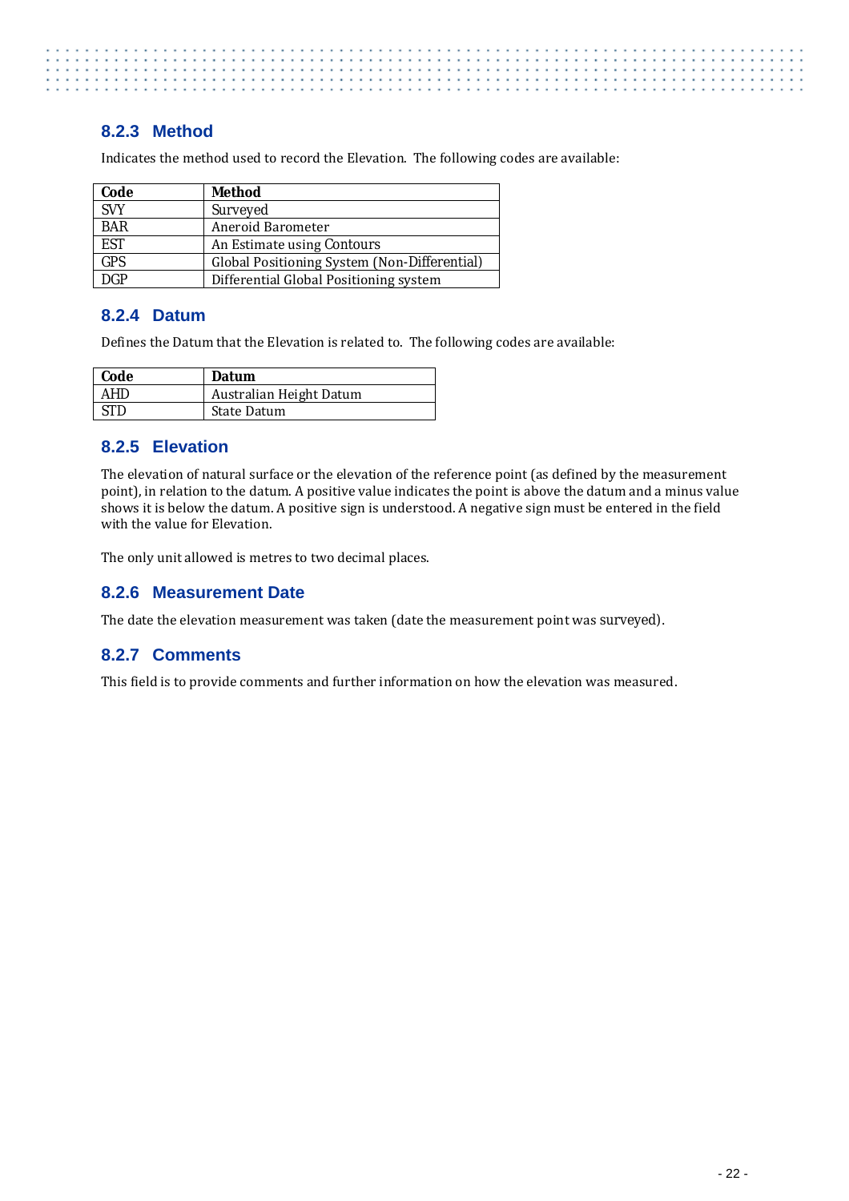### 8.2.3 Method

Indicates the method used to record the Elevation. The following codes are available:

| Code | Method |
|---|---|
| SVY | Surveyed |
| BAR | Aneroid Barometer |
| EST | An Estimate using Contours |
| GPS | Global Positioning System (Non-Differential) |
| DGP | Differential Global Positioning system |

### 8.2.4 Datum

Defines the Datum that the Elevation is related to. The following codes are available:

| Code | Datum |
|---|---|
| AHD | Australian Height Datum |
| STD | State Datum |

### 8.2.5 Elevation

The elevation of natural surface or the elevation of the reference point (as defined by the measurement point), in relation to the datum. A positive value indicates the point is above the datum and a minus value shows it is below the datum. A positive sign is understood. A negative sign must be entered in the field with the value for Elevation.

The only unit allowed is metres to two decimal places.

### 8.2.6 Measurement Date

The date the elevation measurement was taken (date the measurement point was surveyed).

### 8.2.7 Comments

This field is to provide comments and further information on how the elevation was measured.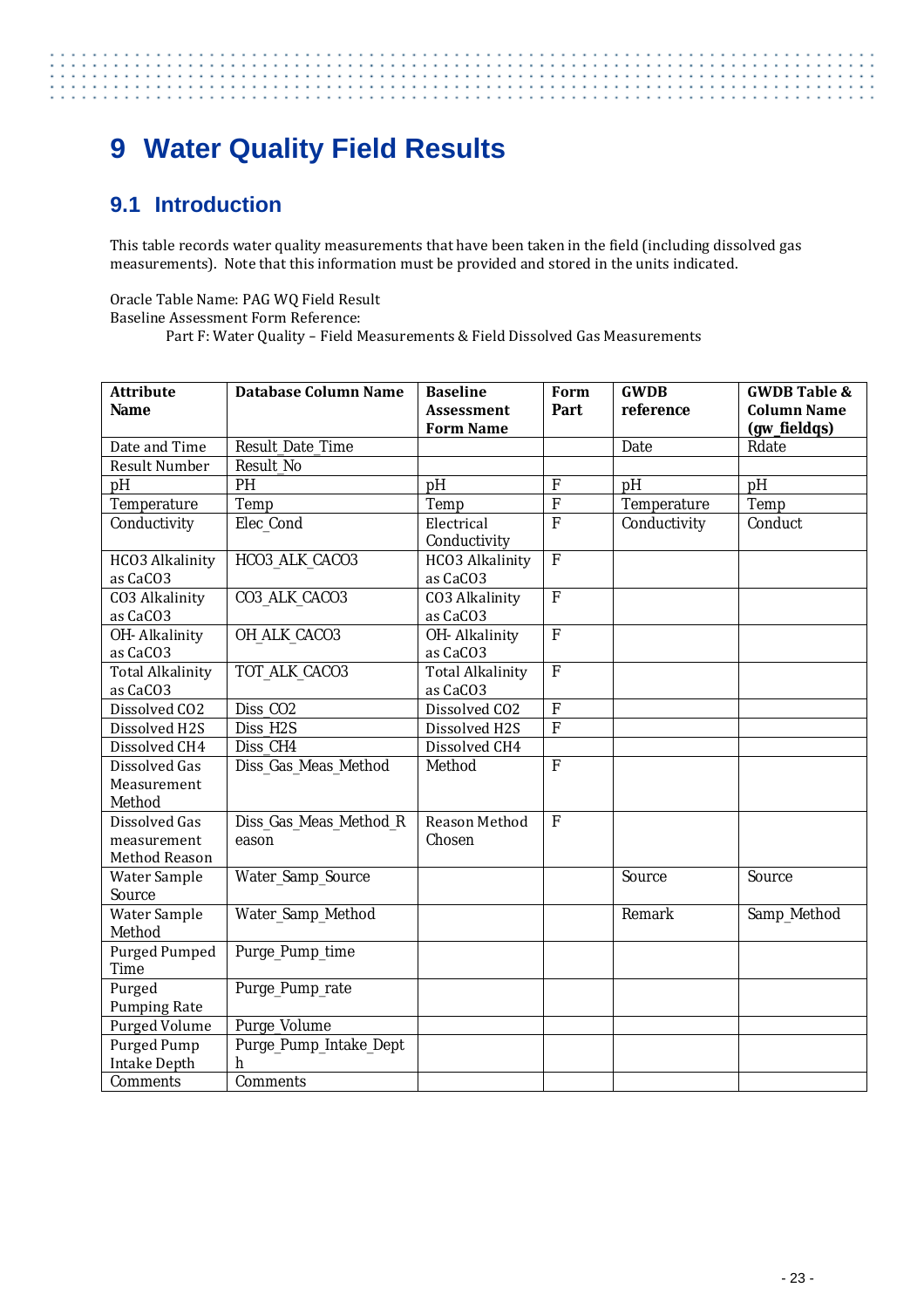# 9 Water Quality Field Results

## 9.1 Introduction

This table records water quality measurements that have been taken in the field (including dissolved gas measurements). Note that this information must be provided and stored in the units indicated.

Oracle Table Name: PAG WQ Field Result
Baseline Assessment Form Reference:
Part F: Water Quality – Field Measurements & Field Dissolved Gas Measurements

| Attribute Name | Database Column Name | Baseline Assessment Form Name | Form Part | GWDB reference | GWDB Table & Column Name (gw_fieldqs) |
|---|---|---|---|---|---|
| Date and Time | Result_Date_Time | | | Date | Rdate |
| Result Number | Result_No | | | | |
| pH | PH | pH | F | pH | pH |
| Temperature | Temp | Temp | F | Temperature | Temp |
| Conductivity | Elec_Cond | Electrical Conductivity | F | Conductivity | Conduct |
| HCO3 Alkalinity as CaCO3 | HCO3_ALK_CACO3 | HCO3 Alkalinity as CaCO3 | F | | |
| CO3 Alkalinity as CaCO3 | CO3_ALK_CACO3 | CO3 Alkalinity as CaCO3 | F | | |
| OH- Alkalinity as CaCO3 | OH_ALK_CACO3 | OH- Alkalinity as CaCO3 | F | | |
| Total Alkalinity as CaCO3 | TOT_ALK_CACO3 | Total Alkalinity as CaCO3 | F | | |
| Dissolved CO2 | Diss_CO2 | Dissolved CO2 | F | | |
| Dissolved H2S | Diss_H2S | Dissolved H2S | F | | |
| Dissolved CH4 | Diss_CH4 | Dissolved CH4 | | | |
| Dissolved Gas Measurement Method | Diss_Gas_Meas_Method | Method | F | | |
| Dissolved Gas measurement Method Reason | Diss_Gas_Meas_Method_Reason | Reason Method Chosen | F | | |
| Water Sample Source | Water_Samp_Source | | | Source | Source |
| Water Sample Method | Water_Samp_Method | | | Remark | Samp_Method |
| Purged Pumped Time | Purge_Pump_time | | | | |
| Purged Pumping Rate | Purge_Pump_rate | | | | |
| Purged Volume | Purge_Volume | | | | |
| Purged Pump Intake Depth | Purge_Pump_Intake_Depth | | | | |
| Comments | Comments | | | | |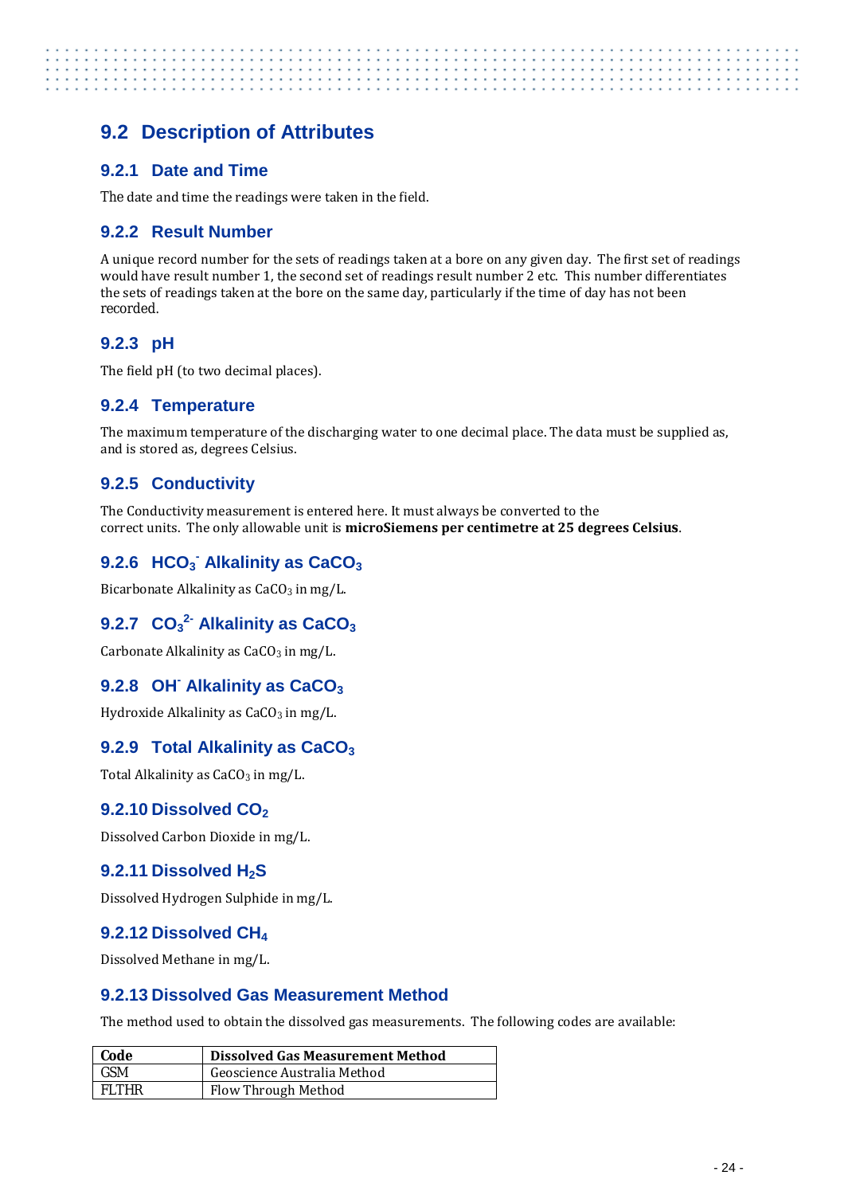## 9.2 Description of Attributes

### 9.2.1 Date and Time

The date and time the readings were taken in the field.

### 9.2.2 Result Number

A unique record number for the sets of readings taken at a bore on any given day. The first set of readings would have result number 1, the second set of readings result number 2 etc. This number differentiates the sets of readings taken at the bore on the same day, particularly if the time of day has not been recorded.

### 9.2.3 pH

The field pH (to two decimal places).

### 9.2.4 Temperature

The maximum temperature of the discharging water to one decimal place. The data must be supplied as, and is stored as, degrees Celsius.

### 9.2.5 Conductivity

The Conductivity measurement is entered here. It must always be converted to the correct units. The only allowable unit is **microSiemens per centimetre at 25 degrees Celsius**.

### 9.2.6 $HCO_3^-$ Alkalinity as $CaCO_3$

Bicarbonate Alkalinity as $CaCO_3$ in mg/L.

### 9.2.7 $CO_3^{2-}$ Alkalinity as $CaCO_3$

Carbonate Alkalinity as $CaCO_3$ in mg/L.

### 9.2.8 $OH^-$ Alkalinity as $CaCO_3$

Hydroxide Alkalinity as $CaCO_3$ in mg/L.

### 9.2.9 Total Alkalinity as $CaCO_3$

Total Alkalinity as $CaCO_3$ in mg/L.

### 9.2.10 Dissolved $CO_2$

Dissolved Carbon Dioxide in mg/L.

### 9.2.11 Dissolved $H_2S$

Dissolved Hydrogen Sulphide in mg/L.

### 9.2.12 Dissolved $CH_4$

Dissolved Methane in mg/L.

### 9.2.13 Dissolved Gas Measurement Method

The method used to obtain the dissolved gas measurements. The following codes are available:

| Code | Dissolved Gas Measurement Method |
|---|---|
| GSM | Geoscience Australia Method |
| FLTHR | Flow Through Method |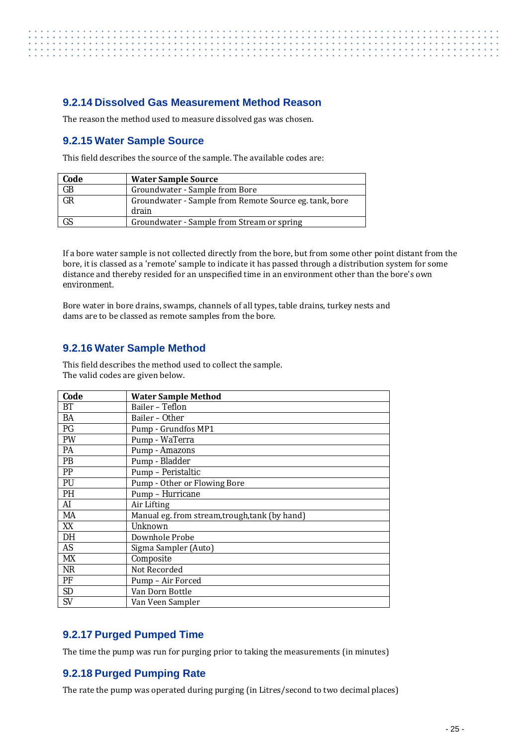### 9.2.14 Dissolved Gas Measurement Method Reason

The reason the method used to measure dissolved gas was chosen.

### 9.2.15 Water Sample Source

This field describes the source of the sample. The available codes are:

| Code | Water Sample Source |
|---|---|
| GB | Groundwater - Sample from Bore |
| GR | Groundwater - Sample from Remote Source eg. tank, bore drain |
| GS | Groundwater - Sample from Stream or spring |

If a bore water sample is not collected directly from the bore, but from some other point distant from the bore, it is classed as a 'remote' sample to indicate it has passed through a distribution system for some distance and thereby resided for an unspecified time in an environment other than the bore's own environment.

Bore water in bore drains, swamps, channels of all types, table drains, turkey nests and dams are to be classed as remote samples from the bore.

### 9.2.16 Water Sample Method

This field describes the method used to collect the sample.
The valid codes are given below.

| Code | Water Sample Method |
|---|---|
| BT | Bailer – Teflon |
| BA | Bailer – Other |
| PG | Pump - Grundfos MP1 |
| PW | Pump - WaTerra |
| PA | Pump - Amazons |
| PB | Pump - Bladder |
| PP | Pump – Peristaltic |
| PU | Pump - Other or Flowing Bore |
| PH | Pump – Hurricane |
| AI | Air Lifting |
| MA | Manual eg. from stream,trough,tank (by hand) |
| XX | Unknown |
| DH | Downhole Probe |
| AS | Sigma Sampler (Auto) |
| MX | Composite |
| NR | Not Recorded |
| PF | Pump – Air Forced |
| SD | Van Dorn Bottle |
| SV | Van Veen Sampler |

### 9.2.17 Purged Pumped Time

The time the pump was run for purging prior to taking the measurements (in minutes)

### 9.2.18 Purged Pumping Rate

The rate the pump was operated during purging (in Litres/second to two decimal places)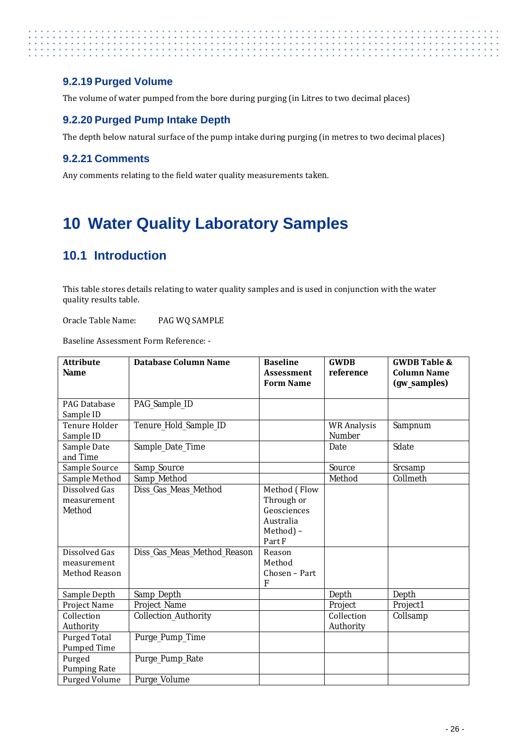### 9.2.19 Purged Volume

The volume of water pumped from the bore during purging (in Litres to two decimal places)

### 9.2.20 Purged Pump Intake Depth

The depth below natural surface of the pump intake during purging (in metres to two decimal places)

### 9.2.21 Comments

Any comments relating to the field water quality measurements taken.

# 10 Water Quality Laboratory Samples

## 10.1 Introduction

This table stores details relating to water quality samples and is used in conjunction with the water quality results table.

Oracle Table Name: PAG WQ SAMPLE

Baseline Assessment Form Reference: -

| Attribute Name | Database Column Name | Baseline Assessment Form Name | GWDB reference | GWDB Table & Column Name (gw_samples) |
|---|---|---|---|---|
| PAG Database Sample ID | PAG_Sample_ID | | | |
| Tenure Holder Sample ID | Tenure_Hold_Sample_ID | | WR Analysis Number | Sampnum |
| Sample Date and Time | Sample_Date_Time | | Date | Sdate |
| Sample Source | Samp_Source | | Source | Srcsamp |
| Sample Method | Samp_Method | | Method | Collmeth |
| Dissolved Gas measurement Method | Diss_Gas_Meas_Method | Method ( Flow Through or Geosciences Australia Method) – Part F | | |
| Dissolved Gas measurement Method Reason | Diss_Gas_Meas_Method_Reason | Reason Method Chosen – Part F | | |
| Sample Depth | Samp_Depth | | Depth | Depth |
| Project Name | Project_Name | | Project | Project1 |
| Collection Authority | Collection_Authority | | Collection Authority | Collsamp |
| Purged Total Pumped Time | Purge_Pump_Time | | | |
| Purged Pumping Rate | Purge_Pump_Rate | | | |
| Purged Volume | Purge_Volume | | | |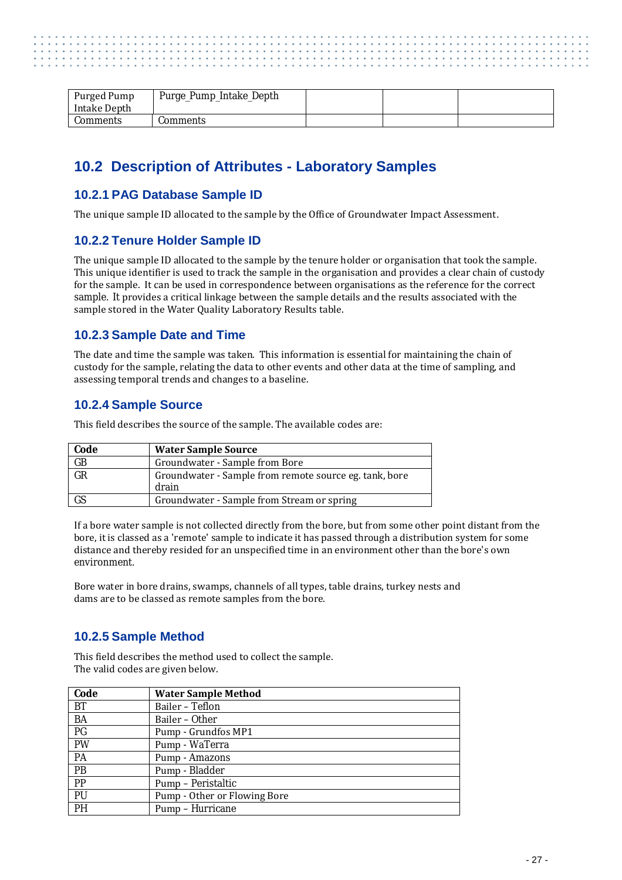| Purged Pump Intake Depth | Purge_Pump_Intake_Depth | | | |
|---|---|---|---|---|
| Comments | Comments | | | |

## 10.2 Description of Attributes - Laboratory Samples

### 10.2.1 PAG Database Sample ID

The unique sample ID allocated to the sample by the Office of Groundwater Impact Assessment.

### 10.2.2 Tenure Holder Sample ID

The unique sample ID allocated to the sample by the tenure holder or organisation that took the sample. This unique identifier is used to track the sample in the organisation and provides a clear chain of custody for the sample. It can be used in correspondence between organisations as the reference for the correct sample. It provides a critical linkage between the sample details and the results associated with the sample stored in the Water Quality Laboratory Results table.

### 10.2.3 Sample Date and Time

The date and time the sample was taken. This information is essential for maintaining the chain of custody for the sample, relating the data to other events and other data at the time of sampling, and assessing temporal trends and changes to a baseline.

### 10.2.4 Sample Source

This field describes the source of the sample. The available codes are:

| Code | Water Sample Source |
|---|---|
| GB | Groundwater - Sample from Bore |
| GR | Groundwater - Sample from remote source eg. tank, bore drain |
| GS | Groundwater - Sample from Stream or spring |

If a bore water sample is not collected directly from the bore, but from some other point distant from the bore, it is classed as a 'remote' sample to indicate it has passed through a distribution system for some distance and thereby resided for an unspecified time in an environment other than the bore's own environment.

Bore water in bore drains, swamps, channels of all types, table drains, turkey nests and dams are to be classed as remote samples from the bore.

### 10.2.5 Sample Method

This field describes the method used to collect the sample.
The valid codes are given below.

| Code | Water Sample Method |
|---|---|
| BT | Bailer – Teflon |
| BA | Bailer – Other |
| PG | Pump - Grundfos MP1 |
| PW | Pump - WaTerra |
| PA | Pump - Amazons |
| PB | Pump - Bladder |
| PP | Pump – Peristaltic |
| PU | Pump - Other or Flowing Bore |
| PH | Pump – Hurricane |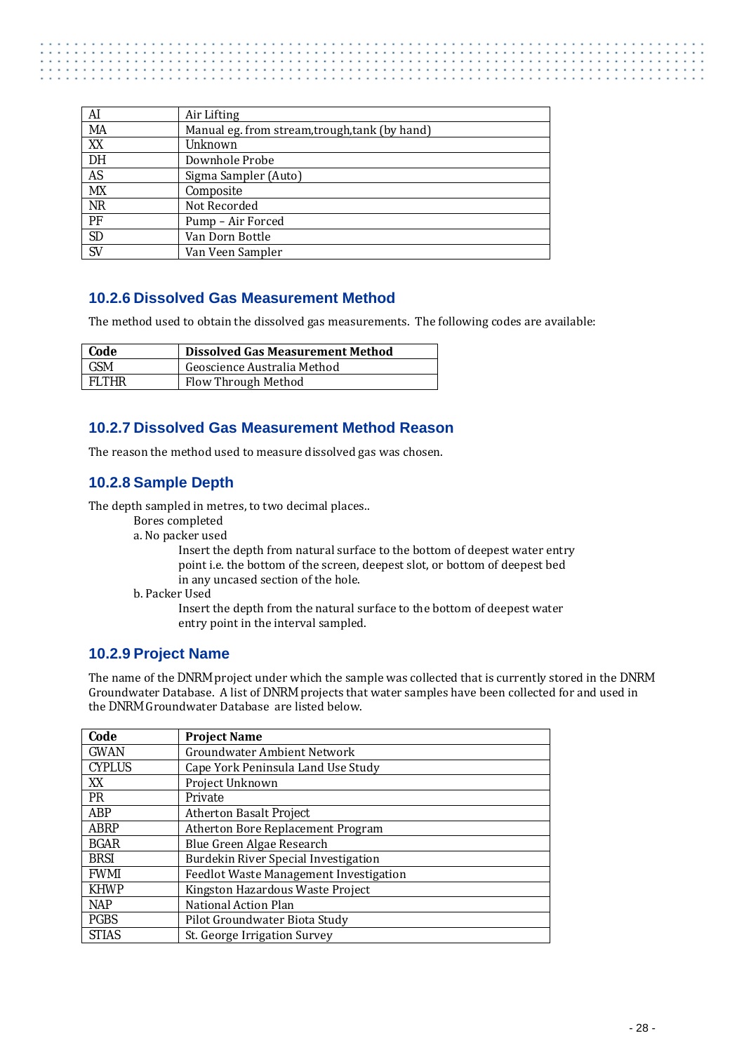| AI | Air Lifting |
|---|---|
| MA | Manual eg. from stream,trough,tank (by hand) |
| XX | Unknown |
| DH | Downhole Probe |
| AS | Sigma Sampler (Auto) |
| MX | Composite |
| NR | Not Recorded |
| PF | Pump – Air Forced |
| SD | Van Dorn Bottle |
| SV | Van Veen Sampler |

### 10.2.6 Dissolved Gas Measurement Method

The method used to obtain the dissolved gas measurements. The following codes are available:

| Code | Dissolved Gas Measurement Method |
|---|---|
| GSM | Geoscience Australia Method |
| FLTHR | Flow Through Method |

### 10.2.7 Dissolved Gas Measurement Method Reason

The reason the method used to measure dissolved gas was chosen.

### 10.2.8 Sample Depth

The depth sampled in metres, to two decimal places..

Bores completed

a. No packer used

Insert the depth from natural surface to the bottom of deepest water entry point i.e. the bottom of the screen, deepest slot, or bottom of deepest bed in any uncased section of the hole.

b. Packer Used

Insert the depth from the natural surface to the bottom of deepest water entry point in the interval sampled.

### 10.2.9 Project Name

The name of the DNRM project under which the sample was collected that is currently stored in the DNRM Groundwater Database. A list of DNRM projects that water samples have been collected for and used in the DNRM Groundwater Database are listed below.

| Code | Project Name |
|---|---|
| GWAN | Groundwater Ambient Network |
| CYPLUS | Cape York Peninsula Land Use Study |
| XX | Project Unknown |
| PR | Private |
| ABP | Atherton Basalt Project |
| ABRP | Atherton Bore Replacement Program |
| BGAR | Blue Green Algae Research |
| BRSI | Burdekin River Special Investigation |
| FWMI | Feedlot Waste Management Investigation |
| KHWP | Kingston Hazardous Waste Project |
| NAP | National Action Plan |
| PGBS | Pilot Groundwater Biota Study |
| STIAS | St. George Irrigation Survey |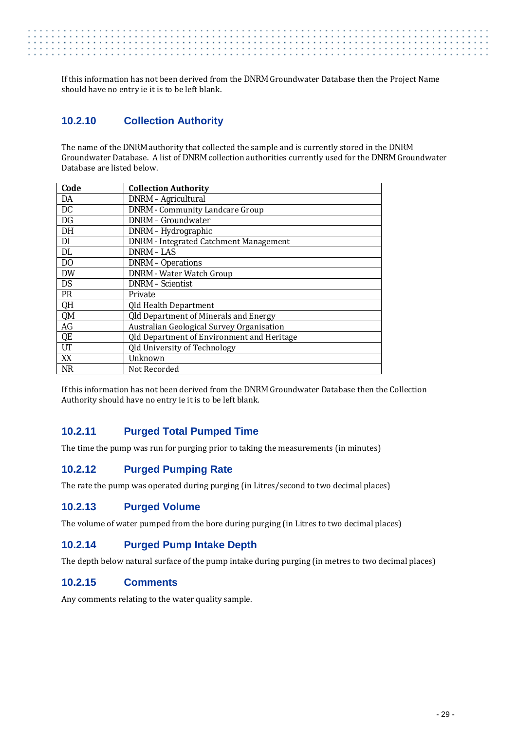If this information has not been derived from the DNRM Groundwater Database then the Project Name should have no entry ie it is to be left blank.

### 10.2.10 Collection Authority

The name of the DNRM authority that collected the sample and is currently stored in the DNRM Groundwater Database. A list of DNRM collection authorities currently used for the DNRM Groundwater Database are listed below.

| Code | Collection Authority |
|---|---|
| DA | DNRM – Agricultural |
| DC | DNRM - Community Landcare Group |
| DG | DNRM – Groundwater |
| DH | DNRM – Hydrographic |
| DI | DNRM - Integrated Catchment Management |
| DL | DNRM – LAS |
| DO | DNRM – Operations |
| DW | DNRM - Water Watch Group |
| DS | DNRM – Scientist |
| PR | Private |
| QH | Qld Health Department |
| QM | Qld Department of Minerals and Energy |
| AG | Australian Geological Survey Organisation |
| QE | Qld Department of Environment and Heritage |
| UT | Qld University of Technology |
| XX | Unknown |
| NR | Not Recorded |

If this information has not been derived from the DNRM Groundwater Database then the Collection Authority should have no entry ie it is to be left blank.

### 10.2.11 Purged Total Pumped Time

The time the pump was run for purging prior to taking the measurements (in minutes)

### 10.2.12 Purged Pumping Rate

The rate the pump was operated during purging (in Litres/second to two decimal places)

### 10.2.13 Purged Volume

The volume of water pumped from the bore during purging (in Litres to two decimal places)

### 10.2.14 Purged Pump Intake Depth

The depth below natural surface of the pump intake during purging (in metres to two decimal places)

### 10.2.15 Comments

Any comments relating to the water quality sample.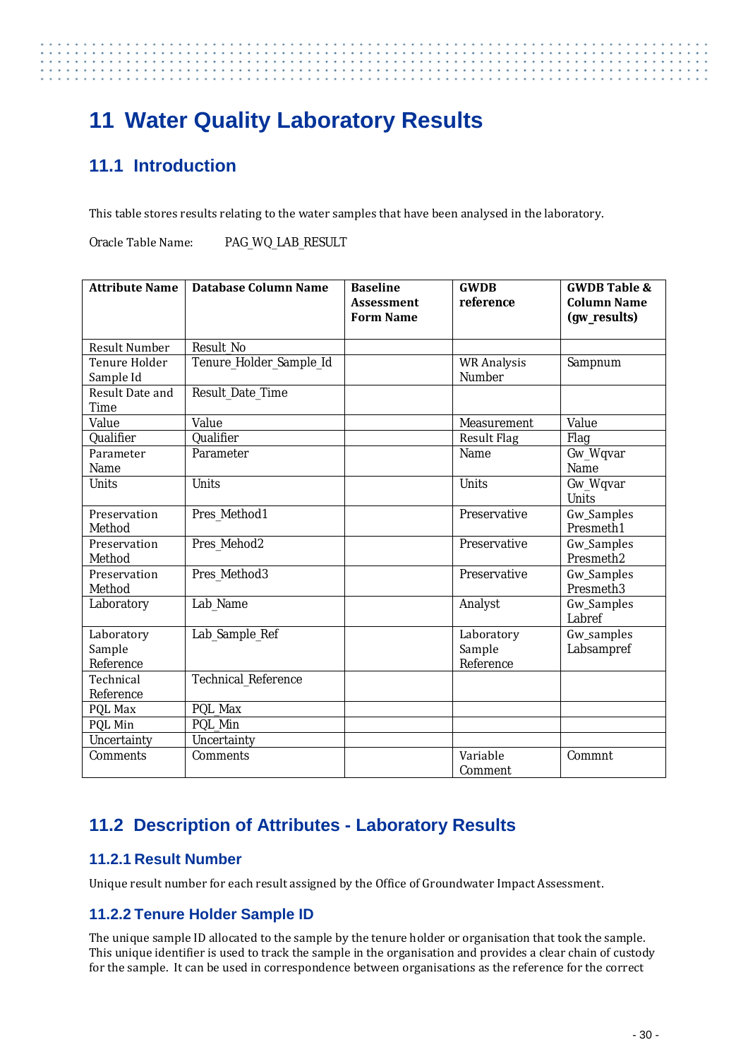# 11 Water Quality Laboratory Results

## 11.1 Introduction

This table stores results relating to the water samples that have been analysed in the laboratory.

Oracle Table Name: PAG_WQ_LAB_RESULT

| Attribute Name | Database Column Name | Baseline Assessment Form Name | GWDB reference | GWDB Table & Column Name (gw_results) |
|---|---|---|---|---|
| Result Number | Result_No | | | |
| Tenure Holder Sample Id | Tenure_Holder_Sample_Id | | WR Analysis Number | Sampnum |
| Result Date and Time | Result_Date_Time | | | |
| Value | Value | | Measurement | Value |
| Qualifier | Qualifier | | Result Flag | Flag |
| Parameter Name | Parameter | | Name | Gw_Wqvar Name |
| Units | Units | | Units | Gw_Wqvar Units |
| Preservation Method | Pres_Method1 | | Preservative | Gw_Samples Presmeth1 |
| Preservation Method | Pres_Mehod2 | | Preservative | Gw_Samples Presmeth2 |
| Preservation Method | Pres_Method3 | | Preservative | Gw_Samples Presmeth3 |
| Laboratory | Lab_Name | | Analyst | Gw_Samples Labref |
| Laboratory Sample Reference | Lab_Sample_Ref | | Laboratory Sample Reference | Gw_samples Labsampref |
| Technical Reference | Technical_Reference | | | |
| PQL Max | PQL_Max | | | |
| PQL Min | PQL_Min | | | |
| Uncertainty | Uncertainty | | | |
| Comments | Comments | | Variable Comment | Commnt |

## 11.2 Description of Attributes - Laboratory Results

### 11.2.1 Result Number

Unique result number for each result assigned by the Office of Groundwater Impact Assessment.

### 11.2.2 Tenure Holder Sample ID

The unique sample ID allocated to the sample by the tenure holder or organisation that took the sample. This unique identifier is used to track the sample in the organisation and provides a clear chain of custody for the sample. It can be used in correspondence between organisations as the reference for the correct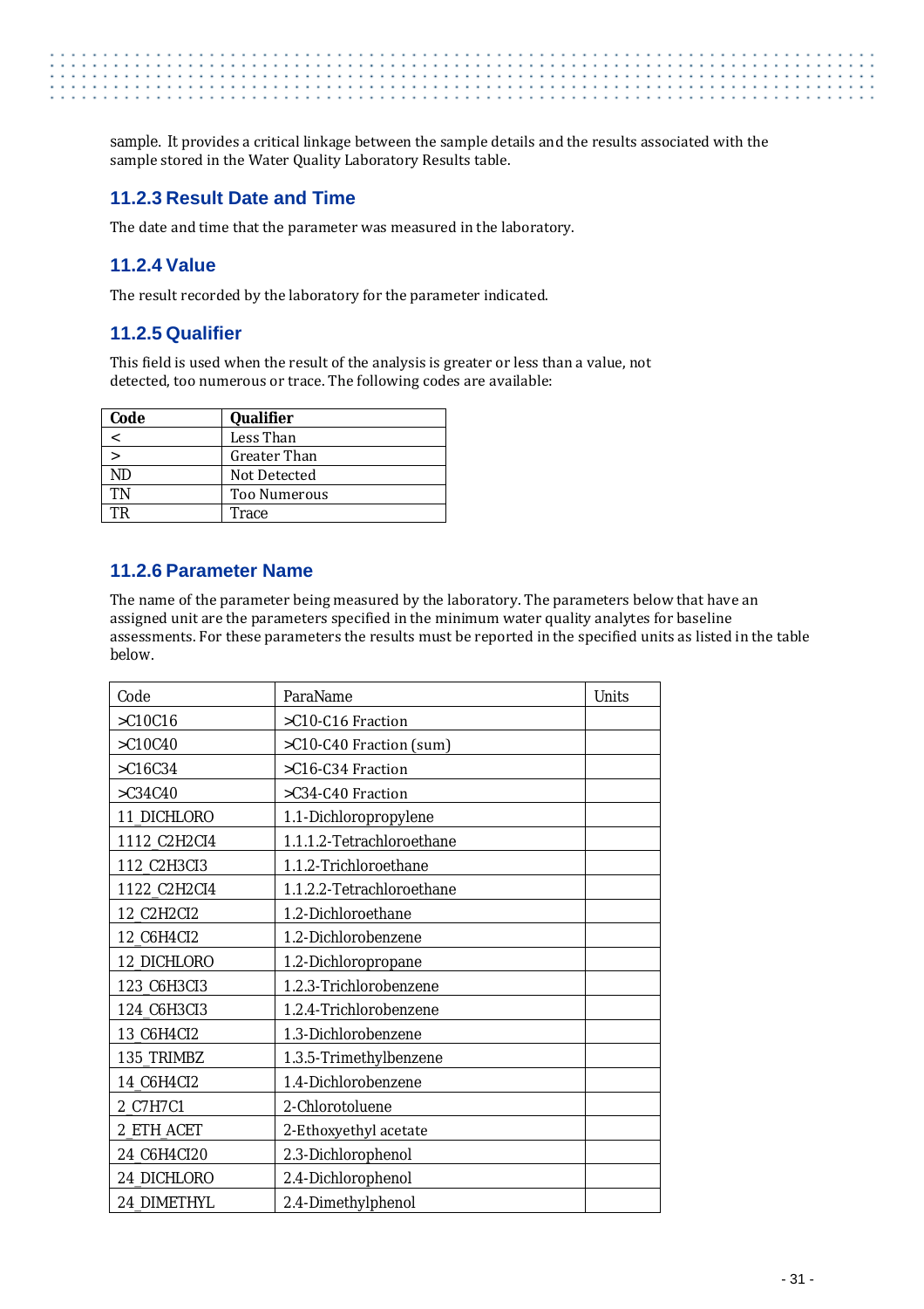sample. It provides a critical linkage between the sample details and the results associated with the sample stored in the Water Quality Laboratory Results table.

### 11.2.3 Result Date and Time

The date and time that the parameter was measured in the laboratory.

### 11.2.4 Value

The result recorded by the laboratory for the parameter indicated.

### 11.2.5 Qualifier

This field is used when the result of the analysis is greater or less than a value, not detected, too numerous or trace. The following codes are available:

| Code | Qualifier |
|---|---|
| < | Less Than |
| > | Greater Than |
| ND | Not Detected |
| TN | Too Numerous |
| TR | Trace |

### 11.2.6 Parameter Name

The name of the parameter being measured by the laboratory. The parameters below that have an assigned unit are the parameters specified in the minimum water quality analytes for baseline assessments. For these parameters the results must be reported in the specified units as listed in the table below.

| Code | ParaName | Units |
|---|---|---|
| >C10C16 | >C10-C16 Fraction | |
| >C10C40 | >C10-C40 Fraction (sum) | |
| >C16C34 | >C16-C34 Fraction | |
| >C34C40 | >C34-C40 Fraction | |
| 11_DICHLORO | 1.1-Dichloropropylene | |
| 1112_C2H2CI4 | 1.1.1.2-Tetrachloroethane | |
| 112_C2H3CI3 | 1.1.2-Trichloroethane | |
| 1122_C2H2CI4 | 1.1.2.2-Tetrachloroethane | |
| 12_C2H2CI2 | 1.2-Dichloroethane | |
| 12_C6H4CI2 | 1.2-Dichlorobenzene | |
| 12_DICHLORO | 1.2-Dichloropropane | |
| 123_C6H3CI3 | 1.2.3-Trichlorobenzene | |
| 124_C6H3CI3 | 1.2.4-Trichlorobenzene | |
| 13_C6H4CI2 | 1.3-Dichlorobenzene | |
| 135_TRIMBZ | 1.3.5-Trimethylbenzene | |
| 14_C6H4CI2 | 1.4-Dichlorobenzene | |
| 2_C7H7C1 | 2-Chlorotoluene | |
| 2_ETH_ACET | 2-Ethoxyethyl acetate | |
| 24_C6H4CI20 | 2.3-Dichlorophenol | |
| 24_DICHLORO | 2.4-Dichlorophenol | |
| 24_DIMETHYL | 2.4-Dimethylphenol | |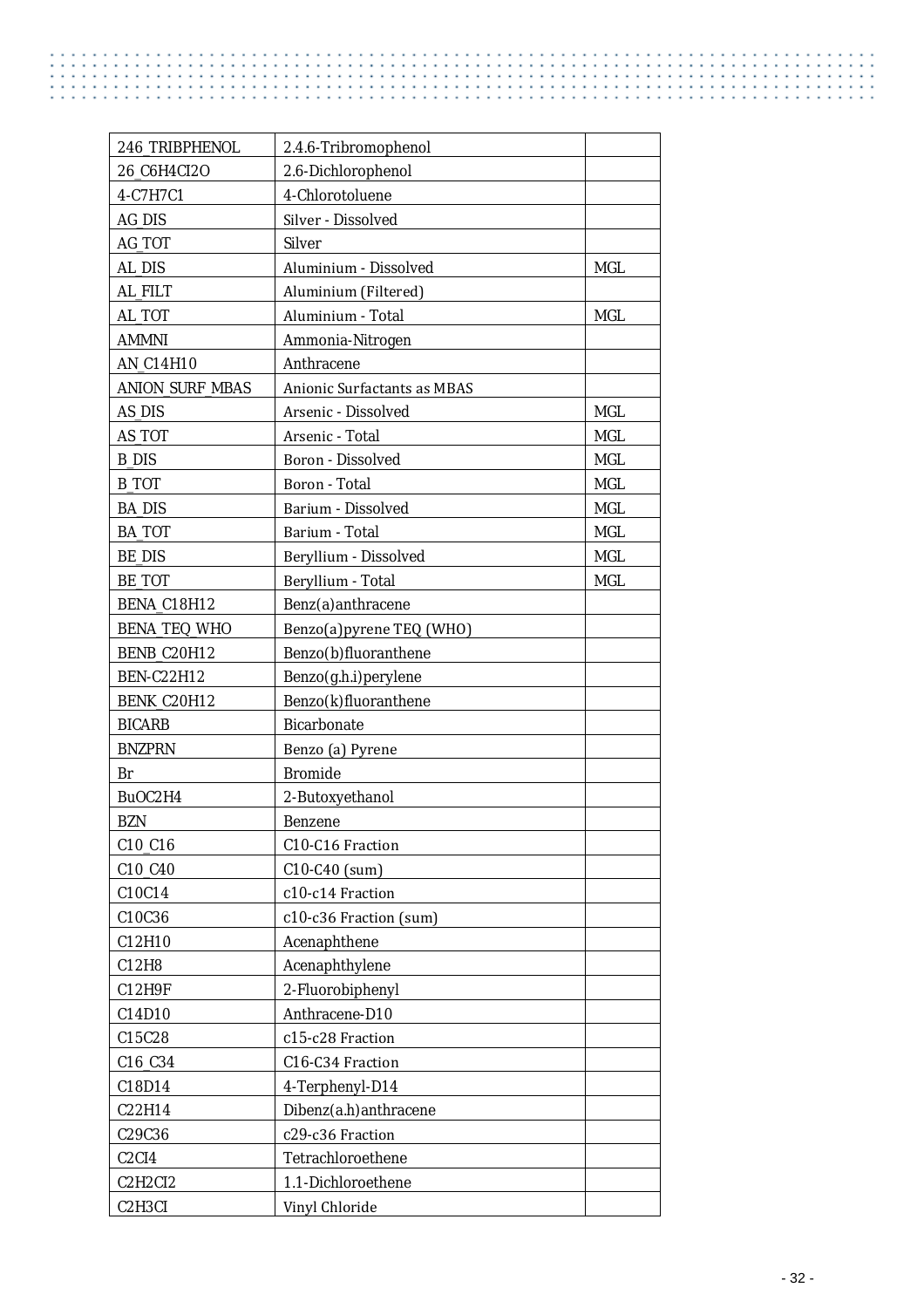| | | |
|---|---|---|
| 246_TRIBPHENOL | 2.4.6-Tribromophenol | |
| 26_C6H4CI2O | 2.6-Dichlorophenol | |
| 4-C7H7C1 | 4-Chlorotoluene | |
| AG_DIS | Silver - Dissolved | |
| AG_TOT | Silver | |
| AL_DIS | Aluminium - Dissolved | MGL |
| AL_FILT | Aluminium (Filtered) | |
| AL_TOT | Aluminium - Total | MGL |
| AMMNI | Ammonia-Nitrogen | |
| AN_C14H10 | Anthracene | |
| ANION_SURF_MBAS | Anionic Surfactants as MBAS | |
| AS_DIS | Arsenic - Dissolved | MGL |
| AS_TOT | Arsenic - Total | MGL |
| B_DIS | Boron - Dissolved | MGL |
| B_TOT | Boron - Total | MGL |
| BA_DIS | Barium - Dissolved | MGL |
| BA_TOT | Barium - Total | MGL |
| BE_DIS | Beryllium - Dissolved | MGL |
| BE_TOT | Beryllium - Total | MGL |
| BENA_C18H12 | Benz(a)anthracene | |
| BENA_TEQ_WHO | Benzo(a)pyrene TEQ (WHO) | |
| BENB_C20H12 | Benzo(b)fluoranthene | |
| BEN-C22H12 | Benzo(g.h.i)perylene | |
| BENK_C20H12 | Benzo(k)fluoranthene | |
| BICARB | Bicarbonate | |
| BNZPRN | Benzo (a) Pyrene | |
| Br | Bromide | |
| BuOC2H4 | 2-Butoxyethanol | |
| BZN | Benzene | |
| C10_C16 | C10-C16 Fraction | |
| C10_C40 | C10-C40 (sum) | |
| C10C14 | c10-c14 Fraction | |
| C10C36 | c10-c36 Fraction (sum) | |
| C12H10 | Acenaphthene | |
| C12H8 | Acenaphthylene | |
| C12H9F | 2-Fluorobiphenyl | |
| C14D10 | Anthracene-D10 | |
| C15C28 | c15-c28 Fraction | |
| C16_C34 | C16-C34 Fraction | |
| C18D14 | 4-Terphenyl-D14 | |
| C22H14 | Dibenz(a.h)anthracene | |
| C29C36 | c29-c36 Fraction | |
| C2CI4 | Tetrachloroethene | |
| C2H2CI2 | 1.1-Dichloroethene | |
| C2H3CI | Vinyl Chloride | |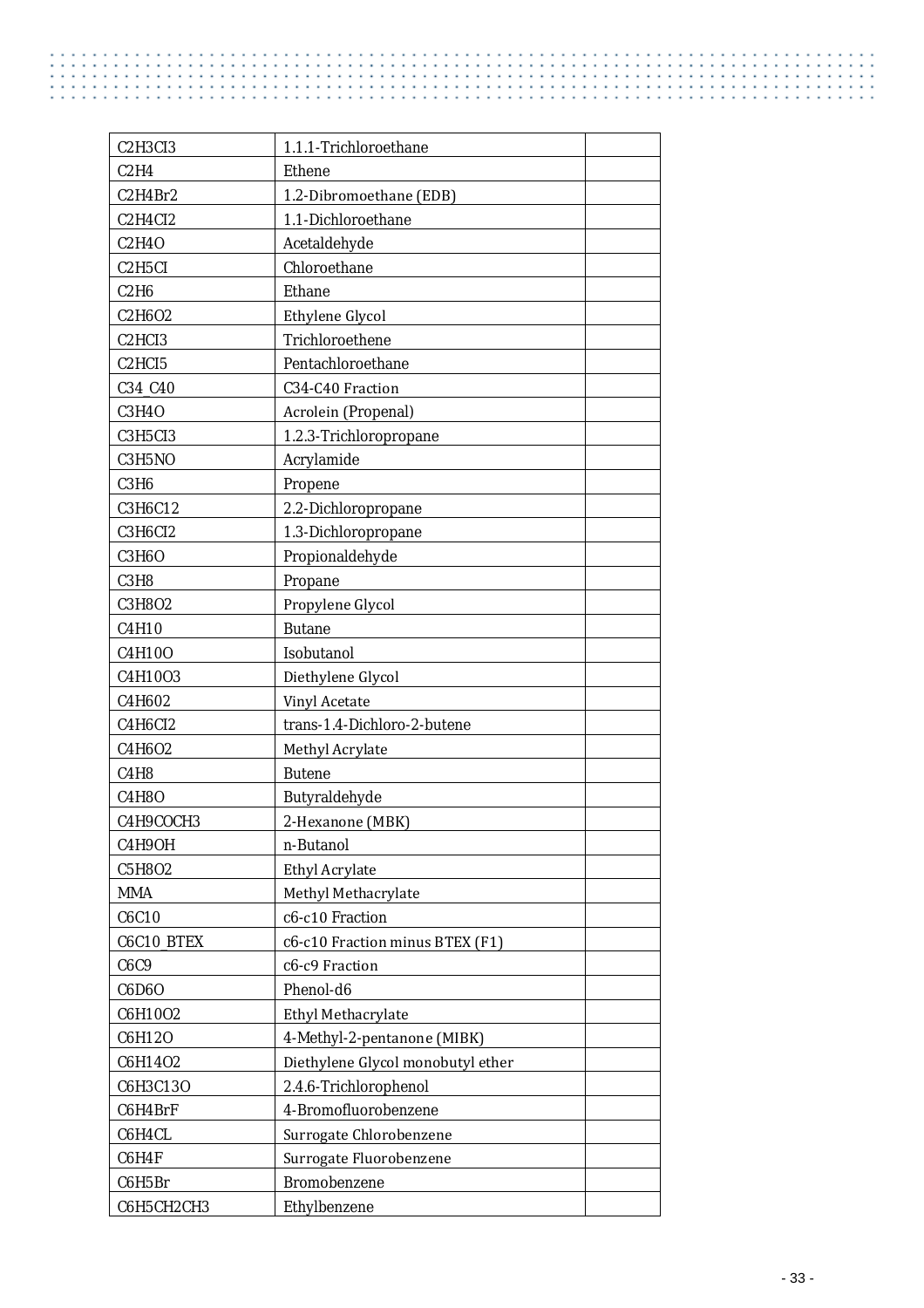| | | |
|---|---|---|
| C2H3Cl3 | 1.1.1-Trichloroethane | |
| C2H4 | Ethene | |
| C2H4Br2 | 1.2-Dibromoethane (EDB) | |
| C2H4Cl2 | 1.1-Dichloroethane | |
| C2H4O | Acetaldehyde | |
| C2H5Cl | Chloroethane | |
| C2H6 | Ethane | |
| C2H6O2 | Ethylene Glycol | |
| C2HCl3 | Trichloroethene | |
| C2HCl5 | Pentachloroethane | |
| C34_C40 | C34-C40 Fraction | |
| C3H4O | Acrolein (Propenal) | |
| C3H5Cl3 | 1.2.3-Trichloropropane | |
| C3H5NO | Acrylamide | |
| C3H6 | Propene | |
| C3H6C12 | 2.2-Dichloropropane | |
| C3H6Cl2 | 1.3-Dichloropropane | |
| C3H6O | Propionaldehyde | |
| C3H8 | Propane | |
| C3H8O2 | Propylene Glycol | |
| C4H10 | Butane | |
| C4H10O | Isobutanol | |
| C4H10O3 | Diethylene Glycol | |
| C4H602 | Vinyl Acetate | |
| C4H6Cl2 | trans-1.4-Dichloro-2-butene | |
| C4H6O2 | Methyl Acrylate | |
| C4H8 | Butene | |
| C4H8O | Butyraldehyde | |
| C4H9COCH3 | 2-Hexanone (MBK) | |
| C4H9OH | n-Butanol | |
| C5H8O2 | Ethyl Acrylate | |
| MMA | Methyl Methacrylate | |
| C6C10 | c6-c10 Fraction | |
| C6C10_BTEX | c6-c10 Fraction minus BTEX (F1) | |
| C6C9 | c6-c9 Fraction | |
| C6D6O | Phenol-d6 | |
| C6H10O2 | Ethyl Methacrylate | |
| C6H12O | 4-Methyl-2-pentanone (MIBK) | |
| C6H14O2 | Diethylene Glycol monobutyl ether | |
| C6H3C13O | 2.4.6-Trichlorophenol | |
| C6H4BrF | 4-Bromofluorobenzene | |
| C6H4CL | Surrogate Chlorobenzene | |
| C6H4F | Surrogate Fluorobenzene | |
| C6H5Br | Bromobenzene | |
| C6H5CH2CH3 | Ethylbenzene | |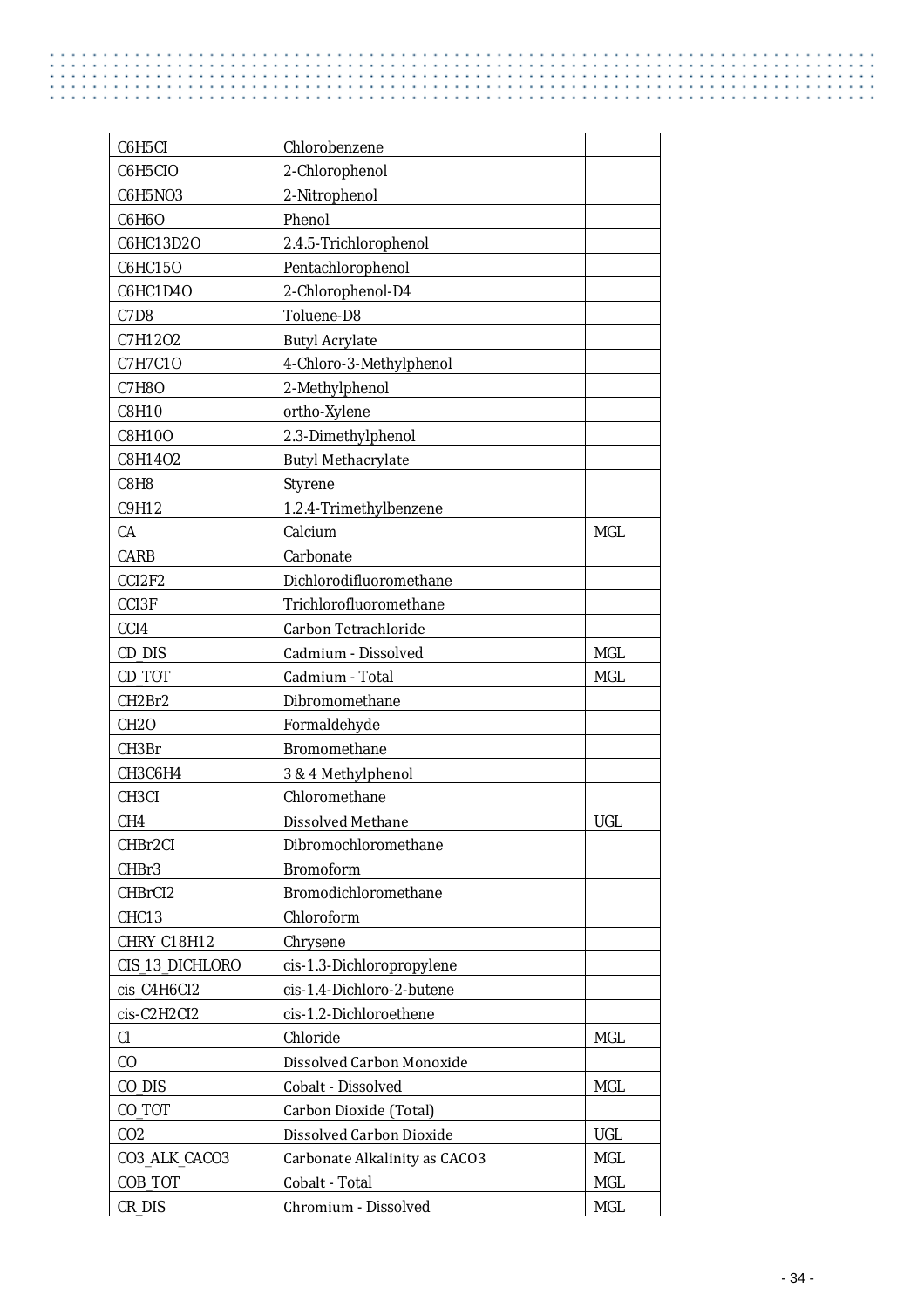| | | |
|---|---|---|
| C6H5CI | Chlorobenzene | |
| C6H5CIO | 2-Chlorophenol | |
| C6H5NO3 | 2-Nitrophenol | |
| C6H6O | Phenol | |
| C6HC13D2O | 2.4.5-Trichlorophenol | |
| C6HC15O | Pentachlorophenol | |
| C6HC1D4O | 2-Chlorophenol-D4 | |
| C7D8 | Toluene-D8 | |
| C7H12O2 | Butyl Acrylate | |
| C7H7C1O | 4-Chloro-3-Methylphenol | |
| C7H8O | 2-Methylphenol | |
| C8H10 | ortho-Xylene | |
| C8H10O | 2.3-Dimethylphenol | |
| C8H14O2 | Butyl Methacrylate | |
| C8H8 | Styrene | |
| C9H12 | 1.2.4-Trimethylbenzene | |
| CA | Calcium | MGL |
| CARB | Carbonate | |
| CCI2F2 | Dichlorodifluoromethane | |
| CCI3F | Trichlorofluoromethane | |
| CCI4 | Carbon Tetrachloride | |
| CD_DIS | Cadmium - Dissolved | MGL |
| CD_TOT | Cadmium - Total | MGL |
| CH2Br2 | Dibromomethane | |
| CH2O | Formaldehyde | |
| CH3Br | Bromomethane | |
| CH3C6H4 | 3 & 4 Methylphenol | |
| CH3CI | Chloromethane | |
| CH4 | Dissolved Methane | UGL |
| CHBr2CI | Dibromochloromethane | |
| CHBr3 | Bromoform | |
| CHBrCI2 | Bromodichloromethane | |
| CHC13 | Chloroform | |
| CHRY_C18H12 | Chrysene | |
| CIS_13_DICHLORO | cis-1.3-Dichloropropylene | |
| cis_C4H6CI2 | cis-1.4-Dichloro-2-butene | |
| cis-C2H2CI2 | cis-1.2-Dichloroethene | |
| Cl | Chloride | MGL |
| CO | Dissolved Carbon Monoxide | |
| CO_DIS | Cobalt - Dissolved | MGL |
| CO_TOT | Carbon Dioxide (Total) | |
| CO2 | Dissolved Carbon Dioxide | UGL |
| CO3_ALK_CACO3 | Carbonate Alkalinity as CACO3 | MGL |
| COB_TOT | Cobalt - Total | MGL |
| CR_DIS | Chromium - Dissolved | MGL |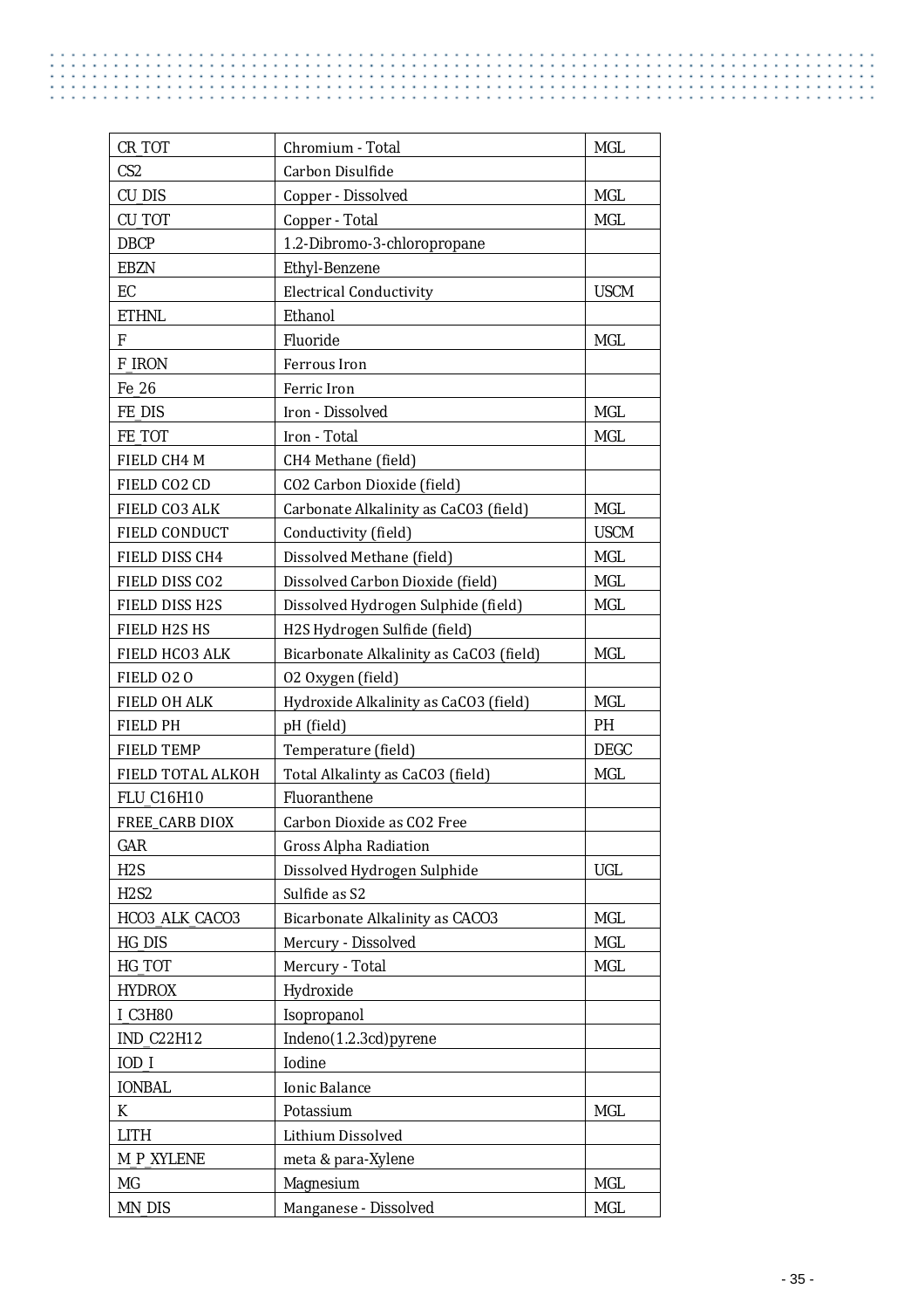| CR_TOT | Chromium - Total | MGL |
|---|---|---|
| CS2 | Carbon Disulfide | |
| CU_DIS | Copper - Dissolved | MGL |
| CU_TOT | Copper - Total | MGL |
| DBCP | 1.2-Dibromo-3-chloropropane | |
| EBZN | Ethyl-Benzene | |
| EC | Electrical Conductivity | USCM |
| ETHNL | Ethanol | |
| F | Fluoride | MGL |
| F_IRON | Ferrous Iron | |
| Fe_26 | Ferric Iron | |
| FE_DIS | Iron - Dissolved | MGL |
| FE_TOT | Iron - Total | MGL |
| FIELD CH4 M | CH4 Methane (field) | |
| FIELD CO2 CD | CO2 Carbon Dioxide (field) | |
| FIELD CO3 ALK | Carbonate Alkalinity as CaCO3 (field) | MGL |
| FIELD CONDUCT | Conductivity (field) | USCM |
| FIELD DISS CH4 | Dissolved Methane (field) | MGL |
| FIELD DISS CO2 | Dissolved Carbon Dioxide (field) | MGL |
| FIELD DISS H2S | Dissolved Hydrogen Sulphide (field) | MGL |
| FIELD H2S HS | H2S Hydrogen Sulfide (field) | |
| FIELD HCO3 ALK | Bicarbonate Alkalinity as CaCO3 (field) | MGL |
| FIELD O2 O | O2 Oxygen (field) | |
| FIELD OH ALK | Hydroxide Alkalinity as CaCO3 (field) | MGL |
| FIELD PH | pH (field) | PH |
| FIELD TEMP | Temperature (field) | DEGC |
| FIELD TOTAL ALKOH | Total Alkalinty as CaCO3 (field) | MGL |
| FLU_C16H10 | Fluoranthene | |
| FREE_CARB DIOX | Carbon Dioxide as CO2 Free | |
| GAR | Gross Alpha Radiation | |
| H2S | Dissolved Hydrogen Sulphide | UGL |
| H2S2 | Sulfide as S2 | |
| HCO3_ALK_CACO3 | Bicarbonate Alkalinity as CACO3 | MGL |
| HG_DIS | Mercury - Dissolved | MGL |
| HG_TOT | Mercury - Total | MGL |
| HYDROX | Hydroxide | |
| I_C3H80 | Isopropanol | |
| IND_C22H12 | Indeno(1.2.3cd)pyrene | |
| IOD_I | Iodine | |
| IONBAL | Ionic Balance | |
| K | Potassium | MGL |
| LITH | Lithium Dissolved | |
| M_P_XYLENE | meta & para-Xylene | |
| MG | Magnesium | MGL |
| MN_DIS | Manganese - Dissolved | MGL |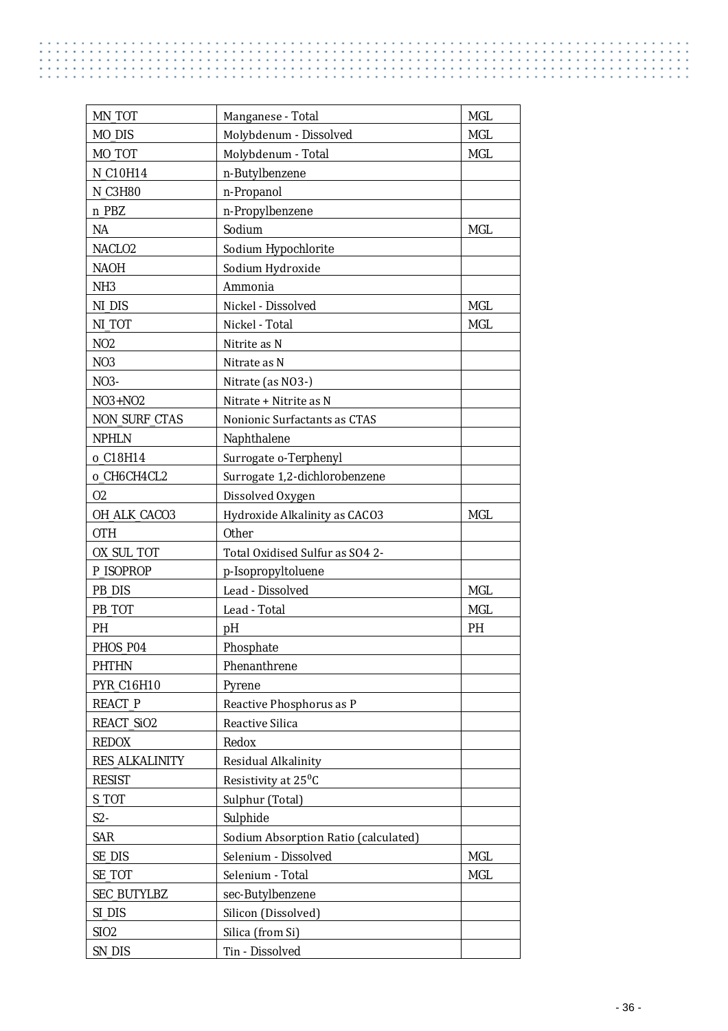| MN_TOT | Manganese - Total | MGL |
|---|---|---|
| MO_DIS | Molybdenum - Dissolved | MGL |
| MO_TOT | Molybdenum - Total | MGL |
| N_C10H14 | n-Butylbenzene | |
| N_C3H80 | n-Propanol | |
| n_PBZ | n-Propylbenzene | |
| NA | Sodium | MGL |
| NACLO2 | Sodium Hypochlorite | |
| NAOH | Sodium Hydroxide | |
| NH3 | Ammonia | |
| NI_DIS | Nickel - Dissolved | MGL |
| NI_TOT | Nickel - Total | MGL |
| NO2 | Nitrite as N | |
| NO3 | Nitrate as N | |
| NO3- | Nitrate (as NO3-) | |
| NO3+NO2 | Nitrate + Nitrite as N | |
| NON_SURF_CTAS | Nonionic Surfactants as CTAS | |
| NPHLN | Naphthalene | |
| o_C18H14 | Surrogate o-Terphenyl | |
| o_CH6CH4CL2 | Surrogate 1,2-dichlorobenzene | |
| O2 | Dissolved Oxygen | |
| OH_ALK_CACO3 | Hydroxide Alkalinity as CACO3 | MGL |
| OTH | Other | |
| OX_SUL_TOT | Total Oxidised Sulfur as SO4 2- | |
| P_ISOPROP | p-Isopropyltoluene | |
| PB_DIS | Lead - Dissolved | MGL |
| PB_TOT | Lead - Total | MGL |
| PH | pH | PH |
| PHOS_P04 | Phosphate | |
| PHTHN | Phenanthrene | |
| PYR_C16H10 | Pyrene | |
| REACT_P | Reactive Phosphorus as P | |
| REACT_SiO2 | Reactive Silica | |
| REDOX | Redox | |
| RES_ALKALINITY | Residual Alkalinity | |
| RESIST | Resistivity at 25$^0$C | |
| S_TOT | Sulphur (Total) | |
| S2- | Sulphide | |
| SAR | Sodium Absorption Ratio (calculated) | |
| SE_DIS | Selenium - Dissolved | MGL |
| SE_TOT | Selenium - Total | MGL |
| SEC_BUTYLBZ | sec-Butylbenzene | |
| SI_DIS | Silicon (Dissolved) | |
| SIO2 | Silica (from Si) | |
| SN_DIS | Tin - Dissolved | |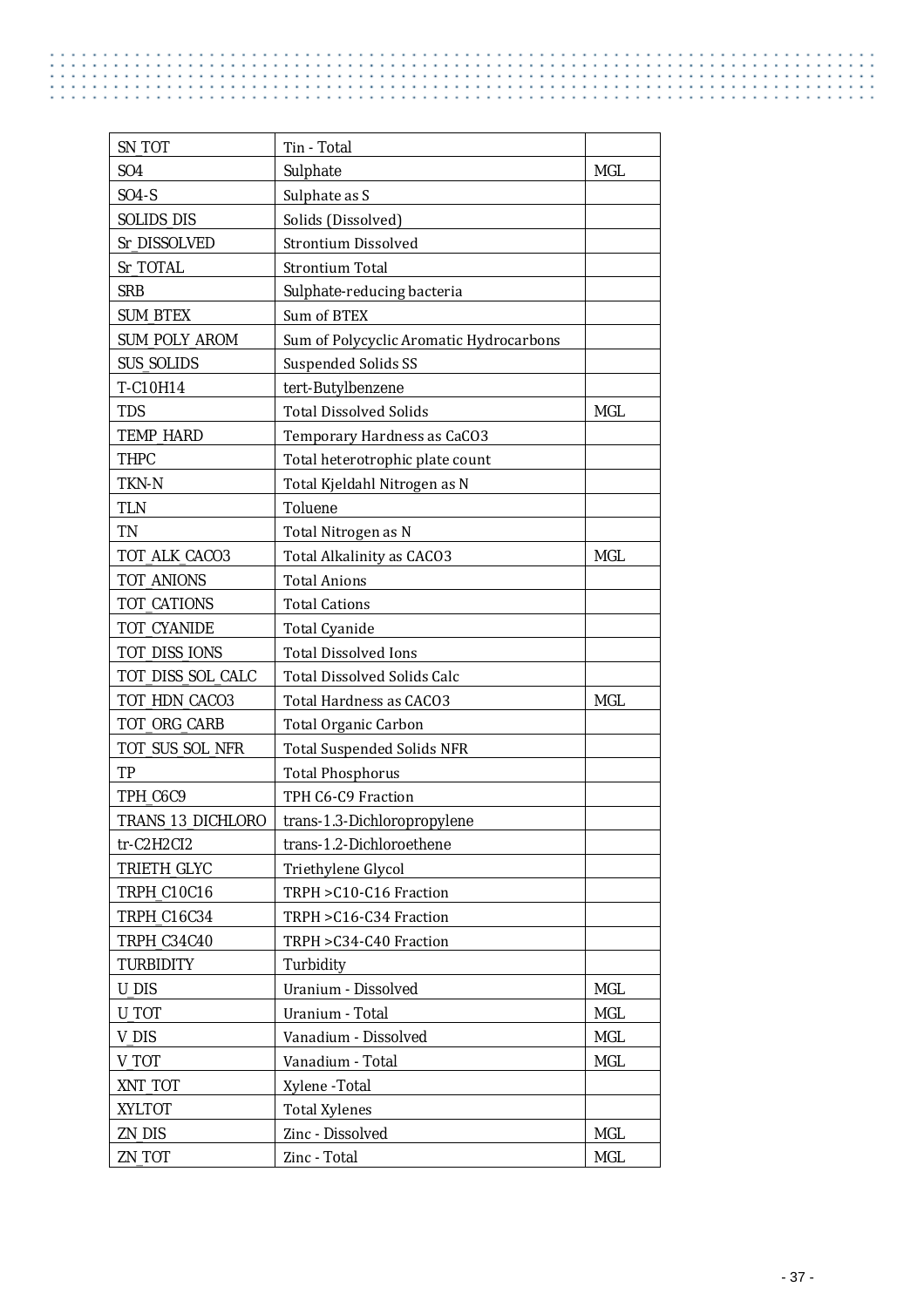| SN_TOT | Tin - Total | |
|---|---|---|
| SO4 | Sulphate | MGL |
| SO4-S | Sulphate as S | |
| SOLIDS_DIS | Solids (Dissolved) | |
| Sr_DISSOLVED | Strontium Dissolved | |
| Sr_TOTAL | Strontium Total | |
| SRB | Sulphate-reducing bacteria | |
| SUM_BTEX | Sum of BTEX | |
| SUM_POLY_AROM | Sum of Polycyclic Aromatic Hydrocarbons | |
| SUS_SOLIDS | Suspended Solids SS | |
| T-C10H14 | tert-Butylbenzene | |
| TDS | Total Dissolved Solids | MGL |
| TEMP_HARD | Temporary Hardness as CaCO3 | |
| THPC | Total heterotrophic plate count | |
| TKN-N | Total Kjeldahl Nitrogen as N | |
| TLN | Toluene | |
| TN | Total Nitrogen as N | |
| TOT_ALK_CACO3 | Total Alkalinity as CACO3 | MGL |
| TOT_ANIONS | Total Anions | |
| TOT_CATIONS | Total Cations | |
| TOT_CYANIDE | Total Cyanide | |
| TOT_DISS_IONS | Total Dissolved Ions | |
| TOT_DISS_SOL_CALC | Total Dissolved Solids Calc | |
| TOT_HDN_CACO3 | Total Hardness as CACO3 | MGL |
| TOT_ORG_CARB | Total Organic Carbon | |
| TOT_SUS_SOL_NFR | Total Suspended Solids NFR | |
| TP | Total Phosphorus | |
| TPH_C6C9 | TPH C6-C9 Fraction | |
| TRANS_13_DICHLORO | trans-1.3-Dichloropropylene | |
| tr-C2H2CI2 | trans-1.2-Dichloroethene | |
| TRIETH_GLYC | Triethylene Glycol | |
| TRPH_C10C16 | TRPH >C10-C16 Fraction | |
| TRPH_C16C34 | TRPH >C16-C34 Fraction | |
| TRPH_C34C40 | TRPH >C34-C40 Fraction | |
| TURBIDITY | Turbidity | |
| U_DIS | Uranium - Dissolved | MGL |
| U_TOT | Uranium - Total | MGL |
| V_DIS | Vanadium - Dissolved | MGL |
| V_TOT | Vanadium - Total | MGL |
| XNT_TOT | Xylene -Total | |
| XYLTOT | Total Xylenes | |
| ZN_DIS | Zinc - Dissolved | MGL |
| ZN_TOT | Zinc - Total | MGL |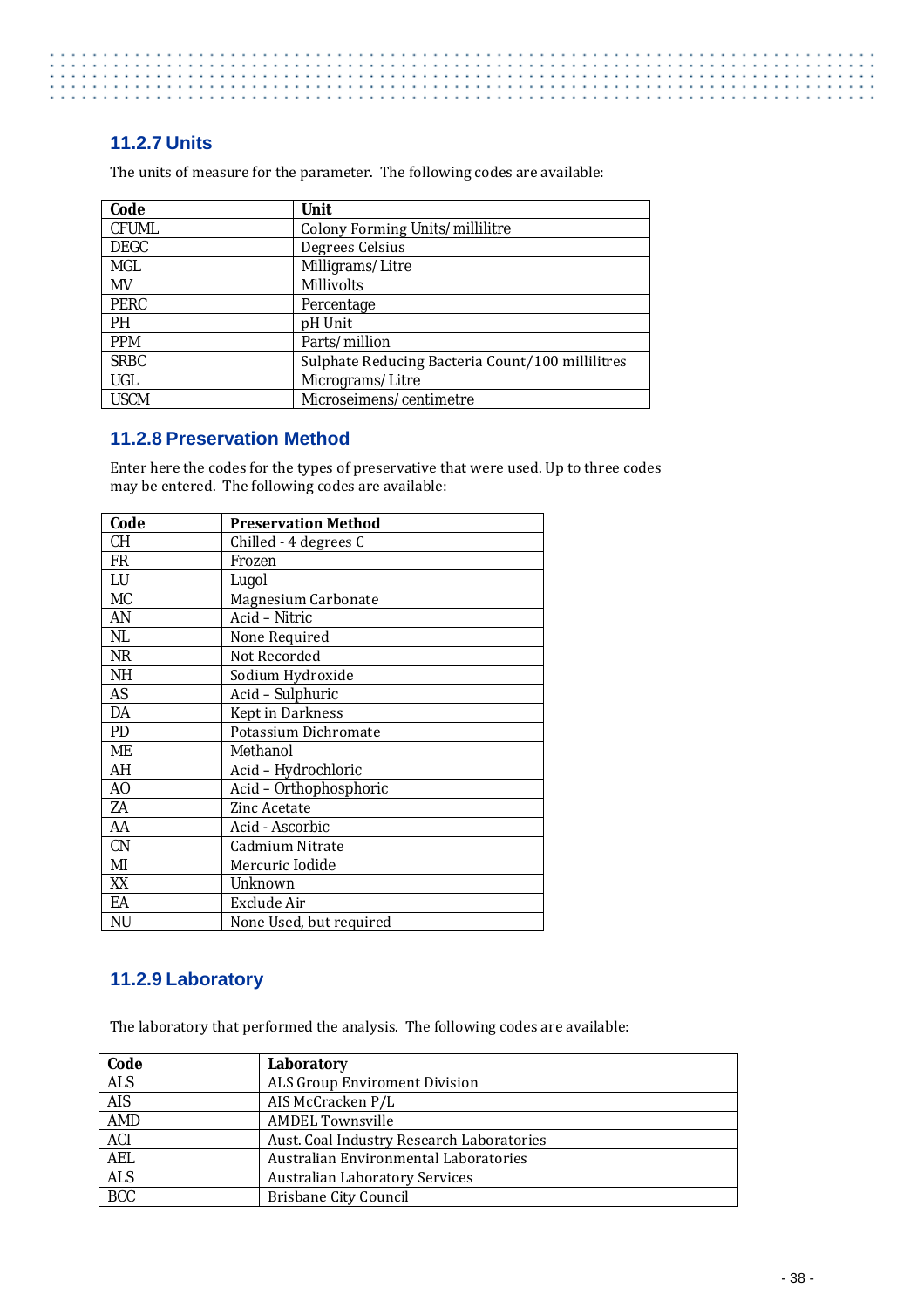### 11.2.7 Units

The units of measure for the parameter. The following codes are available:

| Code | Unit |
|---|---|
| CFUML | Colony Forming Units/millilitre |
| DEGC | Degrees Celsius |
| MGL | Milligrams/Litre |
| MV | Millivolts |
| PERC | Percentage |
| PH | pH Unit |
| PPM | Parts/million |
| SRBC | Sulphate Reducing Bacteria Count/100 millilitres |
| UGL | Micrograms/Litre |
| USCM | Microseimens/centimetre |

### 11.2.8 Preservation Method

Enter here the codes for the types of preservative that were used. Up to three codes may be entered. The following codes are available:

| Code | Preservation Method |
|---|---|
| CH | Chilled - 4 degrees C |
| FR | Frozen |
| LU | Lugol |
| MC | Magnesium Carbonate |
| AN | Acid – Nitric |
| NL | None Required |
| NR | Not Recorded |
| NH | Sodium Hydroxide |
| AS | Acid – Sulphuric |
| DA | Kept in Darkness |
| PD | Potassium Dichromate |
| ME | Methanol |
| AH | Acid – Hydrochloric |
| AO | Acid – Orthophosphoric |
| ZA | Zinc Acetate |
| AA | Acid - Ascorbic |
| CN | Cadmium Nitrate |
| MI | Mercuric Iodide |
| XX | Unknown |
| EA | Exclude Air |
| NU | None Used, but required |

### 11.2.9 Laboratory

The laboratory that performed the analysis. The following codes are available:

| Code | Laboratory |
|---|---|
| ALS | ALS Group Enviroment Division |
| AIS | AIS McCracken P/L |
| AMD | AMDEL Townsville |
| ACI | Aust. Coal Industry Research Laboratories |
| AEL | Australian Environmental Laboratories |
| ALS | Australian Laboratory Services |
| BCC | Brisbane City Council |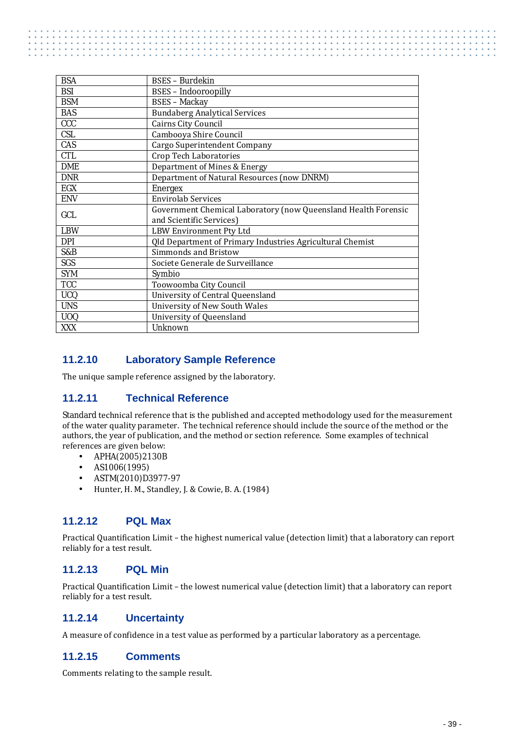| BSA | BSES – Burdekin |
|---|---|
| BSI | BSES – Indooroopilly |
| BSM | BSES – Mackay |
| BAS | Bundaberg Analytical Services |
| CCC | Cairns City Council |
| CSL | Cambooya Shire Council |
| CAS | Cargo Superintendent Company |
| CTL | Crop Tech Laboratories |
| DME | Department of Mines & Energy |
| DNR | Department of Natural Resources (now DNRM) |
| EGX | Energex |
| ENV | Envirolab Services |
| GCL | Government Chemical Laboratory (now Queensland Health Forensic and Scientific Services) |
| LBW | LBW Environment Pty Ltd |
| DPI | Qld Department of Primary Industries Agricultural Chemist |
| S&B | Simmonds and Bristow |
| SGS | Societe Generale de Surveillance |
| SYM | Symbio |
| TCC | Toowoomba City Council |
| UCQ | University of Central Queensland |
| UNS | University of New South Wales |
| UOQ | University of Queensland |
| XXX | Unknown |

### 11.2.10 Laboratory Sample Reference

The unique sample reference assigned by the laboratory.

### 11.2.11 Technical Reference

Standard technical reference that is the published and accepted methodology used for the measurement of the water quality parameter. The technical reference should include the source of the method or the authors, the year of publication, and the method or section reference. Some examples of technical references are given below:

- APHA(2005)2130B
- AS1006(1995)
- ASTM(2010)D3977-97
- Hunter, H. M., Standley, J. & Cowie, B. A. (1984)

### 11.2.12 PQL Max

Practical Quantification Limit – the highest numerical value (detection limit) that a laboratory can report reliably for a test result.

### 11.2.13 PQL Min

Practical Quantification Limit – the lowest numerical value (detection limit) that a laboratory can report reliably for a test result.

### 11.2.14 Uncertainty

A measure of confidence in a test value as performed by a particular laboratory as a percentage.

### 11.2.15 Comments

Comments relating to the sample result.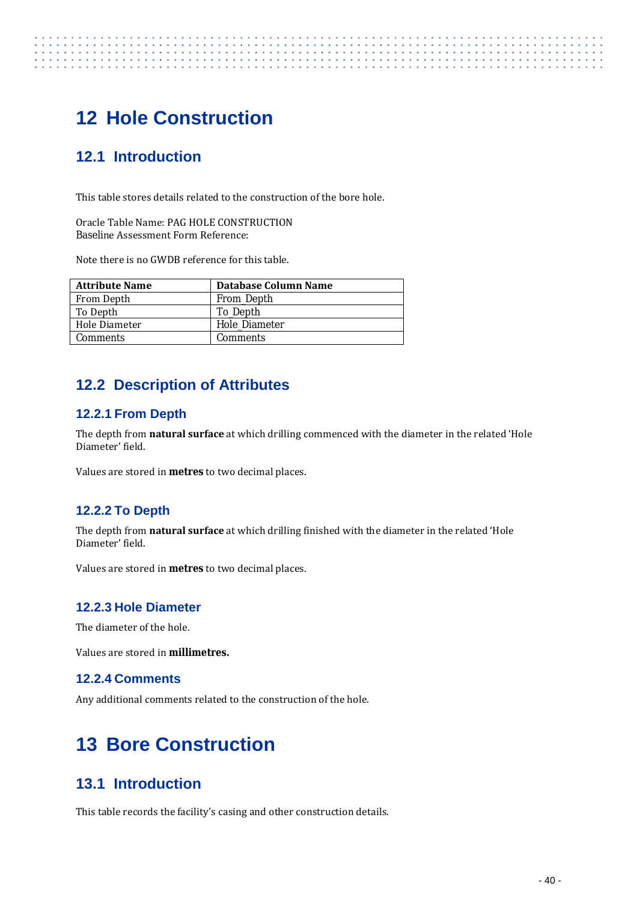# 12 Hole Construction

## 12.1 Introduction

This table stores details related to the construction of the bore hole.

Oracle Table Name: PAG HOLE CONSTRUCTION
Baseline Assessment Form Reference:

Note there is no GWDB reference for this table.

| Attribute Name | Database Column Name |
|---|---|
| From Depth | From_Depth |
| To Depth | To_Depth |
| Hole Diameter | Hole_Diameter |
| Comments | Comments |

## 12.2 Description of Attributes

### 12.2.1 From Depth

The depth from **natural surface** at which drilling commenced with the diameter in the related 'Hole Diameter' field.

Values are stored in **metres** to two decimal places.

### 12.2.2 To Depth

The depth from **natural surface** at which drilling finished with the diameter in the related 'Hole Diameter' field.

Values are stored in **metres** to two decimal places.

### 12.2.3 Hole Diameter

The diameter of the hole.

Values are stored in **millimetres.**

### 12.2.4 Comments

Any additional comments related to the construction of the hole.

# 13 Bore Construction

## 13.1 Introduction

This table records the facility's casing and other construction details.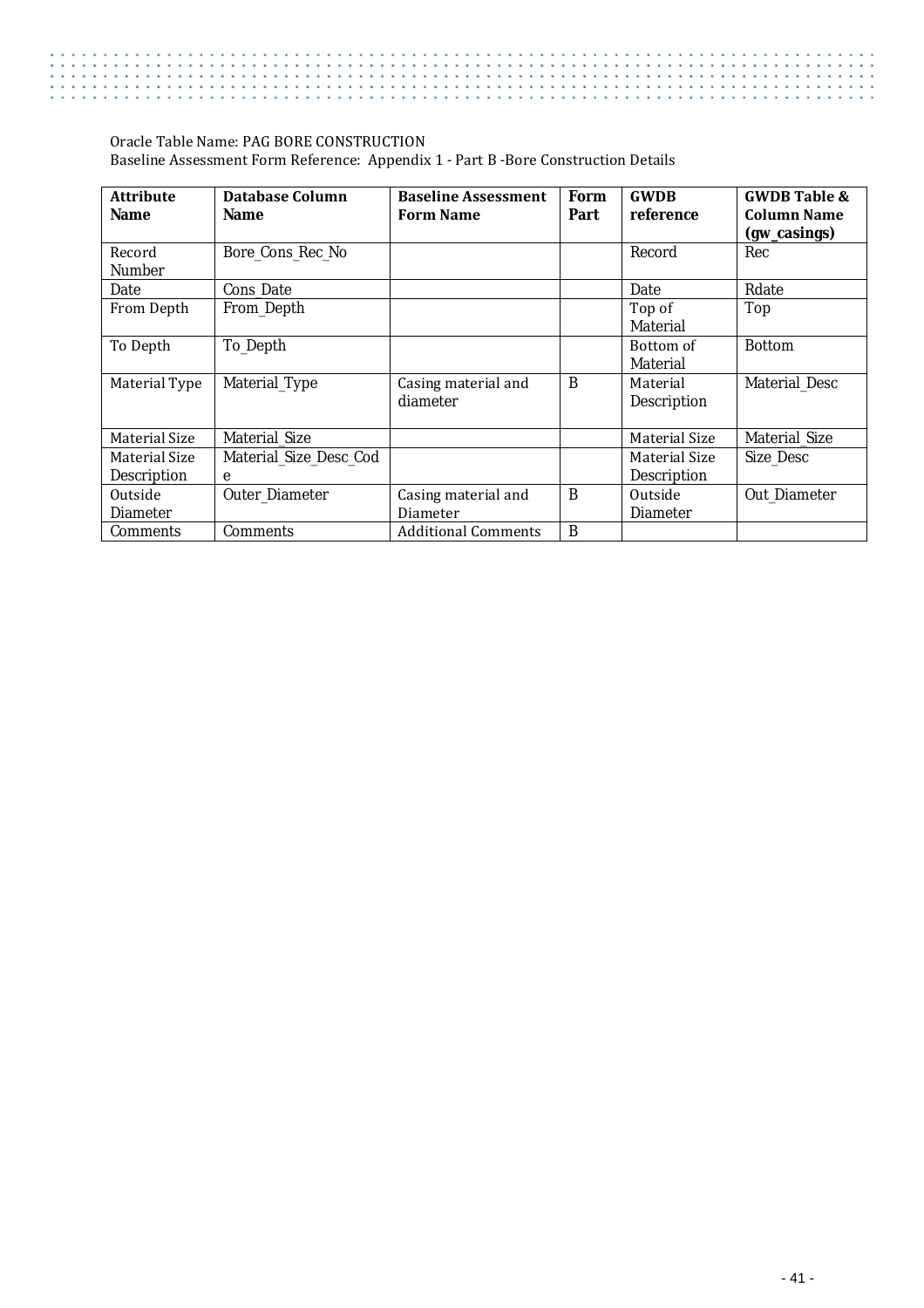Oracle Table Name: PAG BORE CONSTRUCTION
Baseline Assessment Form Reference: Appendix 1 - Part B -Bore Construction Details

| Attribute Name | Database Column Name | Baseline Assessment Form Name | Form Part | GWDB reference | GWDB Table & Column Name (gw_casings) |
|---|---|---|---|---|---|
| Record Number | Bore_Cons_Rec_No | | | Record | Rec |
| Date | Cons_Date | | | Date | Rdate |
| From Depth | From_Depth | | | Top of Material | Top |
| To Depth | To_Depth | | | Bottom of Material | Bottom |
| Material Type | Material_Type | Casing material and diameter | B | Material Description | Material_Desc |
| Material Size | Material_Size | | | Material Size | Material_Size |
| Material Size Description | Material_Size_Desc_Code | | | Material Size Description | Size_Desc |
| Outside Diameter | Outer_Diameter | Casing material and Diameter | B | Outside Diameter | Out_Diameter |
| Comments | Comments | Additional Comments | B | | |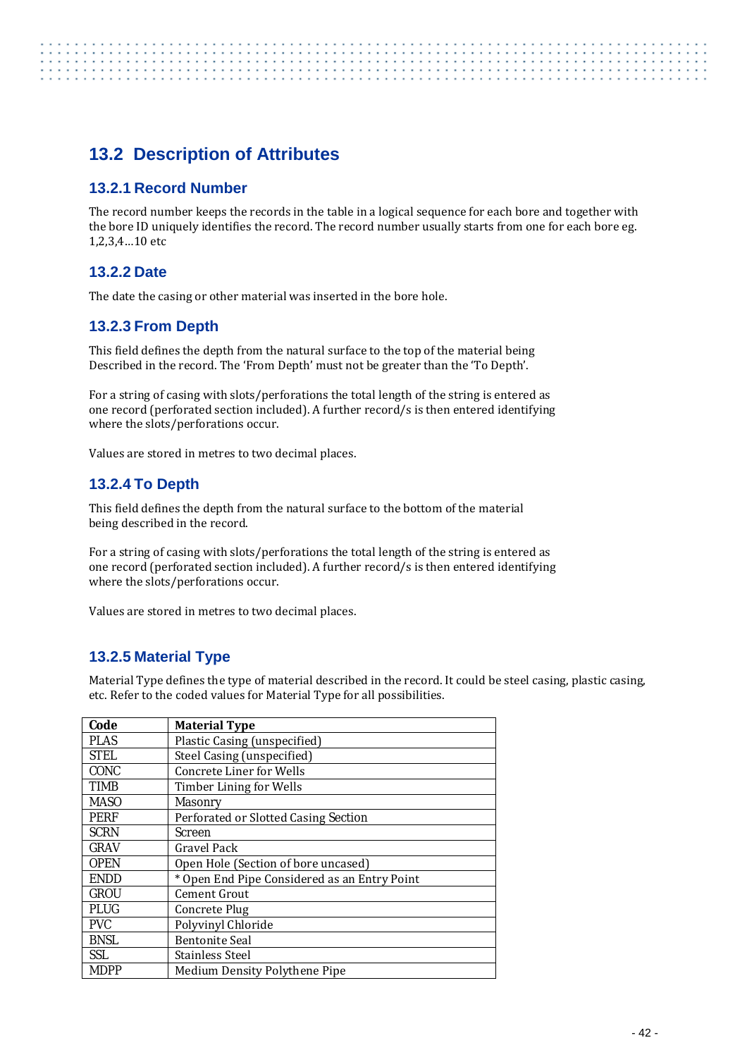## 13.2 Description of Attributes

### 13.2.1 Record Number

The record number keeps the records in the table in a logical sequence for each bore and together with the bore ID uniquely identifies the record. The record number usually starts from one for each bore eg. 1,2,3,4…10 etc

### 13.2.2 Date

The date the casing or other material was inserted in the bore hole.

### 13.2.3 From Depth

This field defines the depth from the natural surface to the top of the material being Described in the record. The 'From Depth' must not be greater than the 'To Depth'.

For a string of casing with slots/perforations the total length of the string is entered as one record (perforated section included). A further record/s is then entered identifying where the slots/perforations occur.

Values are stored in metres to two decimal places.

### 13.2.4 To Depth

This field defines the depth from the natural surface to the bottom of the material being described in the record.

For a string of casing with slots/perforations the total length of the string is entered as one record (perforated section included). A further record/s is then entered identifying where the slots/perforations occur.

Values are stored in metres to two decimal places.

### 13.2.5 Material Type

Material Type defines the type of material described in the record. It could be steel casing, plastic casing, etc. Refer to the coded values for Material Type for all possibilities.

| Code | Material Type |
|---|---|
| PLAS | Plastic Casing (unspecified) |
| STEL | Steel Casing (unspecified) |
| CONC | Concrete Liner for Wells |
| TIMB | Timber Lining for Wells |
| MASO | Masonry |
| PERF | Perforated or Slotted Casing Section |
| SCRN | Screen |
| GRAV | Gravel Pack |
| OPEN | Open Hole (Section of bore uncased) |
| ENDD | * Open End Pipe Considered as an Entry Point |
| GROU | Cement Grout |
| PLUG | Concrete Plug |
| PVC | Polyvinyl Chloride |
| BNSL | Bentonite Seal |
| SSL | Stainless Steel |
| MDPP | Medium Density Polythene Pipe |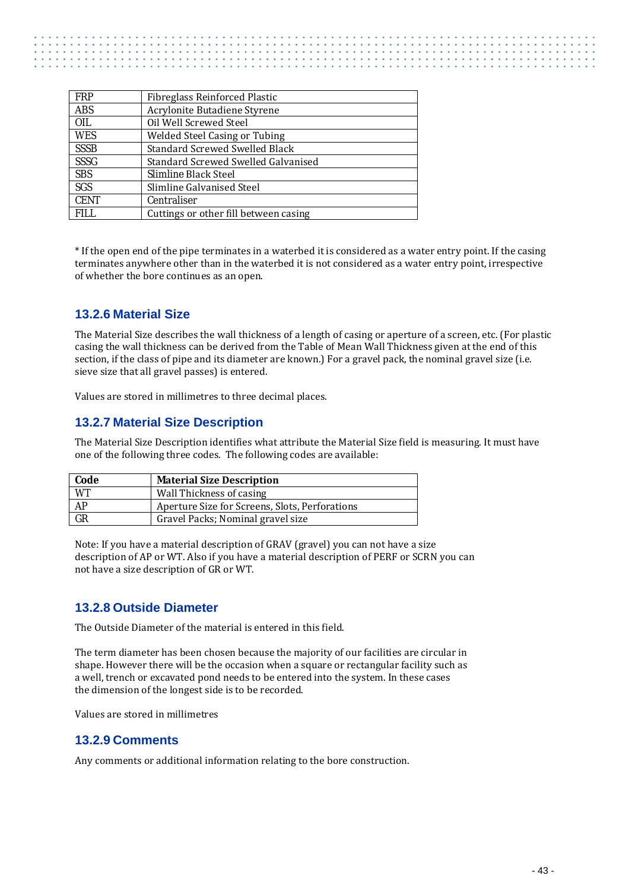| | |
|---|---|
| FRP | Fibreglass Reinforced Plastic |
| ABS | Acrylonite Butadiene Styrene |
| OIL | Oil Well Screwed Steel |
| WES | Welded Steel Casing or Tubing |
| SSSB | Standard Screwed Swelled Black |
| SSSG | Standard Screwed Swelled Galvanised |
| SBS | Slimline Black Steel |
| SGS | Slimline Galvanised Steel |
| CENT | Centraliser |
| FILL | Cuttings or other fill between casing |

* If the open end of the pipe terminates in a waterbed it is considered as a water entry point. If the casing terminates anywhere other than in the waterbed it is not considered as a water entry point, irrespective of whether the bore continues as an open.

### 13.2.6 Material Size

The Material Size describes the wall thickness of a length of casing or aperture of a screen, etc. (For plastic casing the wall thickness can be derived from the Table of Mean Wall Thickness given at the end of this section, if the class of pipe and its diameter are known.) For a gravel pack, the nominal gravel size (i.e. sieve size that all gravel passes) is entered.

Values are stored in millimetres to three decimal places.

### 13.2.7 Material Size Description

The Material Size Description identifies what attribute the Material Size field is measuring. It must have one of the following three codes. The following codes are available:

| Code | Material Size Description |
|---|---|
| WT | Wall Thickness of casing |
| AP | Aperture Size for Screens, Slots, Perforations |
| GR | Gravel Packs; Nominal gravel size |

Note: If you have a material description of GRAV (gravel) you can not have a size description of AP or WT. Also if you have a material description of PERF or SCRN you can not have a size description of GR or WT.

### 13.2.8 Outside Diameter

The Outside Diameter of the material is entered in this field.

The term diameter has been chosen because the majority of our facilities are circular in shape. However there will be the occasion when a square or rectangular facility such as a well, trench or excavated pond needs to be entered into the system. In these cases the dimension of the longest side is to be recorded.

Values are stored in millimetres

### 13.2.9 Comments

Any comments or additional information relating to the bore construction.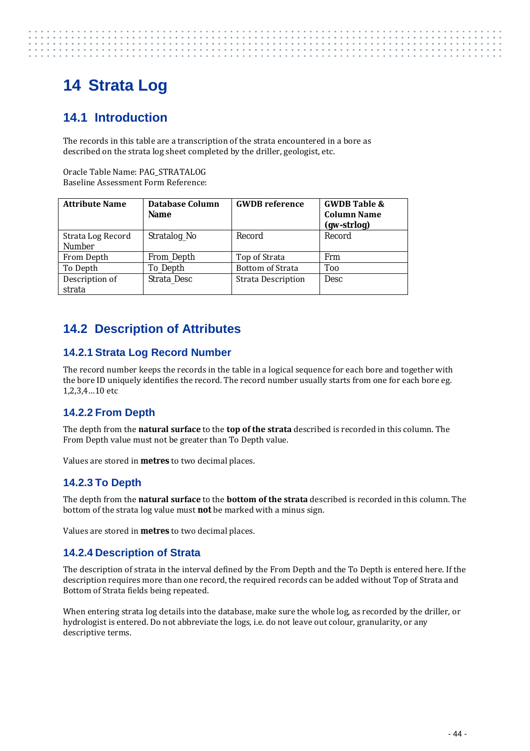# 14 Strata Log

## 14.1 Introduction

The records in this table are a transcription of the strata encountered in a bore as described on the strata log sheet completed by the driller, geologist, etc.

Oracle Table Name: PAG_STRATALOG
Baseline Assessment Form Reference:

| Attribute Name | Database Column Name | GWDB reference | GWDB Table & Column Name (gw-strlog) |
|---|---|---|---|
| Strata Log Record Number | Stratalog_No | Record | Record |
| From Depth | From_Depth | Top of Strata | Frm |
| To Depth | To_Depth | Bottom of Strata | Too |
| Description of strata | Strata_Desc | Strata Description | Desc |

## 14.2 Description of Attributes

### 14.2.1 Strata Log Record Number

The record number keeps the records in the table in a logical sequence for each bore and together with the bore ID uniquely identifies the record. The record number usually starts from one for each bore eg. 1,2,3,4…10 etc

### 14.2.2 From Depth

The depth from the **natural surface** to the **top of the strata** described is recorded in this column. The From Depth value must not be greater than To Depth value.

Values are stored in **metres** to two decimal places.

### 14.2.3 To Depth

The depth from the **natural surface** to the **bottom of the strata** described is recorded in this column. The bottom of the strata log value must **not** be marked with a minus sign.

Values are stored in **metres** to two decimal places.

### 14.2.4 Description of Strata

The description of strata in the interval defined by the From Depth and the To Depth is entered here. If the description requires more than one record, the required records can be added without Top of Strata and Bottom of Strata fields being repeated.

When entering strata log details into the database, make sure the whole log, as recorded by the driller, or hydrologist is entered. Do not abbreviate the logs, i.e. do not leave out colour, granularity, or any descriptive terms.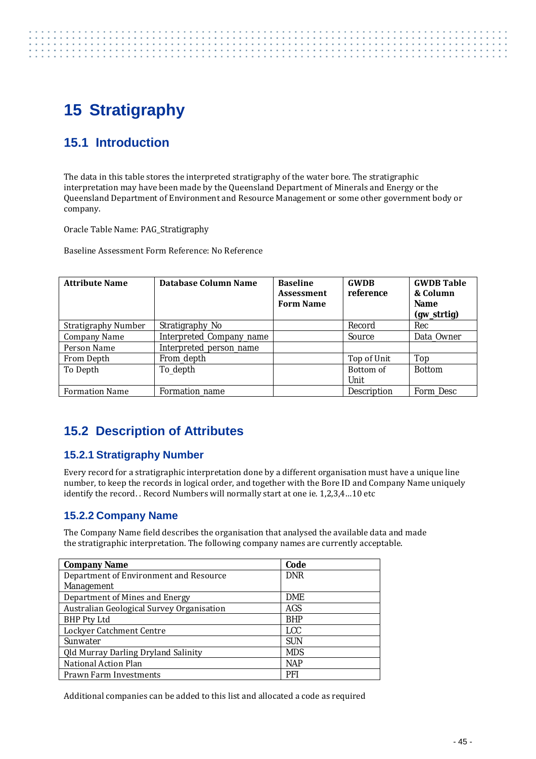# 15 Stratigraphy

## 15.1 Introduction

The data in this table stores the interpreted stratigraphy of the water bore. The stratigraphic interpretation may have been made by the Queensland Department of Minerals and Energy or the Queensland Department of Environment and Resource Management or some other government body or company.

Oracle Table Name: PAG_Stratigraphy

Baseline Assessment Form Reference: No Reference

| Attribute Name | Database Column Name | Baseline Assessment Form Name | GWDB reference | GWDB Table & Column Name (gw_strtig) |
|---|---|---|---|---|
| Stratigraphy Number | Stratigraphy_No | | Record | Rec |
| Company Name | Interpreted_Company_name | | Source | Data_Owner |
| Person Name | Interpreted_person_name | | | |
| From Depth | From_depth | | Top of Unit | Top |
| To Depth | To_depth | | Bottom of Unit | Bottom |
| Formation Name | Formation_name | | Description | Form_Desc |

## 15.2 Description of Attributes

### 15.2.1 Stratigraphy Number

Every record for a stratigraphic interpretation done by a different organisation must have a unique line number, to keep the records in logical order, and together with the Bore ID and Company Name uniquely identify the record. . Record Numbers will normally start at one ie. 1,2,3,4…10 etc

### 15.2.2 Company Name

The Company Name field describes the organisation that analysed the available data and made the stratigraphic interpretation. The following company names are currently acceptable.

| Company Name | Code |
|---|---|
| Department of Environment and Resource Management | DNR |
| Department of Mines and Energy | DME |
| Australian Geological Survey Organisation | AGS |
| BHP Pty Ltd | BHP |
| Lockyer Catchment Centre | LCC |
| Sunwater | SUN |
| Qld Murray Darling Dryland Salinity | MDS |
| National Action Plan | NAP |
| Prawn Farm Investments | PFI |

Additional companies can be added to this list and allocated a code as required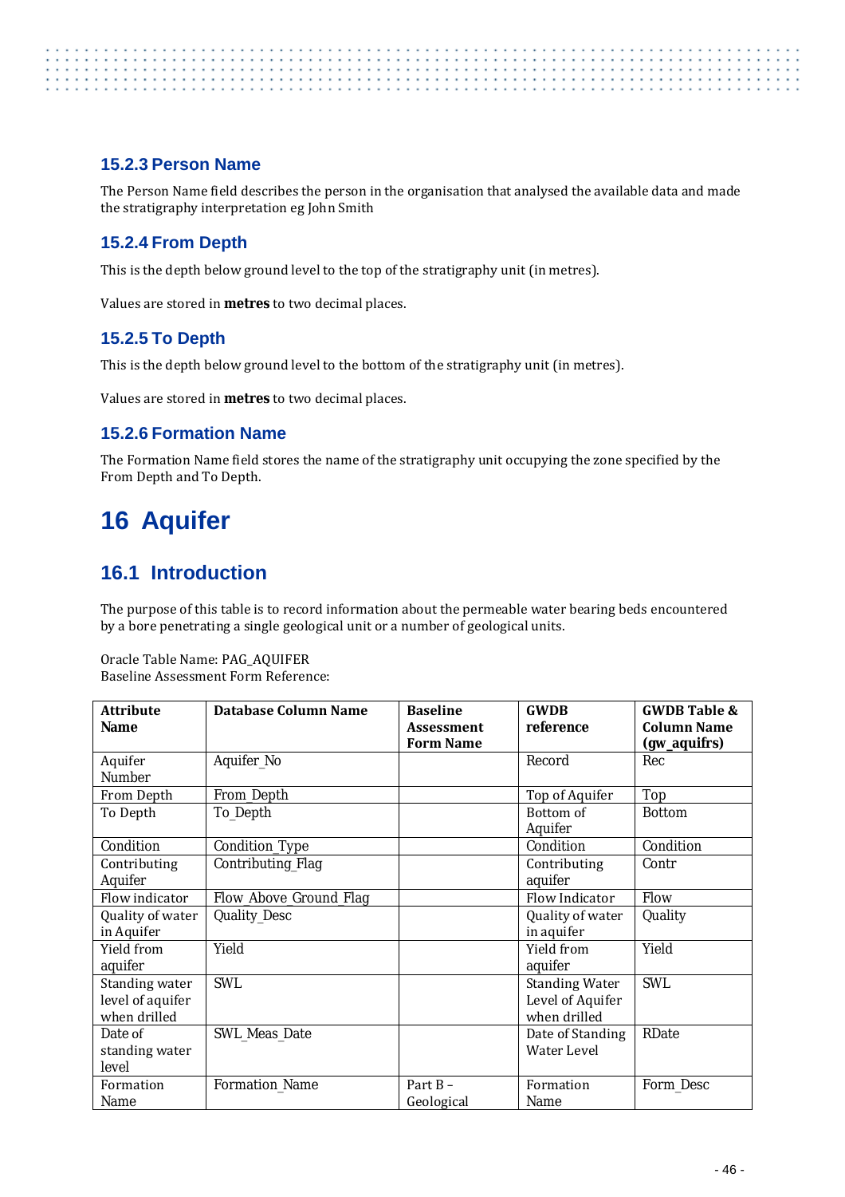### 15.2.3 Person Name

The Person Name field describes the person in the organisation that analysed the available data and made the stratigraphy interpretation eg John Smith

### 15.2.4 From Depth

This is the depth below ground level to the top of the stratigraphy unit (in metres).

Values are stored in **metres** to two decimal places.

### 15.2.5 To Depth

This is the depth below ground level to the bottom of the stratigraphy unit (in metres).

Values are stored in **metres** to two decimal places.

### 15.2.6 Formation Name

The Formation Name field stores the name of the stratigraphy unit occupying the zone specified by the From Depth and To Depth.

# 16 Aquifer

## 16.1 Introduction

The purpose of this table is to record information about the permeable water bearing beds encountered by a bore penetrating a single geological unit or a number of geological units.

Oracle Table Name: PAG_AQUIFER
Baseline Assessment Form Reference:

| Attribute Name | Database Column Name | Baseline Assessment Form Name | GWDB reference | GWDB Table & Column Name (gw_aquifrs) |
|---|---|---|---|---|
| Aquifer Number | Aquifer_No | | Record | Rec |
| From Depth | From_Depth | | Top of Aquifer | Top |
| To Depth | To_Depth | | Bottom of Aquifer | Bottom |
| Condition | Condition_Type | | Condition | Condition |
| Contributing Aquifer | Contributing_Flag | | Contributing aquifer | Contr |
| Flow indicator | Flow_Above_Ground_Flag | | Flow Indicator | Flow |
| Quality of water in Aquifer | Quality_Desc | | Quality of water in aquifer | Quality |
| Yield from aquifer | Yield | | Yield from aquifer | Yield |
| Standing water level of aquifer when drilled | SWL | | Standing Water Level of Aquifer when drilled | SWL |
| Date of standing water level | SWL_Meas_Date | | Date of Standing Water Level | RDate |
| Formation Name | Formation_Name | Part B – Geological | Formation Name | Form_Desc |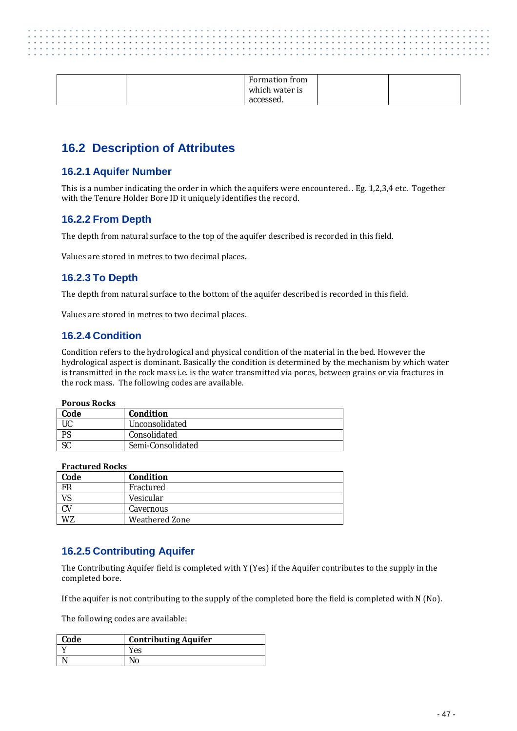|  |  | Formation from which water is accessed. |  |  |
|---|---|---|---|---|

## 16.2 Description of Attributes

### 16.2.1 Aquifer Number

This is a number indicating the order in which the aquifers were encountered. . Eg. 1,2,3,4 etc. Together with the Tenure Holder Bore ID it uniquely identifies the record.

### 16.2.2 From Depth

The depth from natural surface to the top of the aquifer described is recorded in this field.

Values are stored in metres to two decimal places.

### 16.2.3 To Depth

The depth from natural surface to the bottom of the aquifer described is recorded in this field.

Values are stored in metres to two decimal places.

### 16.2.4 Condition

Condition refers to the hydrological and physical condition of the material in the bed. However the hydrological aspect is dominant. Basically the condition is determined by the mechanism by which water is transmitted in the rock mass i.e. is the water transmitted via pores, between grains or via fractures in the rock mass. The following codes are available.

**Porous Rocks**

| Code | Condition |
|---|---|
| UC | Unconsolidated |
| PS | Consolidated |
| SC | Semi-Consolidated |

**Fractured Rocks**

| Code | Condition |
|---|---|
| FR | Fractured |
| VS | Vesicular |
| CV | Cavernous |
| WZ | Weathered Zone |

### 16.2.5 Contributing Aquifer

The Contributing Aquifer field is completed with Y (Yes) if the Aquifer contributes to the supply in the completed bore.

If the aquifer is not contributing to the supply of the completed bore the field is completed with N (No).

The following codes are available:

| Code | Contributing Aquifer |
|---|---|
| Y | Yes |
| N | No |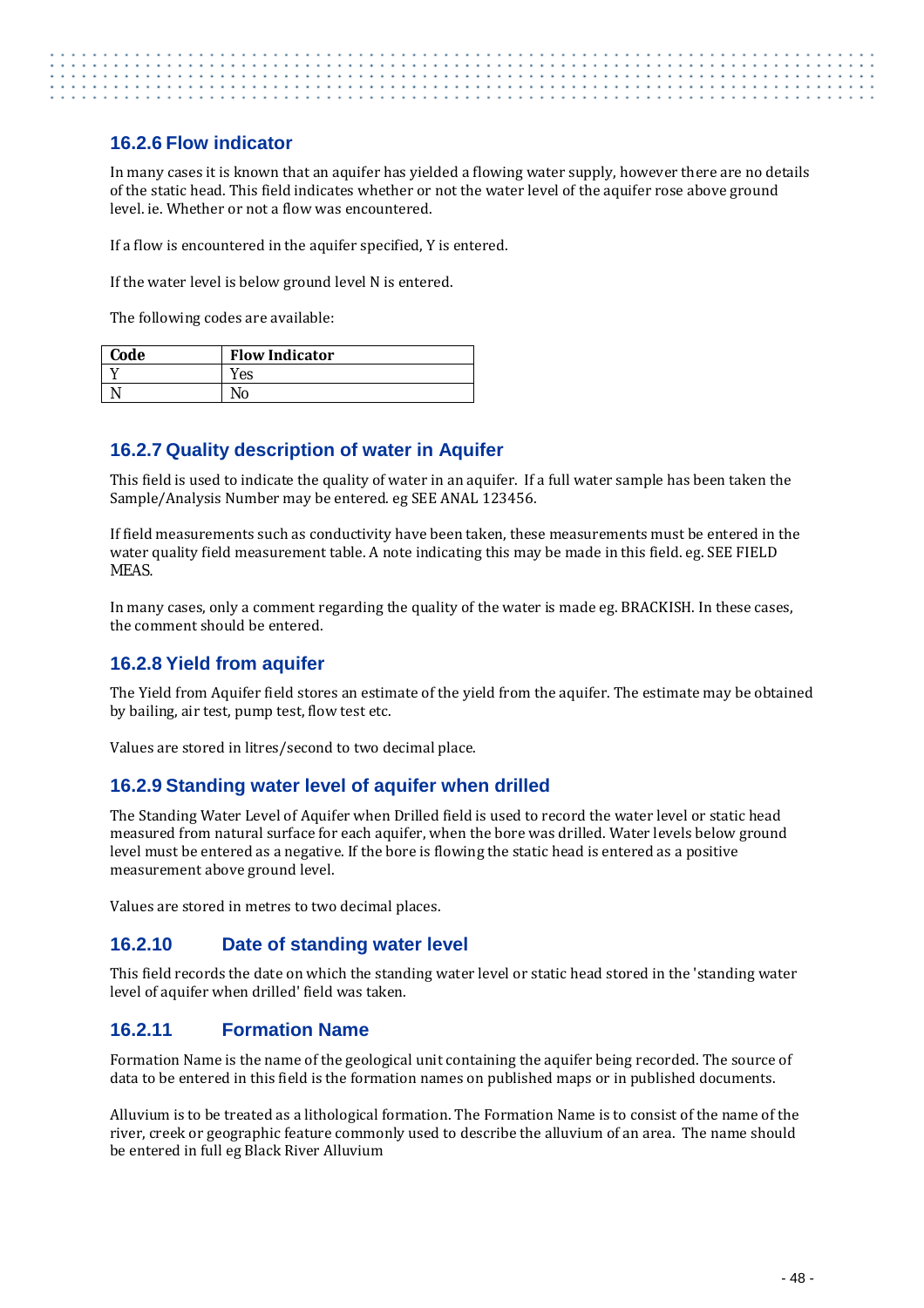### 16.2.6 Flow indicator

In many cases it is known that an aquifer has yielded a flowing water supply, however there are no details of the static head. This field indicates whether or not the water level of the aquifer rose above ground level. ie. Whether or not a flow was encountered.

If a flow is encountered in the aquifer specified, Y is entered.

If the water level is below ground level N is entered.

The following codes are available:

| Code | Flow Indicator |
|---|---|
| Y | Yes |
| N | No |

### 16.2.7 Quality description of water in Aquifer

This field is used to indicate the quality of water in an aquifer. If a full water sample has been taken the Sample/Analysis Number may be entered. eg SEE ANAL 123456.

If field measurements such as conductivity have been taken, these measurements must be entered in the water quality field measurement table. A note indicating this may be made in this field. eg. SEE FIELD MEAS.

In many cases, only a comment regarding the quality of the water is made eg. BRACKISH. In these cases, the comment should be entered.

### 16.2.8 Yield from aquifer

The Yield from Aquifer field stores an estimate of the yield from the aquifer. The estimate may be obtained by bailing, air test, pump test, flow test etc.

Values are stored in litres/second to two decimal place.

### 16.2.9 Standing water level of aquifer when drilled

The Standing Water Level of Aquifer when Drilled field is used to record the water level or static head measured from natural surface for each aquifer, when the bore was drilled. Water levels below ground level must be entered as a negative. If the bore is flowing the static head is entered as a positive measurement above ground level.

Values are stored in metres to two decimal places.

### 16.2.10 Date of standing water level

This field records the date on which the standing water level or static head stored in the 'standing water level of aquifer when drilled' field was taken.

### 16.2.11 Formation Name

Formation Name is the name of the geological unit containing the aquifer being recorded. The source of data to be entered in this field is the formation names on published maps or in published documents.

Alluvium is to be treated as a lithological formation. The Formation Name is to consist of the name of the river, creek or geographic feature commonly used to describe the alluvium of an area. The name should be entered in full eg Black River Alluvium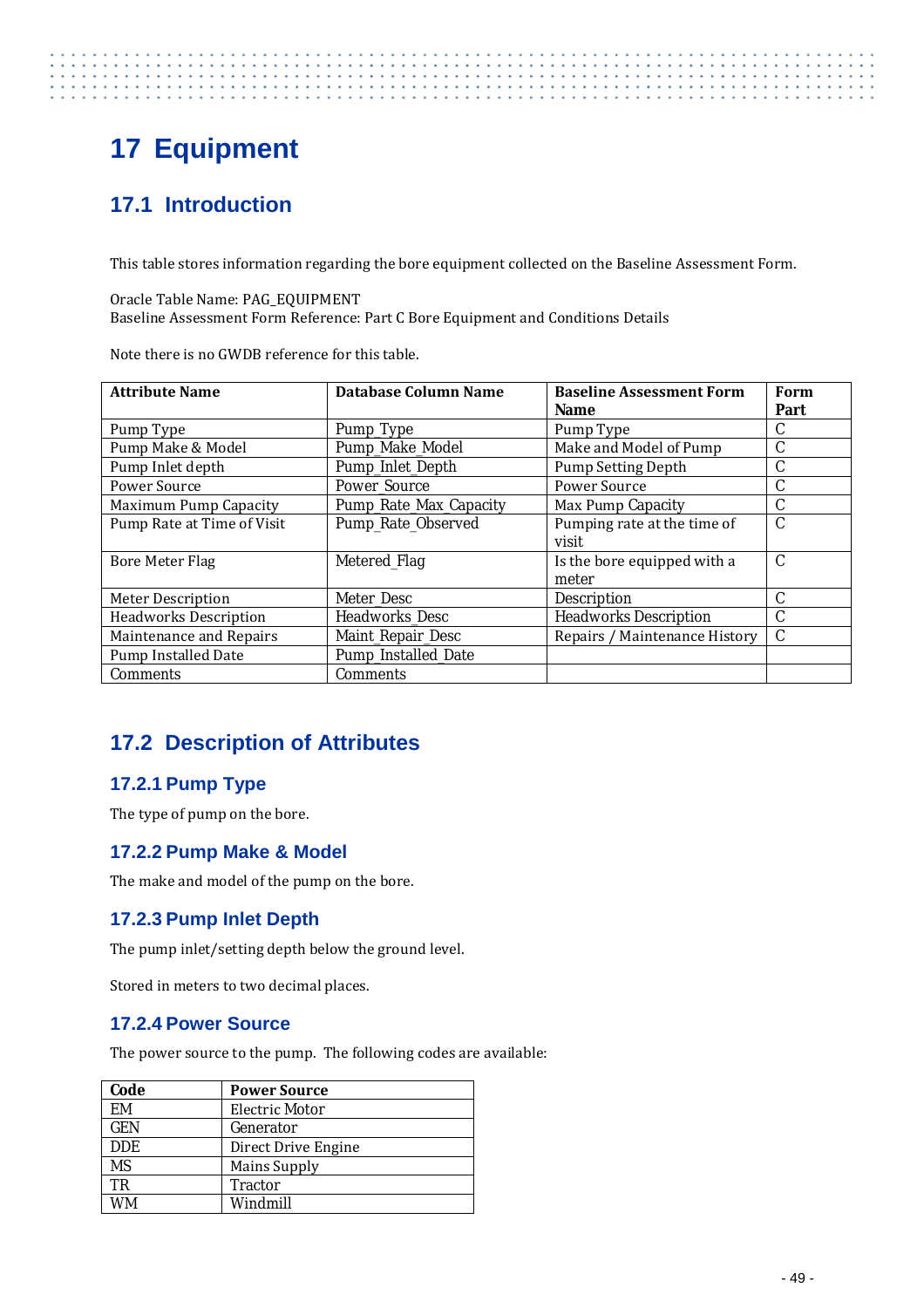# 17 Equipment

## 17.1 Introduction

This table stores information regarding the bore equipment collected on the Baseline Assessment Form.

Oracle Table Name: PAG_EQUIPMENT
Baseline Assessment Form Reference: Part C Bore Equipment and Conditions Details

Note there is no GWDB reference for this table.

| Attribute Name | Database Column Name | Baseline Assessment Form Name | Form Part |
|---|---|---|---|
| Pump Type | Pump_Type | Pump Type | C |
| Pump Make & Model | Pump_Make_Model | Make and Model of Pump | C |
| Pump Inlet depth | Pump_Inlet_Depth | Pump Setting Depth | C |
| Power Source | Power_Source | Power Source | C |
| Maximum Pump Capacity | Pump_Rate_Max_Capacity | Max Pump Capacity | C |
| Pump Rate at Time of Visit | Pump_Rate_Observed | Pumping rate at the time of visit | C |
| Bore Meter Flag | Metered_Flag | Is the bore equipped with a meter | C |
| Meter Description | Meter_Desc | Description | C |
| Headworks Description | Headworks_Desc | Headworks Description | C |
| Maintenance and Repairs | Maint_Repair_Desc | Repairs / Maintenance History | C |
| Pump Installed Date | Pump_Installed_Date | | |
| Comments | Comments | | |

## 17.2 Description of Attributes

### 17.2.1 Pump Type

The type of pump on the bore.

### 17.2.2 Pump Make & Model

The make and model of the pump on the bore.

### 17.2.3 Pump Inlet Depth

The pump inlet/setting depth below the ground level.

Stored in meters to two decimal places.

### 17.2.4 Power Source

The power source to the pump. The following codes are available:

| Code | Power Source |
|---|---|
| EM | Electric Motor |
| GEN | Generator |
| DDE | Direct Drive Engine |
| MS | Mains Supply |
| TR | Tractor |
| WM | Windmill |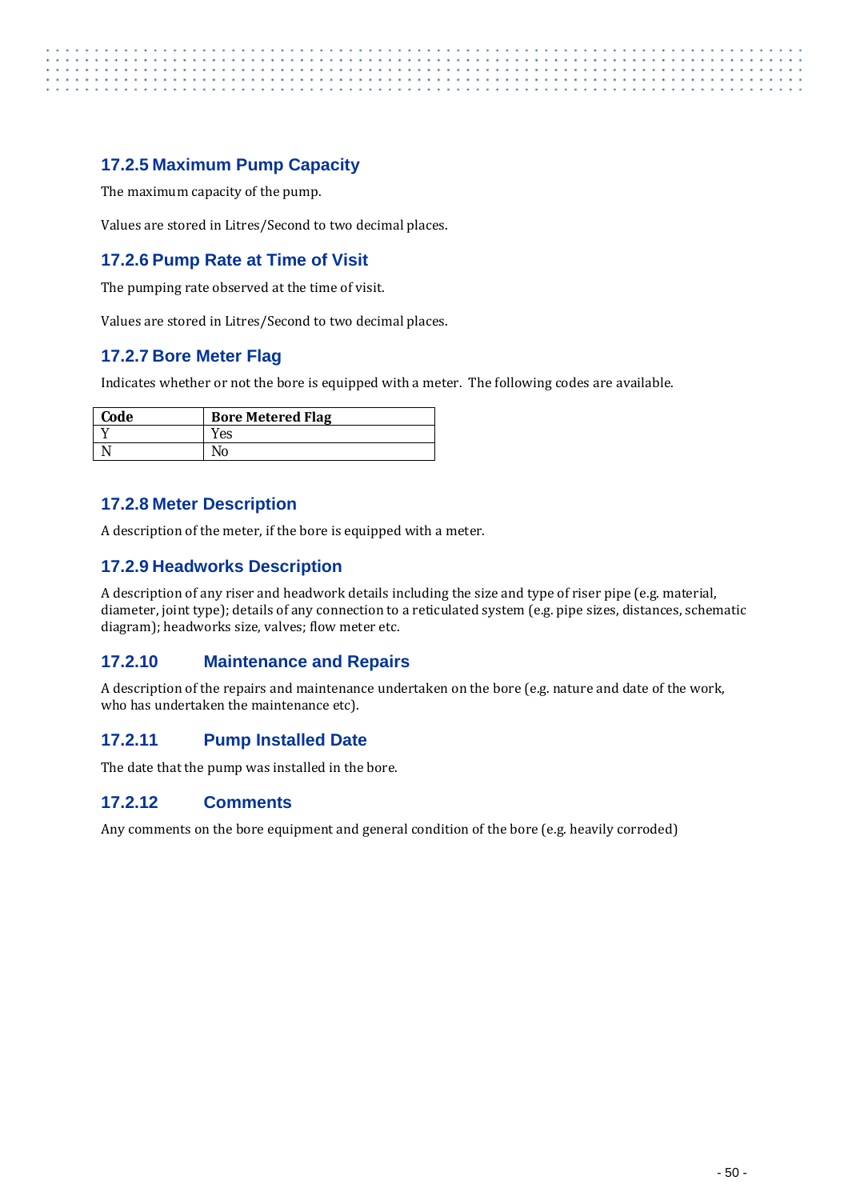### 17.2.5 Maximum Pump Capacity

The maximum capacity of the pump.

Values are stored in Litres/Second to two decimal places.

### 17.2.6 Pump Rate at Time of Visit

The pumping rate observed at the time of visit.

Values are stored in Litres/Second to two decimal places.

### 17.2.7 Bore Meter Flag

Indicates whether or not the bore is equipped with a meter. The following codes are available.

| Code | Bore Metered Flag |
|---|---|
| Y | Yes |
| N | No |

### 17.2.8 Meter Description

A description of the meter, if the bore is equipped with a meter.

### 17.2.9 Headworks Description

A description of any riser and headwork details including the size and type of riser pipe (e.g. material, diameter, joint type); details of any connection to a reticulated system (e.g. pipe sizes, distances, schematic diagram); headworks size, valves; flow meter etc.

### 17.2.10 Maintenance and Repairs

A description of the repairs and maintenance undertaken on the bore (e.g. nature and date of the work, who has undertaken the maintenance etc).

### 17.2.11 Pump Installed Date

The date that the pump was installed in the bore.

### 17.2.12 Comments

Any comments on the bore equipment and general condition of the bore (e.g. heavily corroded)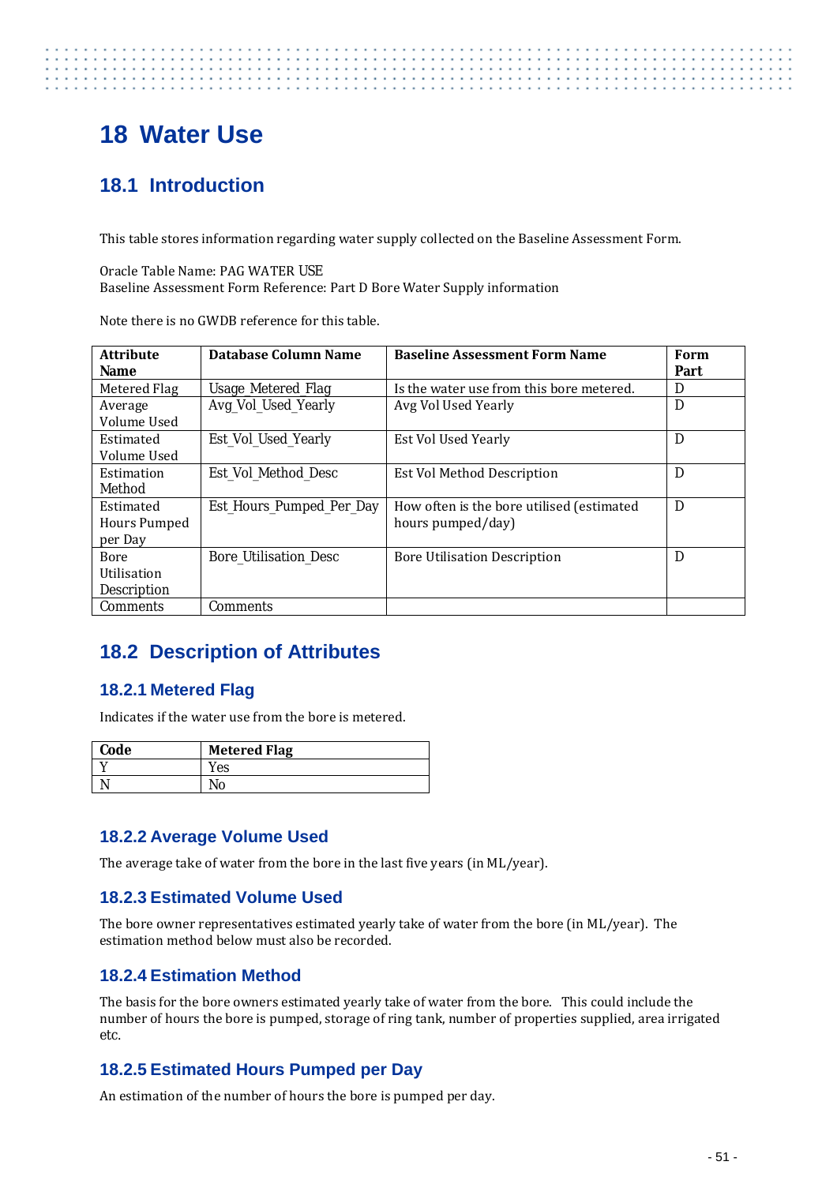# 18 Water Use

## 18.1 Introduction

This table stores information regarding water supply collected on the Baseline Assessment Form.

Oracle Table Name: PAG WATER USE
Baseline Assessment Form Reference: Part D Bore Water Supply information

Note there is no GWDB reference for this table.

| Attribute Name | Database Column Name | Baseline Assessment Form Name | Form Part |
|---|---|---|---|
| Metered Flag | Usage_Metered_Flag | Is the water use from this bore metered. | D |
| Average Volume Used | Avg_Vol_Used_Yearly | Avg Vol Used Yearly | D |
| Estimated Volume Used | Est_Vol_Used_Yearly | Est Vol Used Yearly | D |
| Estimation Method | Est_Vol_Method_Desc | Est Vol Method Description | D |
| Estimated Hours Pumped per Day | Est_Hours_Pumped_Per_Day | How often is the bore utilised (estimated hours pumped/day) | D |
| Bore Utilisation Description | Bore_Utilisation_Desc | Bore Utilisation Description | D |
| Comments | Comments | | |

## 18.2 Description of Attributes

### 18.2.1 Metered Flag

Indicates if the water use from the bore is metered.

| Code | Metered Flag |
|---|---|
| Y | Yes |
| N | No |

### 18.2.2 Average Volume Used

The average take of water from the bore in the last five years (in ML/year).

### 18.2.3 Estimated Volume Used

The bore owner representatives estimated yearly take of water from the bore (in ML/year). The estimation method below must also be recorded.

### 18.2.4 Estimation Method

The basis for the bore owners estimated yearly take of water from the bore. This could include the number of hours the bore is pumped, storage of ring tank, number of properties supplied, area irrigated etc.

### 18.2.5 Estimated Hours Pumped per Day

An estimation of the number of hours the bore is pumped per day.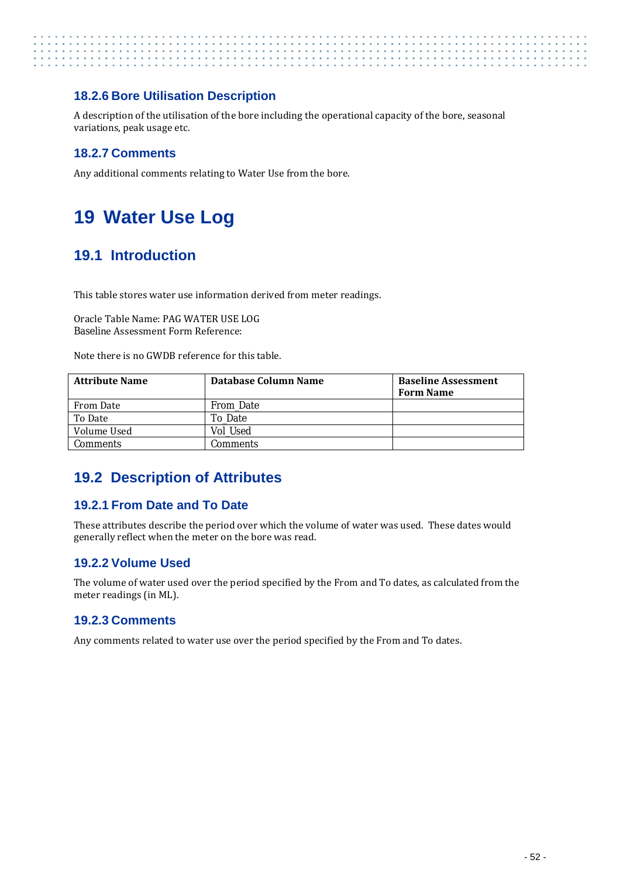### 18.2.6 Bore Utilisation Description

A description of the utilisation of the bore including the operational capacity of the bore, seasonal variations, peak usage etc.

### 18.2.7 Comments

Any additional comments relating to Water Use from the bore.

# 19 Water Use Log

## 19.1 Introduction

This table stores water use information derived from meter readings.

Oracle Table Name: PAG WATER USE LOG
Baseline Assessment Form Reference:

Note there is no GWDB reference for this table.

| Attribute Name | Database Column Name | Baseline Assessment Form Name |
|---|---|---|
| From Date | From_Date | |
| To Date | To_Date | |
| Volume Used | Vol_Used | |
| Comments | Comments | |

## 19.2 Description of Attributes

### 19.2.1 From Date and To Date

These attributes describe the period over which the volume of water was used. These dates would generally reflect when the meter on the bore was read.

### 19.2.2 Volume Used

The volume of water used over the period specified by the From and To dates, as calculated from the meter readings (in ML).

### 19.2.3 Comments

Any comments related to water use over the period specified by the From and To dates.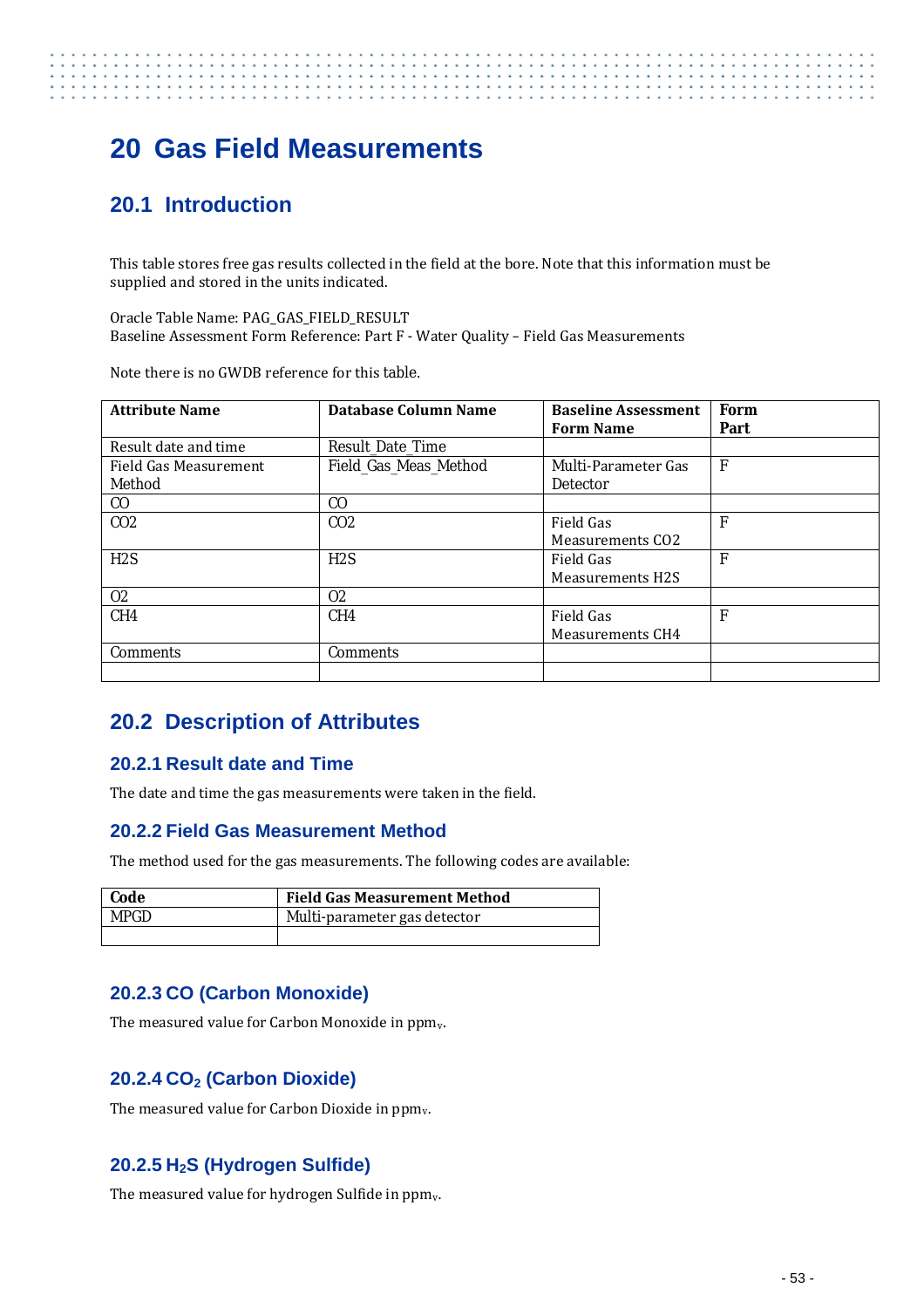# 20 Gas Field Measurements

## 20.1 Introduction

This table stores free gas results collected in the field at the bore. Note that this information must be supplied and stored in the units indicated.

Oracle Table Name: PAG_GAS_FIELD_RESULT
Baseline Assessment Form Reference: Part F - Water Quality – Field Gas Measurements

Note there is no GWDB reference for this table.

| Attribute Name | Database Column Name | Baseline Assessment Form Name | Form Part |
|---|---|---|---|
| Result date and time | Result_Date_Time | | |
| Field Gas Measurement Method | Field_Gas_Meas_Method | Multi-Parameter Gas Detector | F |
| CO | CO | | |
| CO2 | CO2 | Field Gas Measurements CO2 | F |
| H2S | H2S | Field Gas Measurements H2S | F |
| O2 | O2 | | |
| CH4 | CH4 | Field Gas Measurements CH4 | F |
| Comments | Comments | | |
| | | | |

## 20.2 Description of Attributes

### 20.2.1 Result date and Time

The date and time the gas measurements were taken in the field.

### 20.2.2 Field Gas Measurement Method

The method used for the gas measurements. The following codes are available:

| Code | Field Gas Measurement Method |
|---|---|
| MPGD | Multi-parameter gas detector |
| | |

### 20.2.3 CO (Carbon Monoxide)

The measured value for Carbon Monoxide in $ppm_v$.

### 20.2.4 $CO_2$ (Carbon Dioxide)

The measured value for Carbon Dioxide in $ppm_v$.

### 20.2.5 $H_2S$ (Hydrogen Sulfide)

The measured value for hydrogen Sulfide in $ppm_v$.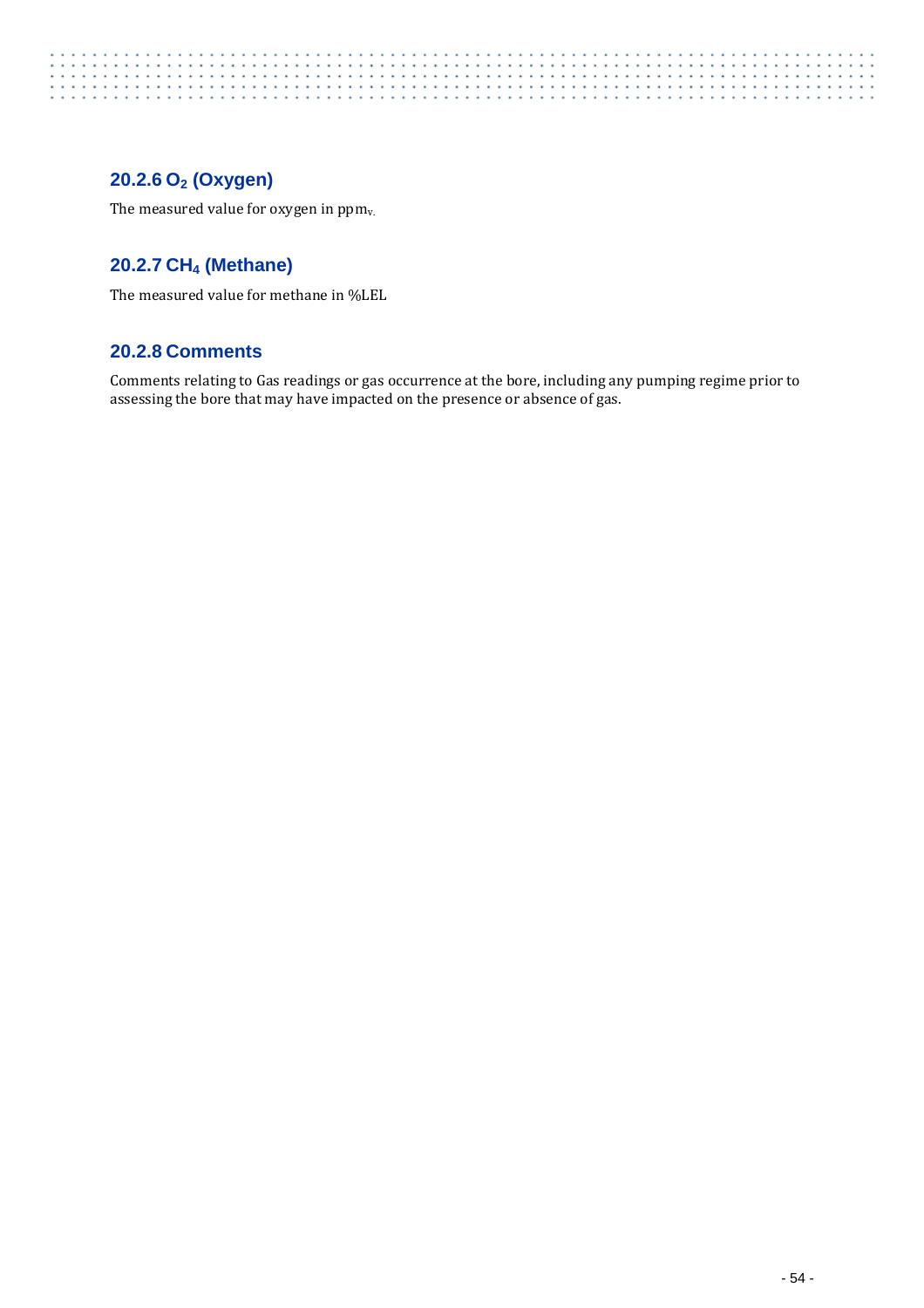### 20.2.6 $O_2$ (Oxygen)

The measured value for oxygen in $ppm_v$.

### 20.2.7 $CH_4$ (Methane)

The measured value for methane in %LEL

### 20.2.8 Comments

Comments relating to Gas readings or gas occurrence at the bore, including any pumping regime prior to assessing the bore that may have impacted on the presence or absence of gas.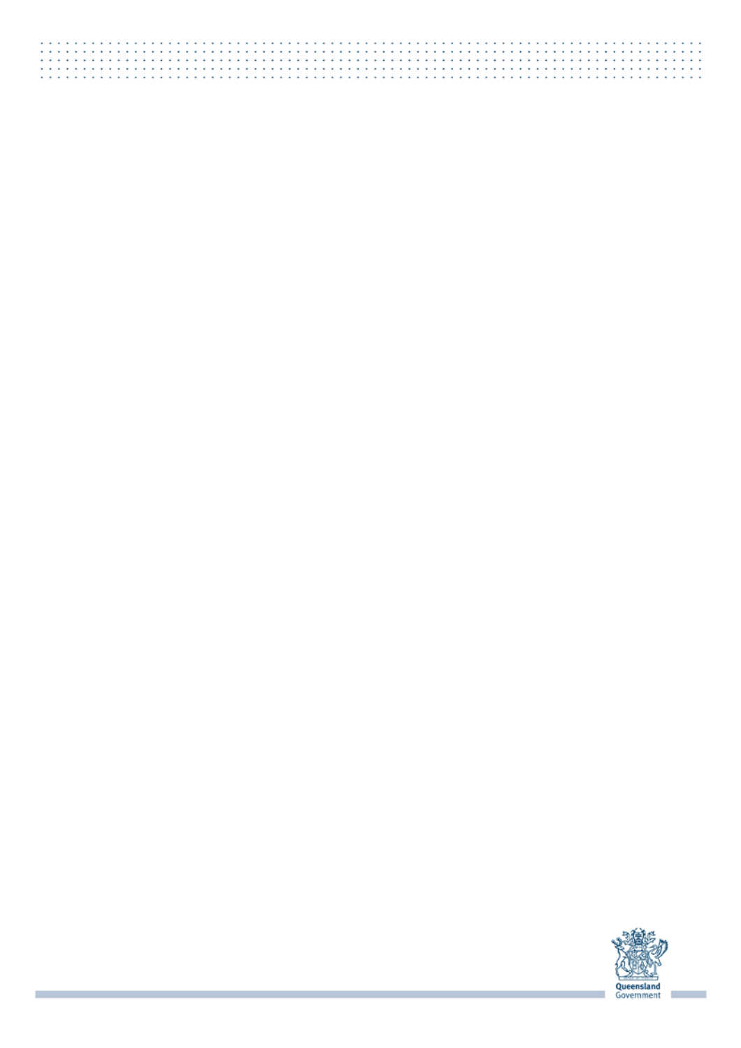Queensland Government